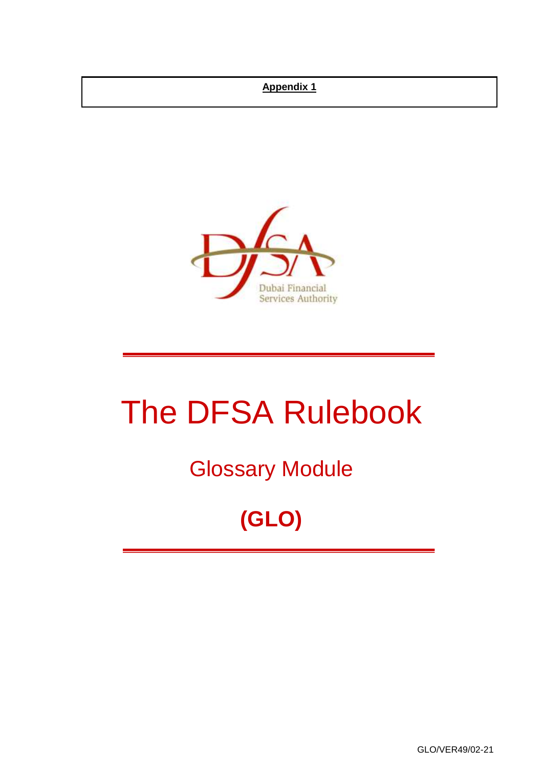**Appendix 1**

Dubai Financial Services Authority

# The DFSA Rulebook

## Glossary Module

## (GLO)

GLO/VER49/02-21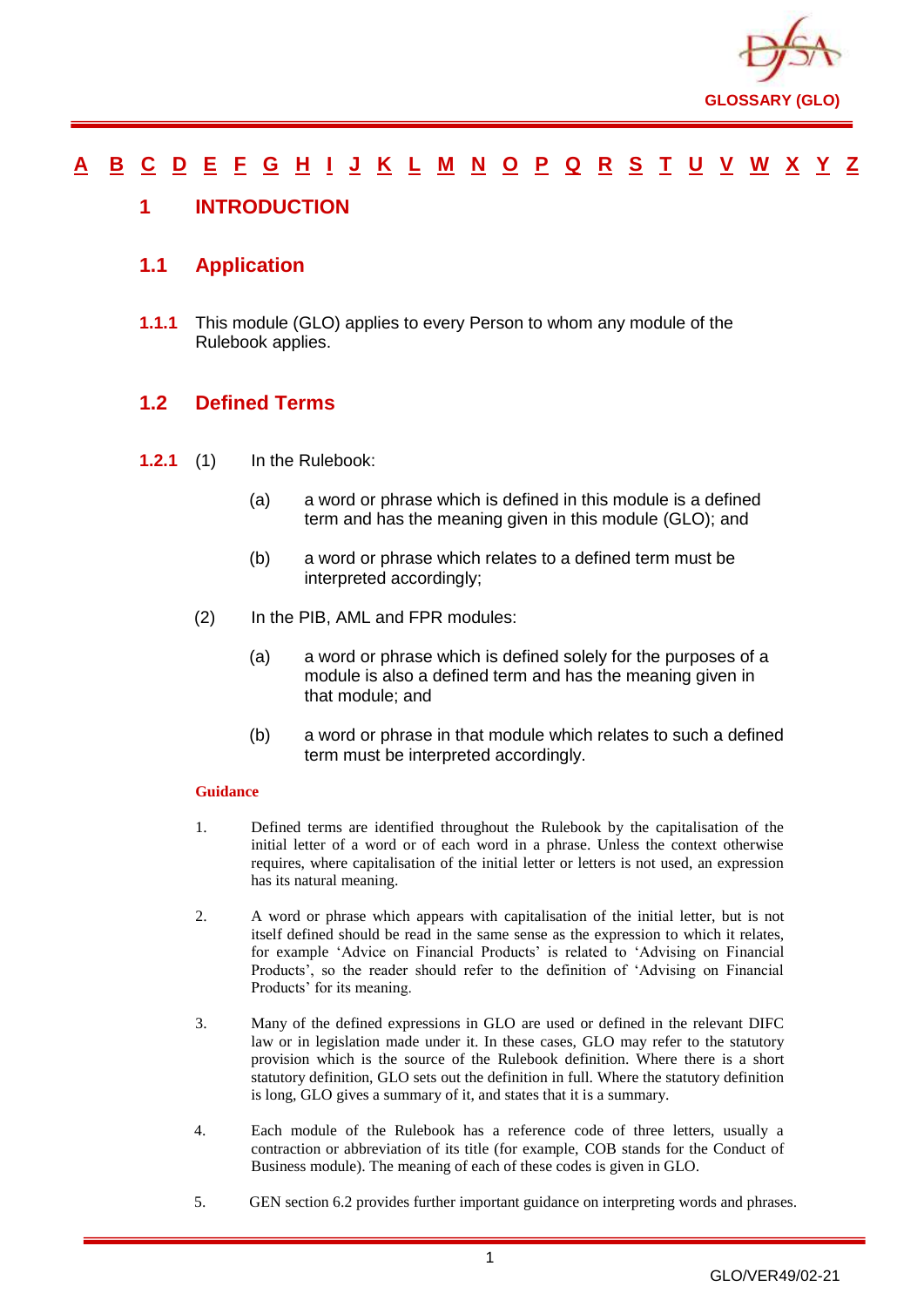A B C D E F G H I J K L M N O P Q R S T U V W X Y Z

# 1 INTRODUCTION

## 1.1 Application

**1.1.1** This module (GLO) applies to every Person to whom any module of the Rulebook applies.

## 1.2 Defined Terms

**1.2.1** (1) In the Rulebook:

(a) a word or phrase which is defined in this module is a defined term and has the meaning given in this module (GLO); and

(b) a word or phrase which relates to a defined term must be interpreted accordingly;

(2) In the PIB, AML and FPR modules:

(a) a word or phrase which is defined solely for the purposes of a module is also a defined term and has the meaning given in that module; and

(b) a word or phrase in that module which relates to such a defined term must be interpreted accordingly.

**Guidance**

1. Defined terms are identified throughout the Rulebook by the capitalisation of the initial letter of a word or of each word in a phrase. Unless the context otherwise requires, where capitalisation of the initial letter or letters is not used, an expression has its natural meaning.

2. A word or phrase which appears with capitalisation of the initial letter, but is not itself defined should be read in the same sense as the expression to which it relates, for example 'Advice on Financial Products' is related to 'Advising on Financial Products', so the reader should refer to the definition of 'Advising on Financial Products' for its meaning.

3. Many of the defined expressions in GLO are used or defined in the relevant DIFC law or in legislation made under it. In these cases, GLO may refer to the statutory provision which is the source of the Rulebook definition. Where there is a short statutory definition, GLO sets out the definition in full. Where the statutory definition is long, GLO gives a summary of it, and states that it is a summary.

4. Each module of the Rulebook has a reference code of three letters, usually a contraction or abbreviation of its title (for example, COB stands for the Conduct of Business module). The meaning of each of these codes is given in GLO.

5. GEN section 6.2 provides further important guidance on interpreting words and phrases.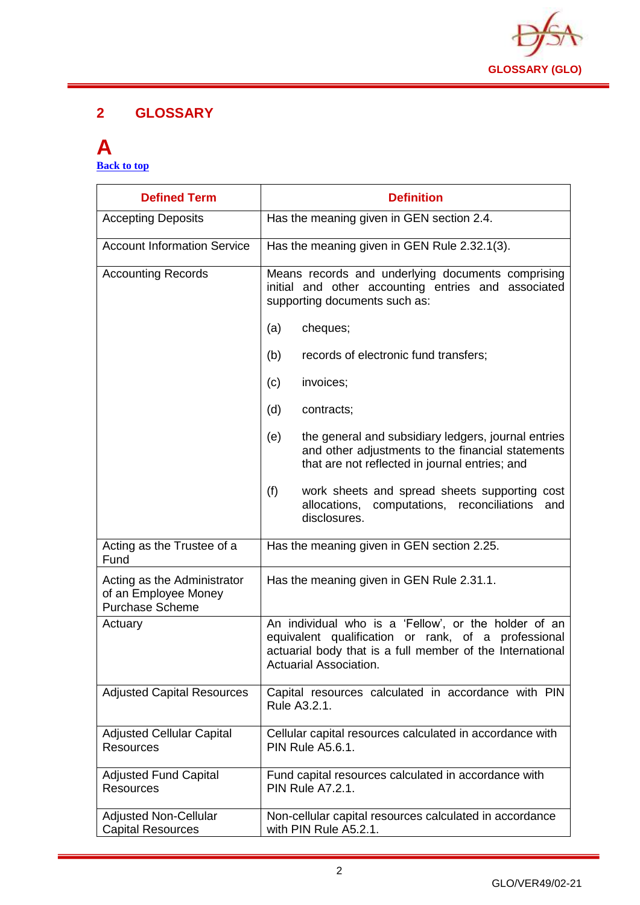## 2 GLOSSARY

### A

[Back to top]

| Defined Term | Definition |
|---|---|
| Accepting Deposits | Has the meaning given in GEN section 2.4. |
| Account Information Service | Has the meaning given in GEN Rule 2.32.1(3). |
| Accounting Records | Means records and underlying documents comprising initial and other accounting entries and associated supporting documents such as: (a) cheques; (b) records of electronic fund transfers; (c) invoices; (d) contracts; (e) the general and subsidiary ledgers, journal entries and other adjustments to the financial statements that are not reflected in journal entries; and (f) work sheets and spread sheets supporting cost allocations, computations, reconciliations and disclosures. |
| Acting as the Trustee of a Fund | Has the meaning given in GEN section 2.25. |
| Acting as the Administrator of an Employee Money Purchase Scheme | Has the meaning given in GEN Rule 2.31.1. |
| Actuary | An individual who is a 'Fellow', or the holder of an equivalent qualification or rank, of a professional actuarial body that is a full member of the International Actuarial Association. |
| Adjusted Capital Resources | Capital resources calculated in accordance with PIN Rule A3.2.1. |
| Adjusted Cellular Capital Resources | Cellular capital resources calculated in accordance with PIN Rule A5.6.1. |
| Adjusted Fund Capital Resources | Fund capital resources calculated in accordance with PIN Rule A7.2.1. |
| Adjusted Non-Cellular Capital Resources | Non-cellular capital resources calculated in accordance with PIN Rule A5.2.1. |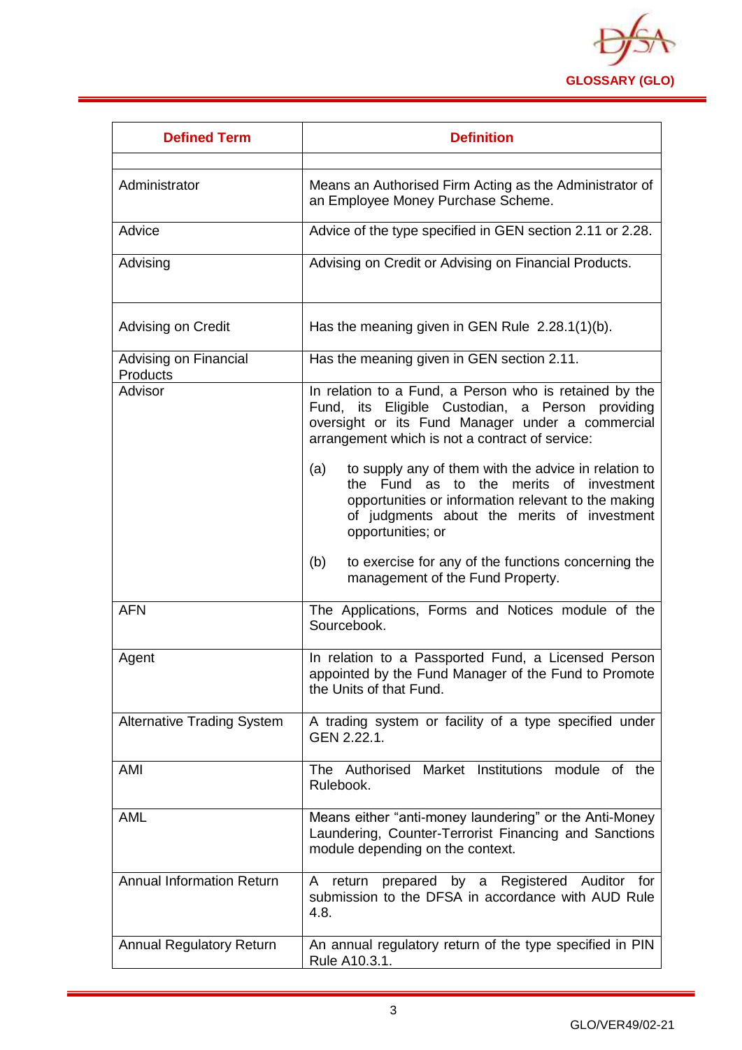| Defined Term | Definition |
|---|---|
| | |
| Administrator | Means an Authorised Firm Acting as the Administrator of an Employee Money Purchase Scheme. |
| Advice | Advice of the type specified in GEN section 2.11 or 2.28. |
| Advising | Advising on Credit or Advising on Financial Products. |
| Advising on Credit | Has the meaning given in GEN Rule 2.28.1(1)(b). |
| Advising on Financial Products | Has the meaning given in GEN section 2.11. |
| Advisor | In relation to a Fund, a Person who is retained by the Fund, its Eligible Custodian, a Person providing oversight or its Fund Manager under a commercial arrangement which is not a contract of service:<br><br>(a) to supply any of them with the advice in relation to the Fund as to the merits of investment opportunities or information relevant to the making of judgments about the merits of investment opportunities; or<br><br>(b) to exercise for any of the functions concerning the management of the Fund Property. |
| AFN | The Applications, Forms and Notices module of the Sourcebook. |
| Agent | In relation to a Passported Fund, a Licensed Person appointed by the Fund Manager of the Fund to Promote the Units of that Fund. |
| Alternative Trading System | A trading system or facility of a type specified under GEN 2.22.1. |
| AMI | The Authorised Market Institutions module of the Rulebook. |
| AML | Means either "anti-money laundering" or the Anti-Money Laundering, Counter-Terrorist Financing and Sanctions module depending on the context. |
| Annual Information Return | A return prepared by a Registered Auditor for submission to the DFSA in accordance with AUD Rule 4.8. |
| Annual Regulatory Return | An annual regulatory return of the type specified in PIN Rule A10.3.1. |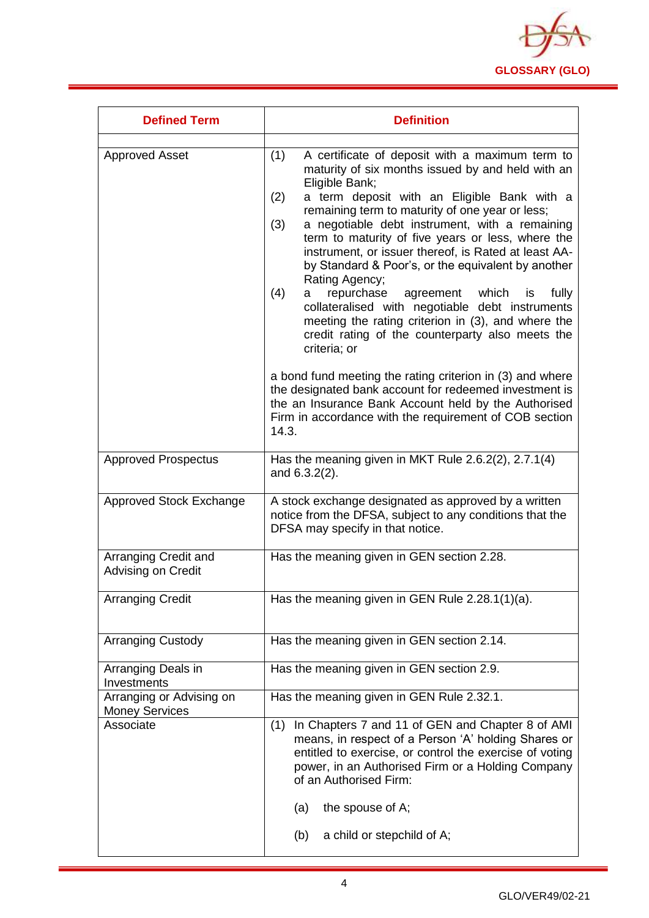| Defined Term | Definition |
|---|---|
| Approved Asset | (1) A certificate of deposit with a maximum term to maturity of six months issued by and held with an Eligible Bank;<br>(2) a term deposit with an Eligible Bank with a remaining term to maturity of one year or less;<br>(3) a negotiable debt instrument, with a remaining term to maturity of five years or less, where the instrument, or issuer thereof, is Rated at least AA- by Standard & Poor's, or the equivalent by another Rating Agency;<br>(4) a repurchase agreement which is fully collateralised with negotiable debt instruments meeting the rating criterion in (3), and where the credit rating of the counterparty also meets the criteria; or<br><br>a bond fund meeting the rating criterion in (3) and where the designated bank account for redeemed investment is the an Insurance Bank Account held by the Authorised Firm in accordance with the requirement of COB section 14.3. |
| Approved Prospectus | Has the meaning given in MKT Rule 2.6.2(2), 2.7.1(4) and 6.3.2(2). |
| Approved Stock Exchange | A stock exchange designated as approved by a written notice from the DFSA, subject to any conditions that the DFSA may specify in that notice. |
| Arranging Credit and Advising on Credit | Has the meaning given in GEN section 2.28. |
| Arranging Credit | Has the meaning given in GEN Rule 2.28.1(1)(a). |
| Arranging Custody | Has the meaning given in GEN section 2.14. |
| Arranging Deals in Investments | Has the meaning given in GEN section 2.9. |
| Arranging or Advising on Money Services | Has the meaning given in GEN Rule 2.32.1. |
| Associate | (1) In Chapters 7 and 11 of GEN and Chapter 8 of AMI means, in respect of a Person 'A' holding Shares or entitled to exercise, or control the exercise of voting power, in an Authorised Firm or a Holding Company of an Authorised Firm:<br><br>(a) the spouse of A;<br><br>(b) a child or stepchild of A; |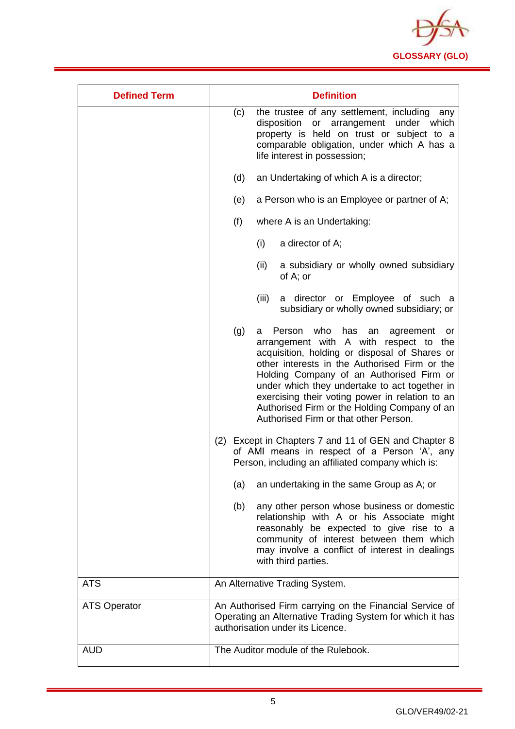| Defined Term | Definition |
|---|---|
| | (c) the trustee of any settlement, including any disposition or arrangement under which property is held on trust or subject to a comparable obligation, under which A has a life interest in possession;<br><br>(d) an Undertaking of which A is a director;<br><br>(e) a Person who is an Employee or partner of A;<br><br>(f) where A is an Undertaking:<br><br>(i) a director of A;<br><br>(ii) a subsidiary or wholly owned subsidiary of A; or<br><br>(iii) a director or Employee of such a subsidiary or wholly owned subsidiary; or<br><br>(g) a Person who has an agreement or arrangement with A with respect to the acquisition, holding or disposal of Shares or other interests in the Authorised Firm or the Holding Company of an Authorised Firm or under which they undertake to act together in exercising their voting power in relation to an Authorised Firm or the Holding Company of an Authorised Firm or that other Person.<br><br>(2) Except in Chapters 7 and 11 of GEN and Chapter 8 of AMI means in respect of a Person 'A', any Person, including an affiliated company which is:<br><br>(a) an undertaking in the same Group as A; or<br><br>(b) any other person whose business or domestic relationship with A or his Associate might reasonably be expected to give rise to a community of interest between them which may involve a conflict of interest in dealings with third parties. |
| ATS | An Alternative Trading System. |
| ATS Operator | An Authorised Firm carrying on the Financial Service of Operating an Alternative Trading System for which it has authorisation under its Licence. |
| AUD | The Auditor module of the Rulebook. |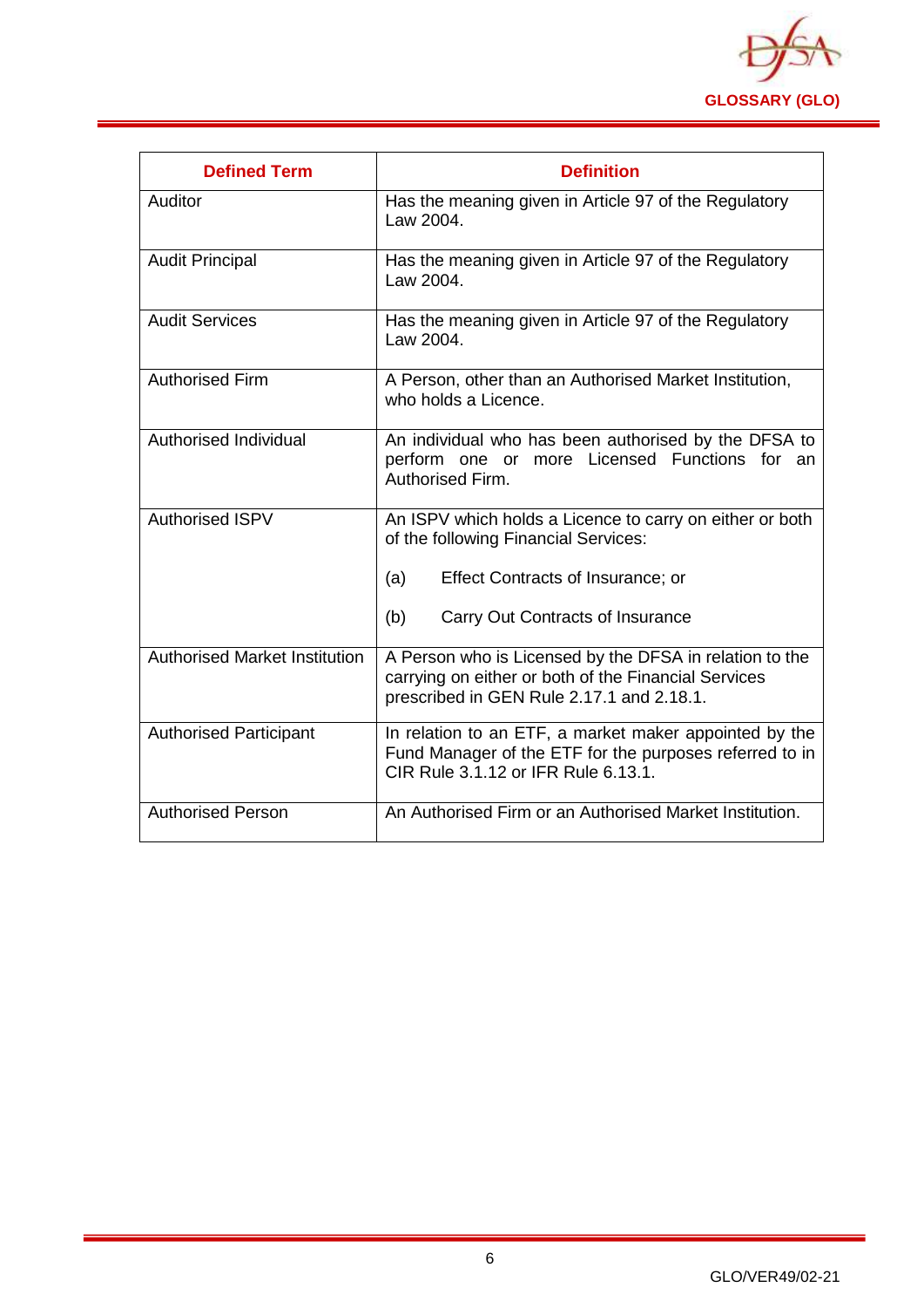| Defined Term | Definition |
|---|---|
| Auditor | Has the meaning given in Article 97 of the Regulatory Law 2004. |
| Audit Principal | Has the meaning given in Article 97 of the Regulatory Law 2004. |
| Audit Services | Has the meaning given in Article 97 of the Regulatory Law 2004. |
| Authorised Firm | A Person, other than an Authorised Market Institution, who holds a Licence. |
| Authorised Individual | An individual who has been authorised by the DFSA to perform one or more Licensed Functions for an Authorised Firm. |
| Authorised ISPV | An ISPV which holds a Licence to carry on either or both of the following Financial Services:<br><br>(a) Effect Contracts of Insurance; or<br><br>(b) Carry Out Contracts of Insurance |
| Authorised Market Institution | A Person who is Licensed by the DFSA in relation to the carrying on either or both of the Financial Services prescribed in GEN Rule 2.17.1 and 2.18.1. |
| Authorised Participant | In relation to an ETF, a market maker appointed by the Fund Manager of the ETF for the purposes referred to in CIR Rule 3.1.12 or IFR Rule 6.13.1. |
| Authorised Person | An Authorised Firm or an Authorised Market Institution. |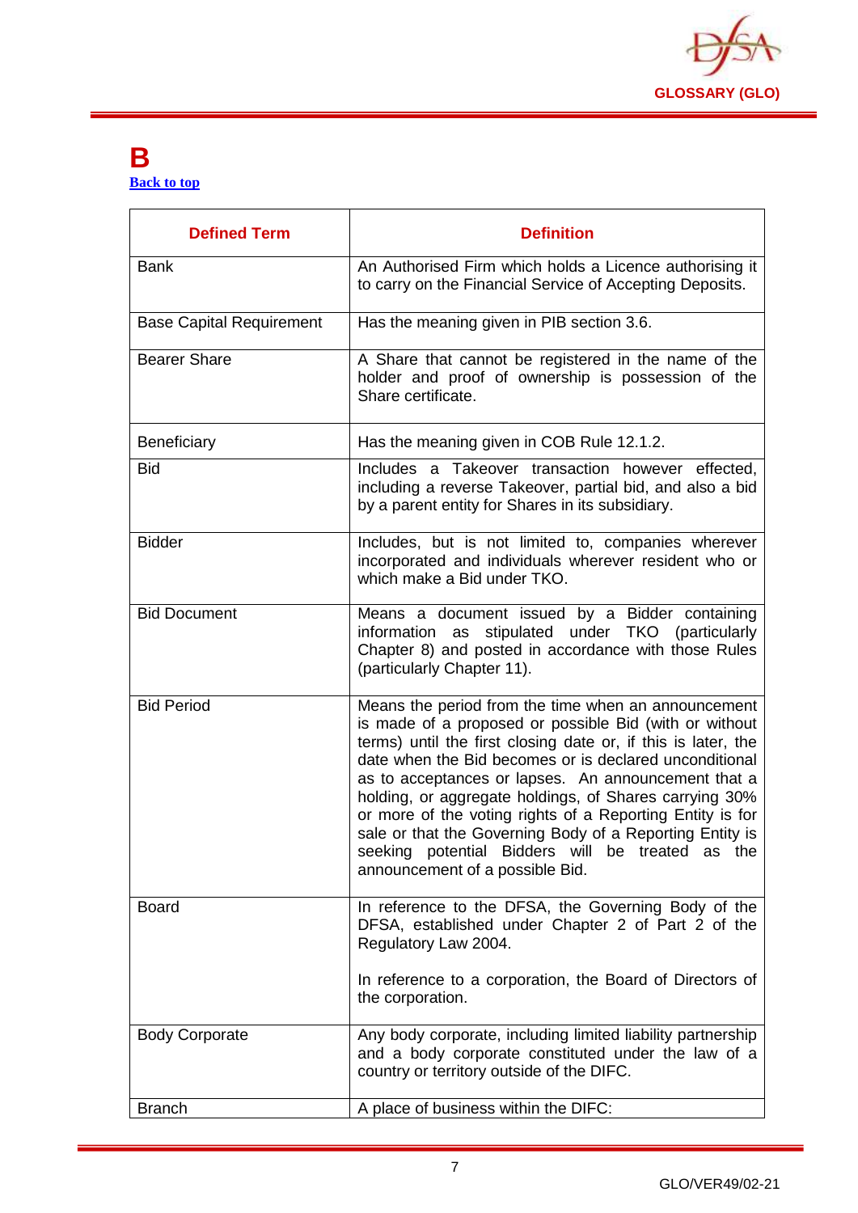# B

[Back to top]

| Defined Term | Definition |
|---|---|
| Bank | An Authorised Firm which holds a Licence authorising it to carry on the Financial Service of Accepting Deposits. |
| Base Capital Requirement | Has the meaning given in PIB section 3.6. |
| Bearer Share | A Share that cannot be registered in the name of the holder and proof of ownership is possession of the Share certificate. |
| Beneficiary | Has the meaning given in COB Rule 12.1.2. |
| Bid | Includes a Takeover transaction however effected, including a reverse Takeover, partial bid, and also a bid by a parent entity for Shares in its subsidiary. |
| Bidder | Includes, but is not limited to, companies wherever incorporated and individuals wherever resident who or which make a Bid under TKO. |
| Bid Document | Means a document issued by a Bidder containing information as stipulated under TKO (particularly Chapter 8) and posted in accordance with those Rules (particularly Chapter 11). |
| Bid Period | Means the period from the time when an announcement is made of a proposed or possible Bid (with or without terms) until the first closing date or, if this is later, the date when the Bid becomes or is declared unconditional as to acceptances or lapses. An announcement that a holding, or aggregate holdings, of Shares carrying 30% or more of the voting rights of a Reporting Entity is for sale or that the Governing Body of a Reporting Entity is seeking potential Bidders will be treated as the announcement of a possible Bid. |
| Board | In reference to the DFSA, the Governing Body of the DFSA, established under Chapter 2 of Part 2 of the Regulatory Law 2004.<br><br>In reference to a corporation, the Board of Directors of the corporation. |
| Body Corporate | Any body corporate, including limited liability partnership and a body corporate constituted under the law of a country or territory outside of the DIFC. |
| Branch | A place of business within the DIFC: |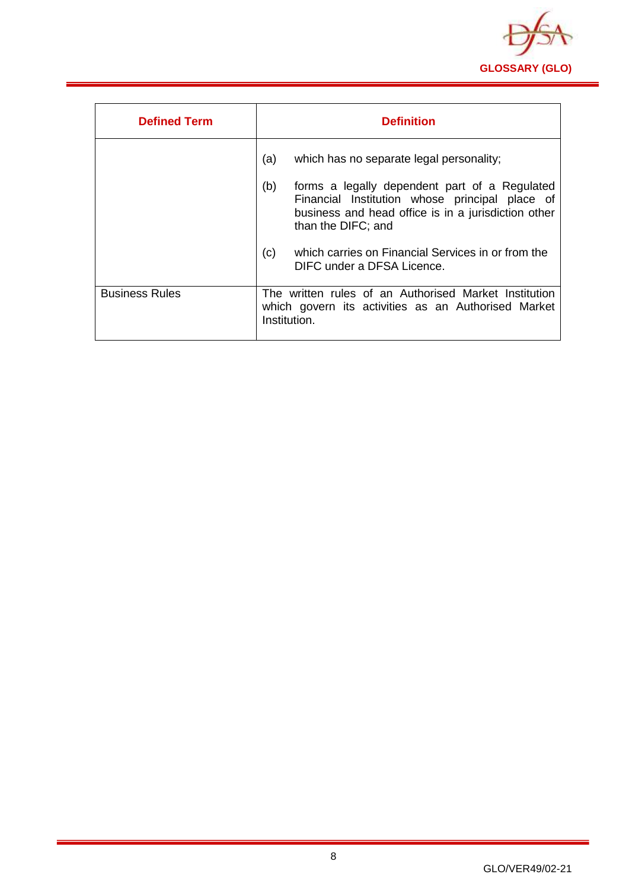| Defined Term | Definition |
|---|---|
| | (a) which has no separate legal personality;<br><br>(b) forms a legally dependent part of a Regulated Financial Institution whose principal place of business and head office is in a jurisdiction other than the DIFC; and<br><br>(c) which carries on Financial Services in or from the DIFC under a DFSA Licence. |
| Business Rules | The written rules of an Authorised Market Institution which govern its activities as an Authorised Market Institution. |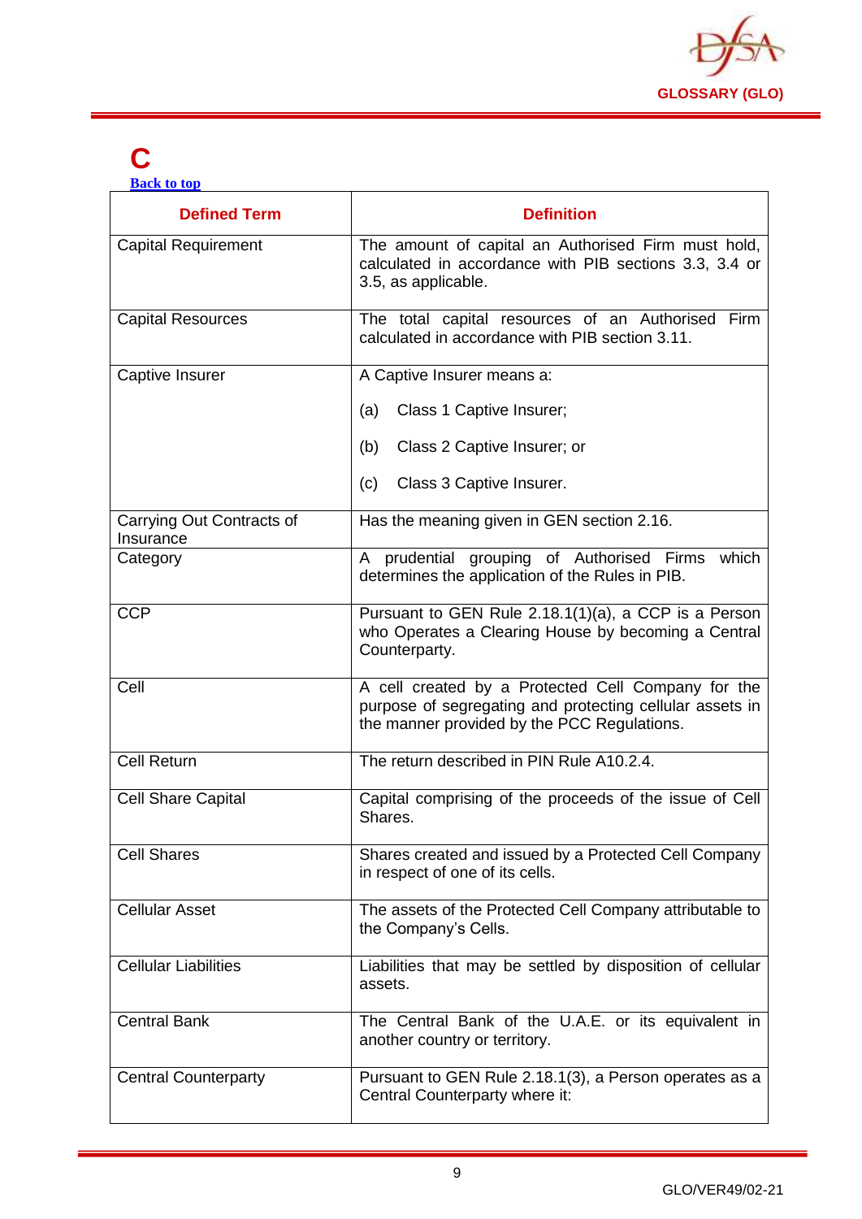# C

[Back to top]

| Defined Term | Definition |
|---|---|
| Capital Requirement | The amount of capital an Authorised Firm must hold, calculated in accordance with PIB sections 3.3, 3.4 or 3.5, as applicable. |
| Capital Resources | The total capital resources of an Authorised Firm calculated in accordance with PIB section 3.11. |
| Captive Insurer | A Captive Insurer means a:<br><br>(a) Class 1 Captive Insurer;<br><br>(b) Class 2 Captive Insurer; or<br><br>(c) Class 3 Captive Insurer. |
| Carrying Out Contracts of Insurance | Has the meaning given in GEN section 2.16. |
| Category | A prudential grouping of Authorised Firms which determines the application of the Rules in PIB. |
| CCP | Pursuant to GEN Rule 2.18.1(1)(a), a CCP is a Person who Operates a Clearing House by becoming a Central Counterparty. |
| Cell | A cell created by a Protected Cell Company for the purpose of segregating and protecting cellular assets in the manner provided by the PCC Regulations. |
| Cell Return | The return described in PIN Rule A10.2.4. |
| Cell Share Capital | Capital comprising of the proceeds of the issue of Cell Shares. |
| Cell Shares | Shares created and issued by a Protected Cell Company in respect of one of its cells. |
| Cellular Asset | The assets of the Protected Cell Company attributable to the Company's Cells. |
| Cellular Liabilities | Liabilities that may be settled by disposition of cellular assets. |
| Central Bank | The Central Bank of the U.A.E. or its equivalent in another country or territory. |
| Central Counterparty | Pursuant to GEN Rule 2.18.1(3), a Person operates as a Central Counterparty where it: |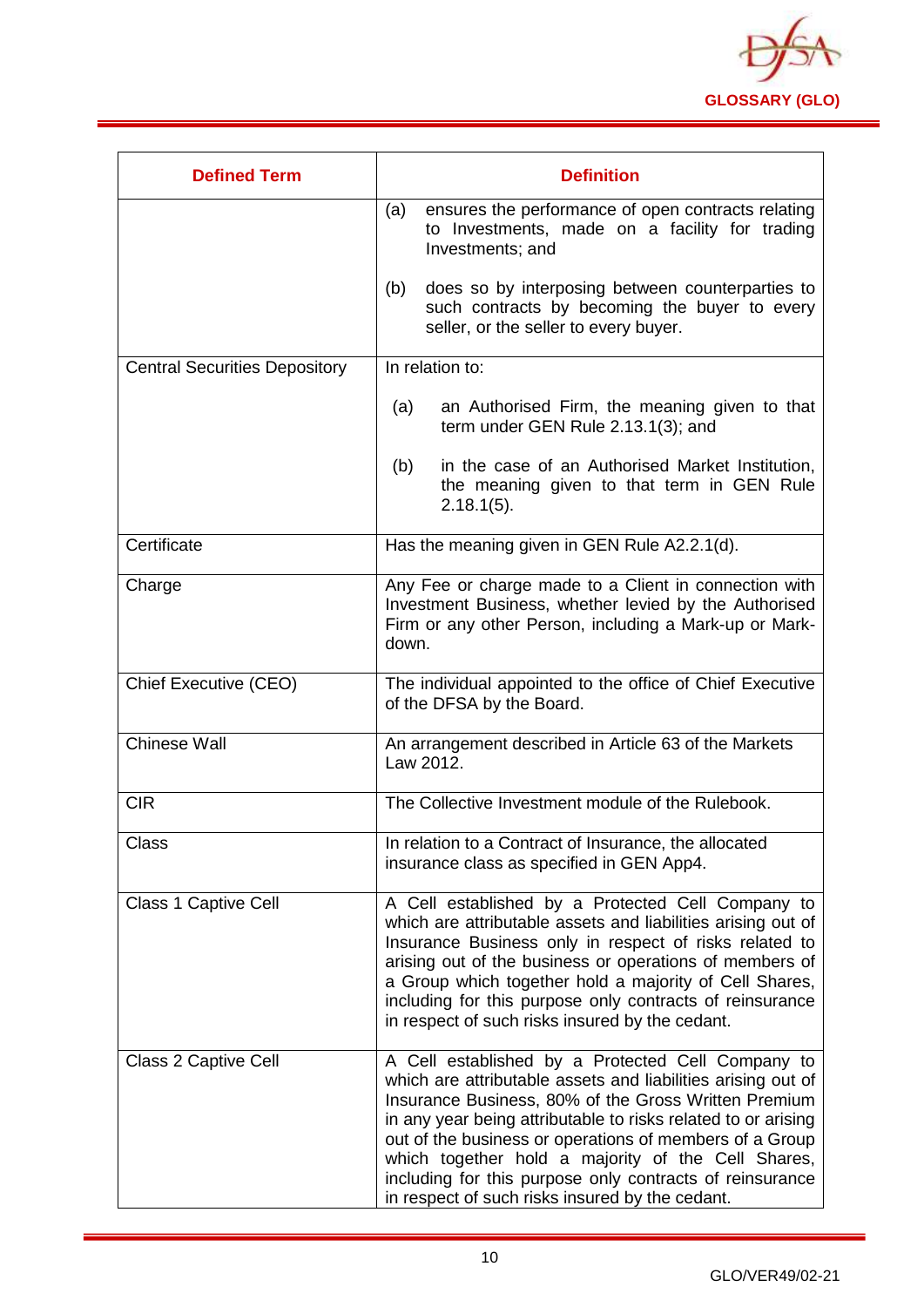| Defined Term | Definition |
|---|---|
| | (a) ensures the performance of open contracts relating to Investments, made on a facility for trading Investments; and<br><br>(b) does so by interposing between counterparties to such contracts by becoming the buyer to every seller, or the seller to every buyer. |
| Central Securities Depository | In relation to:<br><br>(a) an Authorised Firm, the meaning given to that term under GEN Rule 2.13.1(3); and<br><br>(b) in the case of an Authorised Market Institution, the meaning given to that term in GEN Rule 2.18.1(5). |
| Certificate | Has the meaning given in GEN Rule A2.2.1(d). |
| Charge | Any Fee or charge made to a Client in connection with Investment Business, whether levied by the Authorised Firm or any other Person, including a Mark-up or Mark-down. |
| Chief Executive (CEO) | The individual appointed to the office of Chief Executive of the DFSA by the Board. |
| Chinese Wall | An arrangement described in Article 63 of the Markets Law 2012. |
| CIR | The Collective Investment module of the Rulebook. |
| Class | In relation to a Contract of Insurance, the allocated insurance class as specified in GEN App4. |
| Class 1 Captive Cell | A Cell established by a Protected Cell Company to which are attributable assets and liabilities arising out of Insurance Business only in respect of risks related to arising out of the business or operations of members of a Group which together hold a majority of Cell Shares, including for this purpose only contracts of reinsurance in respect of such risks insured by the cedant. |
| Class 2 Captive Cell | A Cell established by a Protected Cell Company to which are attributable assets and liabilities arising out of Insurance Business, 80% of the Gross Written Premium in any year being attributable to risks related to or arising out of the business or operations of members of a Group which together hold a majority of the Cell Shares, including for this purpose only contracts of reinsurance in respect of such risks insured by the cedant. |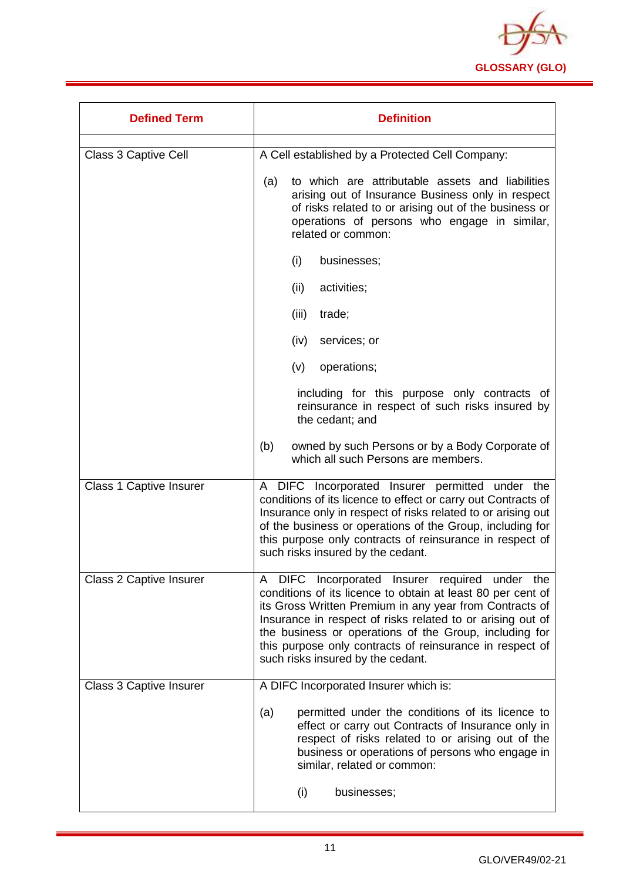| Defined Term | Definition |
|---|---|
| | |
| Class 3 Captive Cell | A Cell established by a Protected Cell Company:<br><br>(a) to which are attributable assets and liabilities arising out of Insurance Business only in respect of risks related to or arising out of the business or operations of persons who engage in similar, related or common:<br><br>(i) businesses;<br><br>(ii) activities;<br><br>(iii) trade;<br><br>(iv) services; or<br><br>(v) operations;<br><br>including for this purpose only contracts of reinsurance in respect of such risks insured by the cedant; and<br><br>(b) owned by such Persons or by a Body Corporate of which all such Persons are members. |
| Class 1 Captive Insurer | A DIFC Incorporated Insurer permitted under the conditions of its licence to effect or carry out Contracts of Insurance only in respect of risks related to or arising out of the business or operations of the Group, including for this purpose only contracts of reinsurance in respect of such risks insured by the cedant. |
| Class 2 Captive Insurer | A DIFC Incorporated Insurer required under the conditions of its licence to obtain at least 80 per cent of its Gross Written Premium in any year from Contracts of Insurance in respect of risks related to or arising out of the business or operations of the Group, including for this purpose only contracts of reinsurance in respect of such risks insured by the cedant. |
| Class 3 Captive Insurer | A DIFC Incorporated Insurer which is:<br><br>(a) permitted under the conditions of its licence to effect or carry out Contracts of Insurance only in respect of risks related to or arising out of the business or operations of persons who engage in similar, related or common:<br><br>(i) businesses; |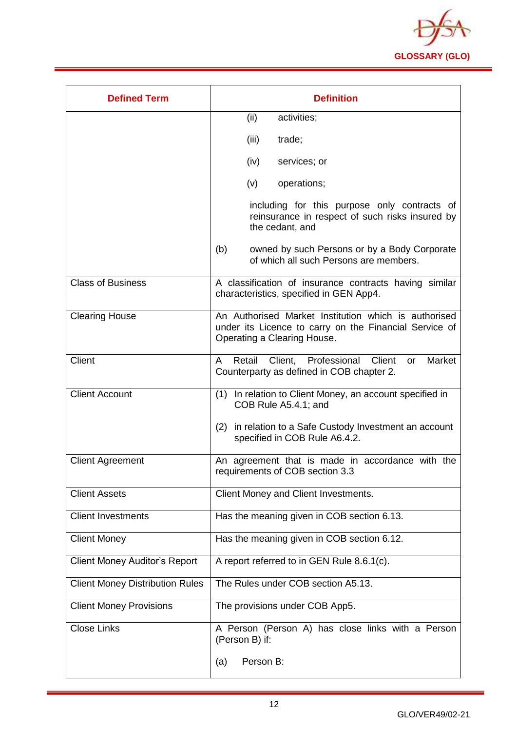| Defined Term | Definition |
|---|---|
| | (ii) activities;<br><br>(iii) trade;<br><br>(iv) services; or<br><br>(v) operations;<br><br>including for this purpose only contracts of reinsurance in respect of such risks insured by the cedant, and<br><br>(b) owned by such Persons or by a Body Corporate of which all such Persons are members. |
| Class of Business | A classification of insurance contracts having similar characteristics, specified in GEN App4. |
| Clearing House | An Authorised Market Institution which is authorised under its Licence to carry on the Financial Service of Operating a Clearing House. |
| Client | A Retail Client, Professional Client or Market Counterparty as defined in COB chapter 2. |
| Client Account | (1) In relation to Client Money, an account specified in COB Rule A5.4.1; and<br><br>(2) in relation to a Safe Custody Investment an account specified in COB Rule A6.4.2. |
| Client Agreement | An agreement that is made in accordance with the requirements of COB section 3.3 |
| Client Assets | Client Money and Client Investments. |
| Client Investments | Has the meaning given in COB section 6.13. |
| Client Money | Has the meaning given in COB section 6.12. |
| Client Money Auditor's Report | A report referred to in GEN Rule 8.6.1(c). |
| Client Money Distribution Rules | The Rules under COB section A5.13. |
| Client Money Provisions | The provisions under COB App5. |
| Close Links | A Person (Person A) has close links with a Person (Person B) if:<br><br>(a) Person B: |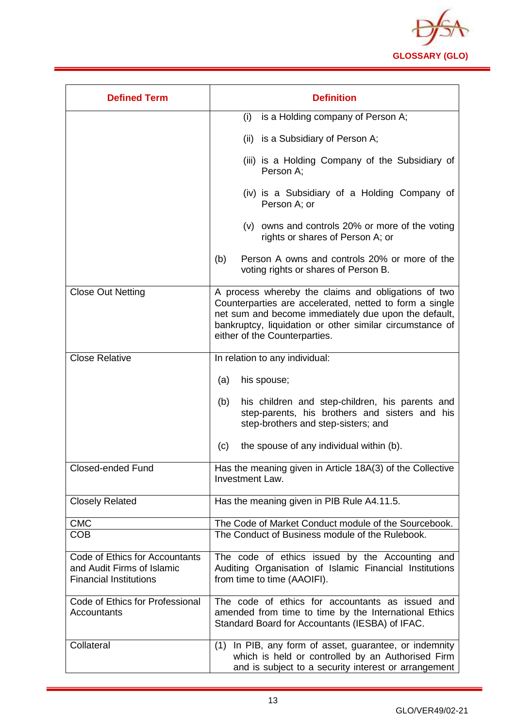| Defined Term | Definition |
| --- | --- |
| | (i) is a Holding company of Person A;<br><br>(ii) is a Subsidiary of Person A;<br><br>(iii) is a Holding Company of the Subsidiary of Person A;<br><br>(iv) is a Subsidiary of a Holding Company of Person A; or<br><br>(v) owns and controls 20% or more of the voting rights or shares of Person A; or<br><br>(b) Person A owns and controls 20% or more of the voting rights or shares of Person B. |
| Close Out Netting | A process whereby the claims and obligations of two Counterparties are accelerated, netted to form a single net sum and become immediately due upon the default, bankruptcy, liquidation or other similar circumstance of either of the Counterparties. |
| Close Relative | In relation to any individual:<br><br>(a) his spouse;<br><br>(b) his children and step-children, his parents and step-parents, his brothers and sisters and his step-brothers and step-sisters; and<br><br>(c) the spouse of any individual within (b). |
| Closed-ended Fund | Has the meaning given in Article 18A(3) of the Collective Investment Law. |
| Closely Related | Has the meaning given in PIB Rule A4.11.5. |
| CMC | The Code of Market Conduct module of the Sourcebook. |
| COB | The Conduct of Business module of the Rulebook. |
| Code of Ethics for Accountants and Audit Firms of Islamic Financial Institutions | The code of ethics issued by the Accounting and Auditing Organisation of Islamic Financial Institutions from time to time (AAOIFI). |
| Code of Ethics for Professional Accountants | The code of ethics for accountants as issued and amended from time to time by the International Ethics Standard Board for Accountants (IESBA) of IFAC. |
| Collateral | (1) In PIB, any form of asset, guarantee, or indemnity which is held or controlled by an Authorised Firm and is subject to a security interest or arrangement |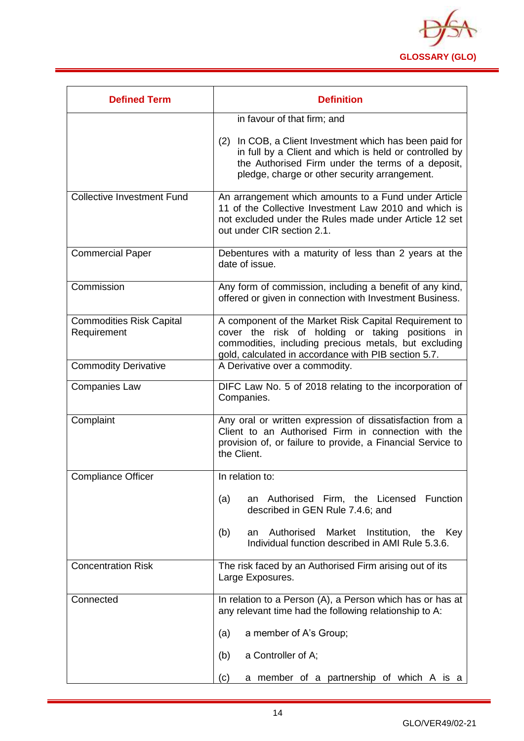| Defined Term | Definition |
|---|---|
| | in favour of that firm; and<br><br>(2) In COB, a Client Investment which has been paid for in full by a Client and which is held or controlled by the Authorised Firm under the terms of a deposit, pledge, charge or other security arrangement. |
| Collective Investment Fund | An arrangement which amounts to a Fund under Article 11 of the Collective Investment Law 2010 and which is not excluded under the Rules made under Article 12 set out under CIR section 2.1. |
| Commercial Paper | Debentures with a maturity of less than 2 years at the date of issue. |
| Commission | Any form of commission, including a benefit of any kind, offered or given in connection with Investment Business. |
| Commodities Risk Capital Requirement | A component of the Market Risk Capital Requirement to cover the risk of holding or taking positions in commodities, including precious metals, but excluding gold, calculated in accordance with PIB section 5.7. |
| Commodity Derivative | A Derivative over a commodity. |
| Companies Law | DIFC Law No. 5 of 2018 relating to the incorporation of Companies. |
| Complaint | Any oral or written expression of dissatisfaction from a Client to an Authorised Firm in connection with the provision of, or failure to provide, a Financial Service to the Client. |
| Compliance Officer | In relation to:<br><br>(a) an Authorised Firm, the Licensed Function described in GEN Rule 7.4.6; and<br><br>(b) an Authorised Market Institution, the Key Individual function described in AMI Rule 5.3.6. |
| Concentration Risk | The risk faced by an Authorised Firm arising out of its Large Exposures. |
| Connected | In relation to a Person (A), a Person which has or has at any relevant time had the following relationship to A:<br><br>(a) a member of A's Group;<br><br>(b) a Controller of A;<br><br>(c) a member of a partnership of which A is a |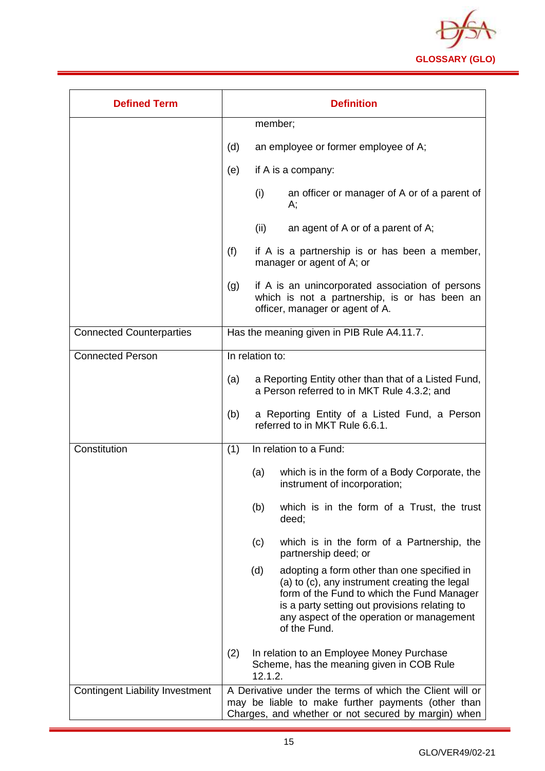| Defined Term | Definition |
|---|---|
| | member;<br><br>(d) an employee or former employee of A;<br><br>(e) if A is a company:<br><br>(i) an officer or manager of A or of a parent of A;<br><br>(ii) an agent of A or of a parent of A;<br><br>(f) if A is a partnership is or has been a member, manager or agent of A; or<br><br>(g) if A is an unincorporated association of persons which is not a partnership, is or has been an officer, manager or agent of A. |
| Connected Counterparties | Has the meaning given in PIB Rule A4.11.7. |
| Connected Person | In relation to:<br><br>(a) a Reporting Entity other than that of a Listed Fund, a Person referred to in MKT Rule 4.3.2; and<br><br>(b) a Reporting Entity of a Listed Fund, a Person referred to in MKT Rule 6.6.1. |
| Constitution | (1) In relation to a Fund:<br><br>(a) which is in the form of a Body Corporate, the instrument of incorporation;<br><br>(b) which is in the form of a Trust, the trust deed;<br><br>(c) which is in the form of a Partnership, the partnership deed; or<br><br>(d) adopting a form other than one specified in (a) to (c), any instrument creating the legal form of the Fund to which the Fund Manager is a party setting out provisions relating to any aspect of the operation or management of the Fund.<br><br>(2) In relation to an Employee Money Purchase Scheme, has the meaning given in COB Rule 12.1.2. |
| Contingent Liability Investment | A Derivative under the terms of which the Client will or may be liable to make further payments (other than Charges, and whether or not secured by margin) when |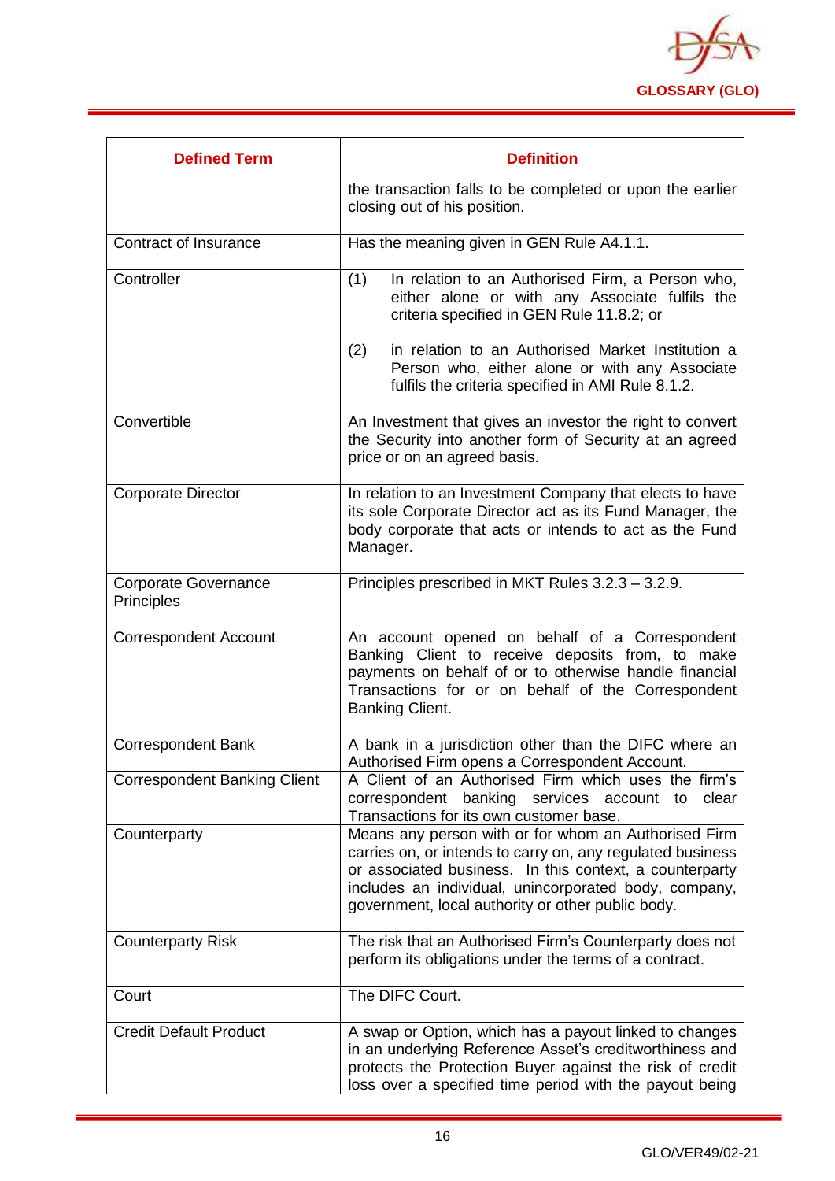| Defined Term | Definition |
|---|---|
| | the transaction falls to be completed or upon the earlier closing out of his position. |
| Contract of Insurance | Has the meaning given in GEN Rule A4.1.1. |
| Controller | (1) In relation to an Authorised Firm, a Person who, either alone or with any Associate fulfils the criteria specified in GEN Rule 11.8.2; or<br><br>(2) in relation to an Authorised Market Institution a Person who, either alone or with any Associate fulfils the criteria specified in AMI Rule 8.1.2. |
| Convertible | An Investment that gives an investor the right to convert the Security into another form of Security at an agreed price or on an agreed basis. |
| Corporate Director | In relation to an Investment Company that elects to have its sole Corporate Director act as its Fund Manager, the body corporate that acts or intends to act as the Fund Manager. |
| Corporate Governance Principles | Principles prescribed in MKT Rules 3.2.3 – 3.2.9. |
| Correspondent Account | An account opened on behalf of a Correspondent Banking Client to receive deposits from, to make payments on behalf of or to otherwise handle financial Transactions for or on behalf of the Correspondent Banking Client. |
| Correspondent Bank | A bank in a jurisdiction other than the DIFC where an Authorised Firm opens a Correspondent Account. |
| Correspondent Banking Client | A Client of an Authorised Firm which uses the firm's correspondent banking services account to clear Transactions for its own customer base. |
| Counterparty | Means any person with or for whom an Authorised Firm carries on, or intends to carry on, any regulated business or associated business. In this context, a counterparty includes an individual, unincorporated body, company, government, local authority or other public body. |
| Counterparty Risk | The risk that an Authorised Firm's Counterparty does not perform its obligations under the terms of a contract. |
| Court | The DIFC Court. |
| Credit Default Product | A swap or Option, which has a payout linked to changes in an underlying Reference Asset's creditworthiness and protects the Protection Buyer against the risk of credit loss over a specified time period with the payout being |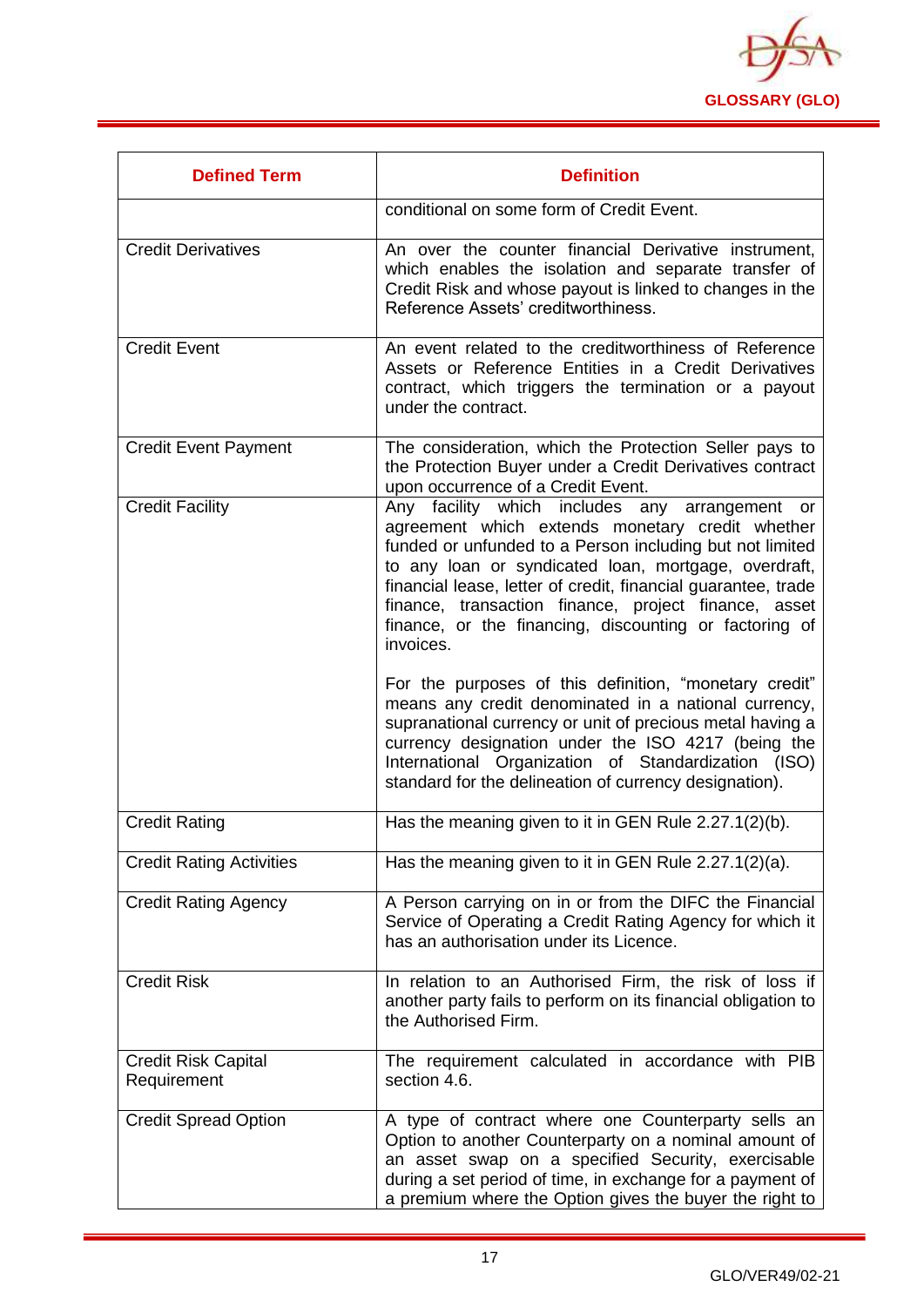| Defined Term | Definition |
|---|---|
| | conditional on some form of Credit Event. |
| Credit Derivatives | An over the counter financial Derivative instrument, which enables the isolation and separate transfer of Credit Risk and whose payout is linked to changes in the Reference Assets' creditworthiness. |
| Credit Event | An event related to the creditworthiness of Reference Assets or Reference Entities in a Credit Derivatives contract, which triggers the termination or a payout under the contract. |
| Credit Event Payment | The consideration, which the Protection Seller pays to the Protection Buyer under a Credit Derivatives contract upon occurrence of a Credit Event. |
| Credit Facility | Any facility which includes any arrangement or agreement which extends monetary credit whether funded or unfunded to a Person including but not limited to any loan or syndicated loan, mortgage, overdraft, financial lease, letter of credit, financial guarantee, trade finance, transaction finance, project finance, asset finance, or the financing, discounting or factoring of invoices.<br><br>For the purposes of this definition, "monetary credit" means any credit denominated in a national currency, supranational currency or unit of precious metal having a currency designation under the ISO 4217 (being the International Organization of Standardization (ISO) standard for the delineation of currency designation). |
| Credit Rating | Has the meaning given to it in GEN Rule 2.27.1(2)(b). |
| Credit Rating Activities | Has the meaning given to it in GEN Rule 2.27.1(2)(a). |
| Credit Rating Agency | A Person carrying on in or from the DIFC the Financial Service of Operating a Credit Rating Agency for which it has an authorisation under its Licence. |
| Credit Risk | In relation to an Authorised Firm, the risk of loss if another party fails to perform on its financial obligation to the Authorised Firm. |
| Credit Risk Capital Requirement | The requirement calculated in accordance with PIB section 4.6. |
| Credit Spread Option | A type of contract where one Counterparty sells an Option to another Counterparty on a nominal amount of an asset swap on a specified Security, exercisable during a set period of time, in exchange for a payment of a premium where the Option gives the buyer the right to |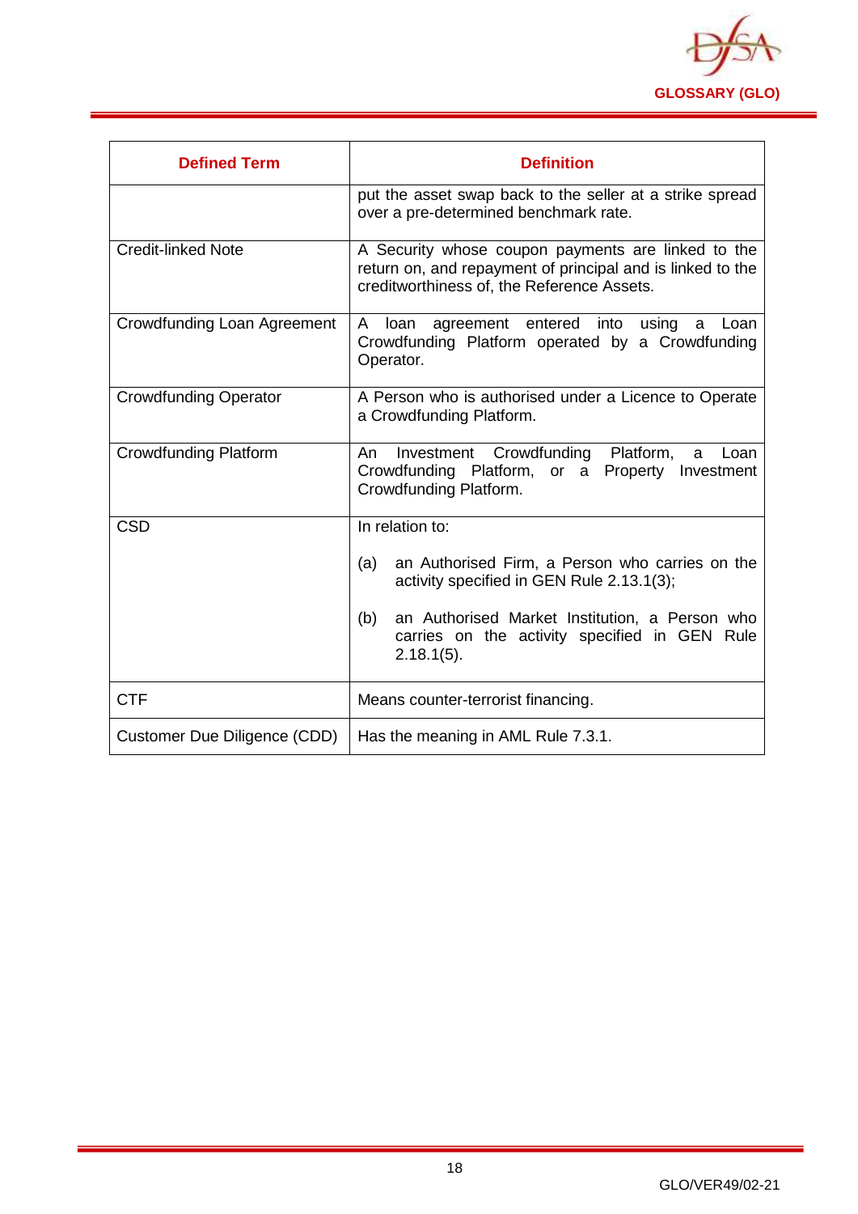| Defined Term | Definition |
|---|---|
| | put the asset swap back to the seller at a strike spread over a pre-determined benchmark rate. |
| Credit-linked Note | A Security whose coupon payments are linked to the return on, and repayment of principal and is linked to the creditworthiness of, the Reference Assets. |
| Crowdfunding Loan Agreement | A loan agreement entered into using a Loan Crowdfunding Platform operated by a Crowdfunding Operator. |
| Crowdfunding Operator | A Person who is authorised under a Licence to Operate a Crowdfunding Platform. |
| Crowdfunding Platform | An Investment Crowdfunding Platform, a Loan Crowdfunding Platform, or a Property Investment Crowdfunding Platform. |
| CSD | In relation to:<br><br>(a) an Authorised Firm, a Person who carries on the activity specified in GEN Rule 2.13.1(3);<br><br>(b) an Authorised Market Institution, a Person who carries on the activity specified in GEN Rule 2.18.1(5). |
| CTF | Means counter-terrorist financing. |
| Customer Due Diligence (CDD) | Has the meaning in AML Rule 7.3.1. |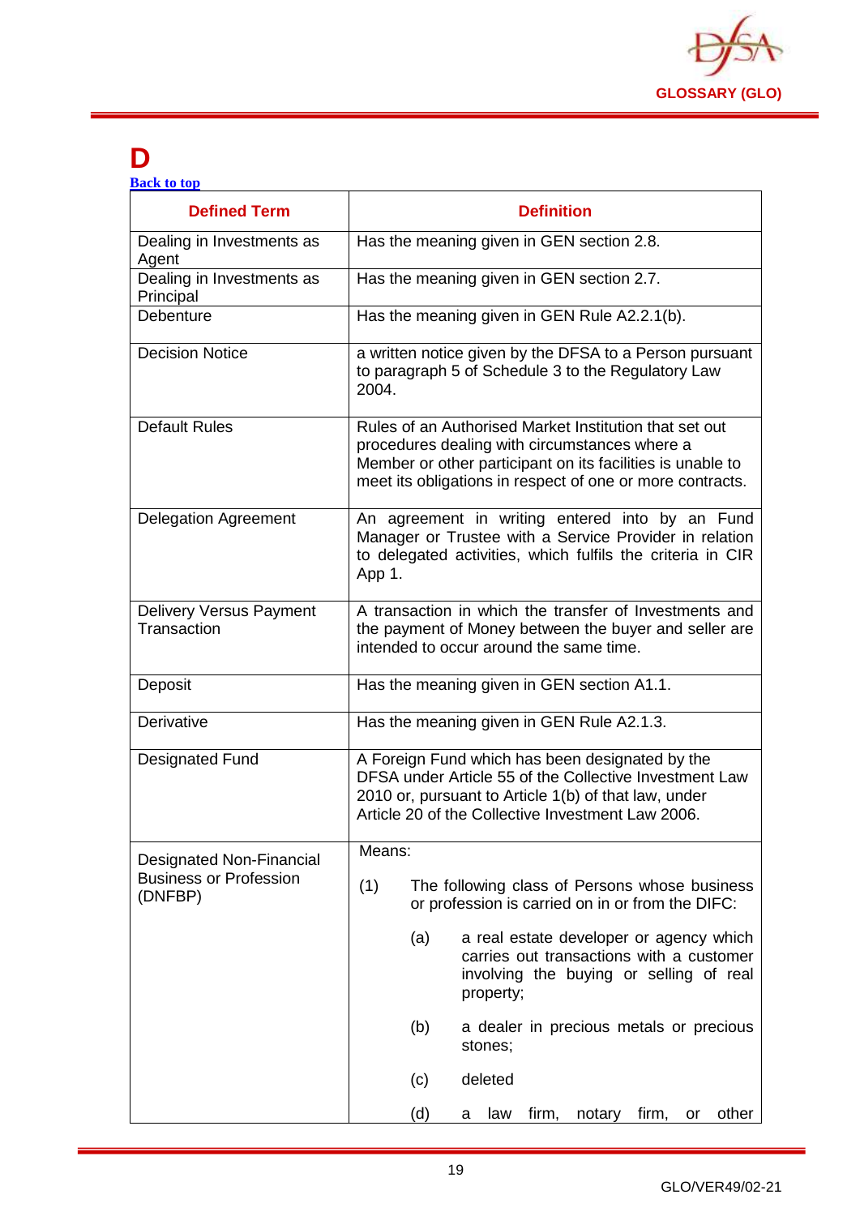# D

Back to top

| Defined Term | Definition |
|---|---|
| Dealing in Investments as Agent | Has the meaning given in GEN section 2.8. |
| Dealing in Investments as Principal | Has the meaning given in GEN section 2.7. |
| Debenture | Has the meaning given in GEN Rule A2.2.1(b). |
| Decision Notice | a written notice given by the DFSA to a Person pursuant to paragraph 5 of Schedule 3 to the Regulatory Law 2004. |
| Default Rules | Rules of an Authorised Market Institution that set out procedures dealing with circumstances where a Member or other participant on its facilities is unable to meet its obligations in respect of one or more contracts. |
| Delegation Agreement | An agreement in writing entered into by an Fund Manager or Trustee with a Service Provider in relation to delegated activities, which fulfils the criteria in CIR App 1. |
| Delivery Versus Payment Transaction | A transaction in which the transfer of Investments and the payment of Money between the buyer and seller are intended to occur around the same time. |
| Deposit | Has the meaning given in GEN section A1.1. |
| Derivative | Has the meaning given in GEN Rule A2.1.3. |
| Designated Fund | A Foreign Fund which has been designated by the DFSA under Article 55 of the Collective Investment Law 2010 or, pursuant to Article 1(b) of that law, under Article 20 of the Collective Investment Law 2006. |
| Designated Non-Financial Business or Profession (DNFBP) | Means:<br><br>(1) The following class of Persons whose business or profession is carried on in or from the DIFC:<br><br>(a) a real estate developer or agency which carries out transactions with a customer involving the buying or selling of real property;<br><br>(b) a dealer in precious metals or precious stones;<br><br>(c) deleted<br><br>(d) a law firm, notary firm, or other |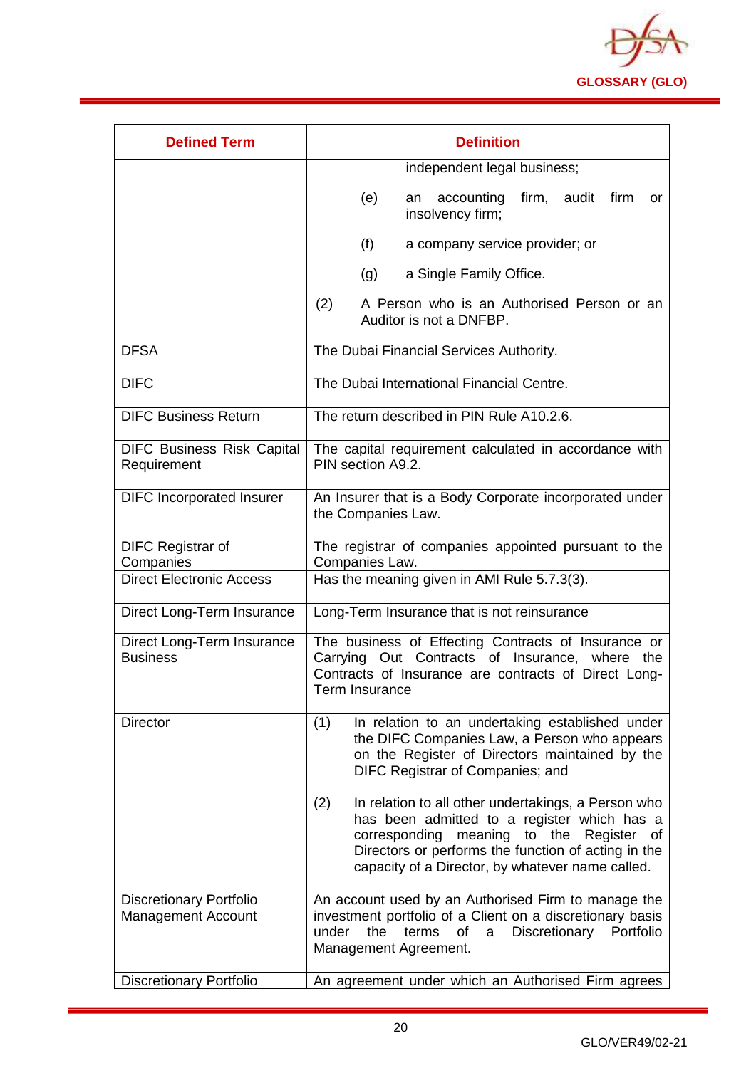| Defined Term | Definition |
|---|---|
| | independent legal business;<br>(e) an accounting firm, audit firm or insolvency firm;<br>(f) a company service provider; or<br>(g) a Single Family Office.<br>(2) A Person who is an Authorised Person or an Auditor is not a DNFBP. |
| DFSA | The Dubai Financial Services Authority. |
| DIFC | The Dubai International Financial Centre. |
| DIFC Business Return | The return described in PIN Rule A10.2.6. |
| DIFC Business Risk Capital Requirement | The capital requirement calculated in accordance with PIN section A9.2. |
| DIFC Incorporated Insurer | An Insurer that is a Body Corporate incorporated under the Companies Law. |
| DIFC Registrar of Companies | The registrar of companies appointed pursuant to the Companies Law. |
| Direct Electronic Access | Has the meaning given in AMI Rule 5.7.3(3). |
| Direct Long-Term Insurance | Long-Term Insurance that is not reinsurance |
| Direct Long-Term Insurance Business | The business of Effecting Contracts of Insurance or Carrying Out Contracts of Insurance, where the Contracts of Insurance are contracts of Direct Long-Term Insurance |
| Director | (1) In relation to an undertaking established under the DIFC Companies Law, a Person who appears on the Register of Directors maintained by the DIFC Registrar of Companies; and<br>(2) In relation to all other undertakings, a Person who has been admitted to a register which has a corresponding meaning to the Register of Directors or performs the function of acting in the capacity of a Director, by whatever name called. |
| Discretionary Portfolio Management Account | An account used by an Authorised Firm to manage the investment portfolio of a Client on a discretionary basis under the terms of a Discretionary Portfolio Management Agreement. |
| Discretionary Portfolio | An agreement under which an Authorised Firm agrees |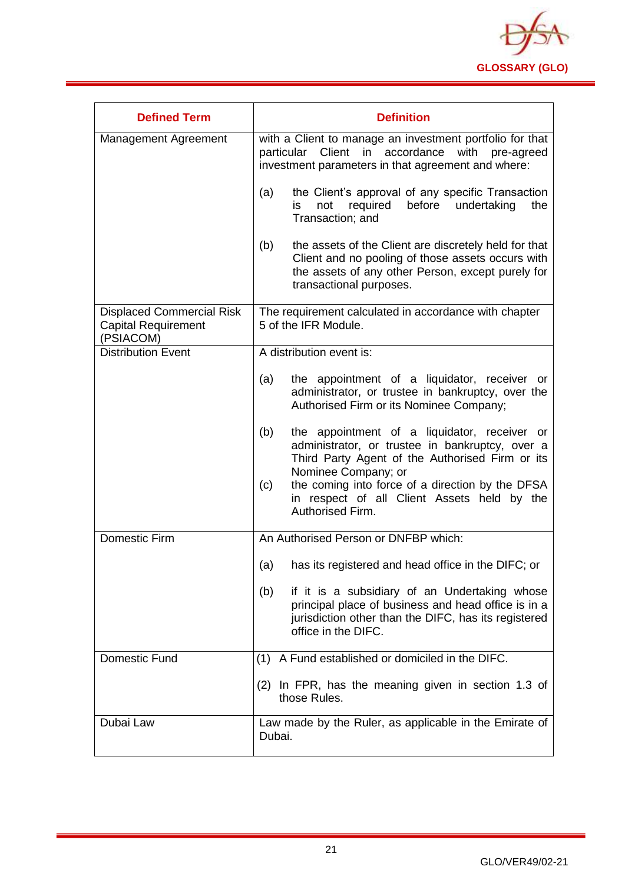| Defined Term | Definition |
|---|---|
| Management Agreement | with a Client to manage an investment portfolio for that particular Client in accordance with pre-agreed investment parameters in that agreement and where:<br><br>(a) the Client's approval of any specific Transaction is not required before undertaking the Transaction; and<br><br>(b) the assets of the Client are discretely held for that Client and no pooling of those assets occurs with the assets of any other Person, except purely for transactional purposes. |
| Displaced Commercial Risk Capital Requirement (PSIACOM) | The requirement calculated in accordance with chapter 5 of the IFR Module. |
| Distribution Event | A distribution event is:<br><br>(a) the appointment of a liquidator, receiver or administrator, or trustee in bankruptcy, over the Authorised Firm or its Nominee Company;<br><br>(b) the appointment of a liquidator, receiver or administrator, or trustee in bankruptcy, over a Third Party Agent of the Authorised Firm or its Nominee Company; or<br>(c) the coming into force of a direction by the DFSA in respect of all Client Assets held by the Authorised Firm. |
| Domestic Firm | An Authorised Person or DNFBP which:<br><br>(a) has its registered and head office in the DIFC; or<br><br>(b) if it is a subsidiary of an Undertaking whose principal place of business and head office is in a jurisdiction other than the DIFC, has its registered office in the DIFC. |
| Domestic Fund | (1) A Fund established or domiciled in the DIFC.<br><br>(2) In FPR, has the meaning given in section 1.3 of those Rules. |
| Dubai Law | Law made by the Ruler, as applicable in the Emirate of Dubai. |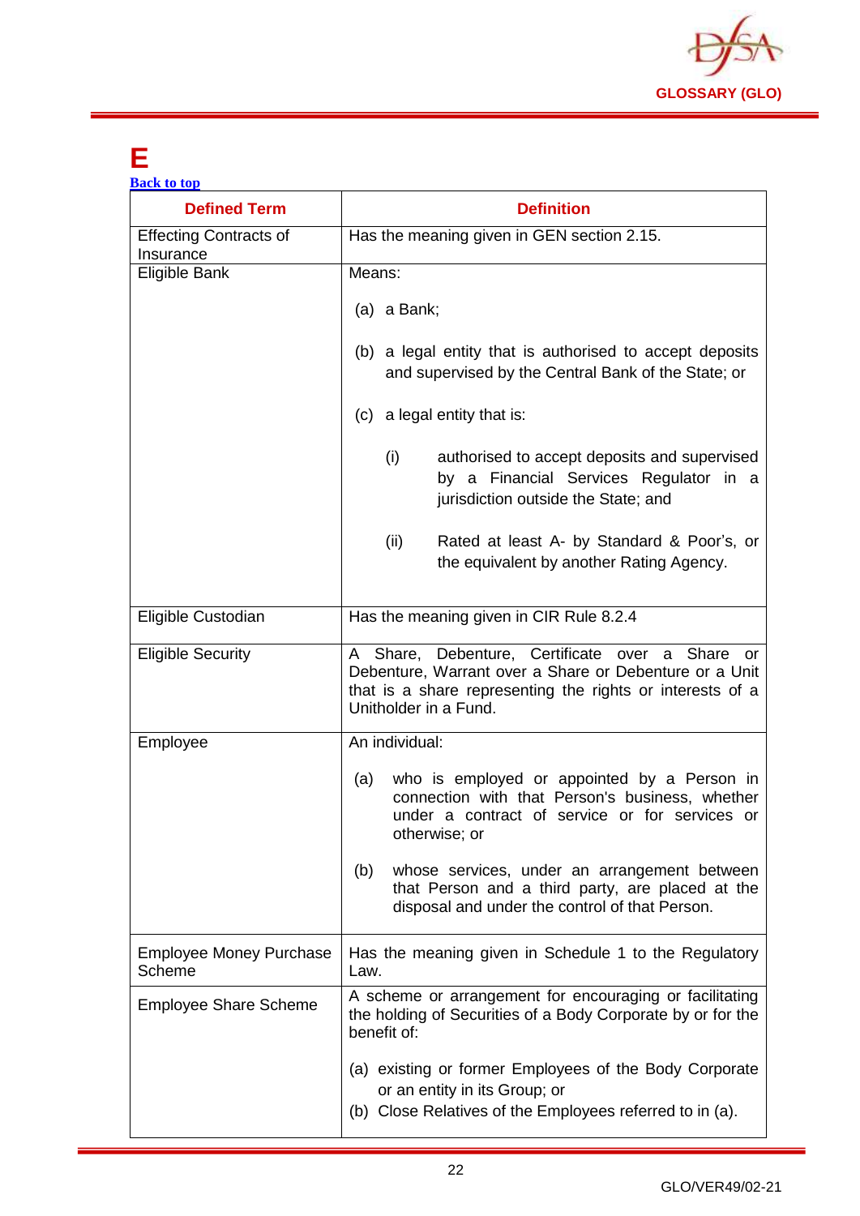# E

[Back to top]

| Defined Term | Definition |
|---|---|
| Effecting Contracts of Insurance | Has the meaning given in GEN section 2.15. |
| Eligible Bank | Means:<br><br>(a) a Bank;<br><br>(b) a legal entity that is authorised to accept deposits and supervised by the Central Bank of the State; or<br><br>(c) a legal entity that is:<br><br>(i) authorised to accept deposits and supervised by a Financial Services Regulator in a jurisdiction outside the State; and<br><br>(ii) Rated at least A- by Standard & Poor's, or the equivalent by another Rating Agency. |
| Eligible Custodian | Has the meaning given in CIR Rule 8.2.4 |
| Eligible Security | A Share, Debenture, Certificate over a Share or Debenture, Warrant over a Share or Debenture or a Unit that is a share representing the rights or interests of a Unitholder in a Fund. |
| Employee | An individual:<br><br>(a) who is employed or appointed by a Person in connection with that Person's business, whether under a contract of service or for services or otherwise; or<br><br>(b) whose services, under an arrangement between that Person and a third party, are placed at the disposal and under the control of that Person. |
| Employee Money Purchase Scheme | Has the meaning given in Schedule 1 to the Regulatory Law. |
| Employee Share Scheme | A scheme or arrangement for encouraging or facilitating the holding of Securities of a Body Corporate by or for the benefit of:<br><br>(a) existing or former Employees of the Body Corporate or an entity in its Group; or<br>(b) Close Relatives of the Employees referred to in (a). |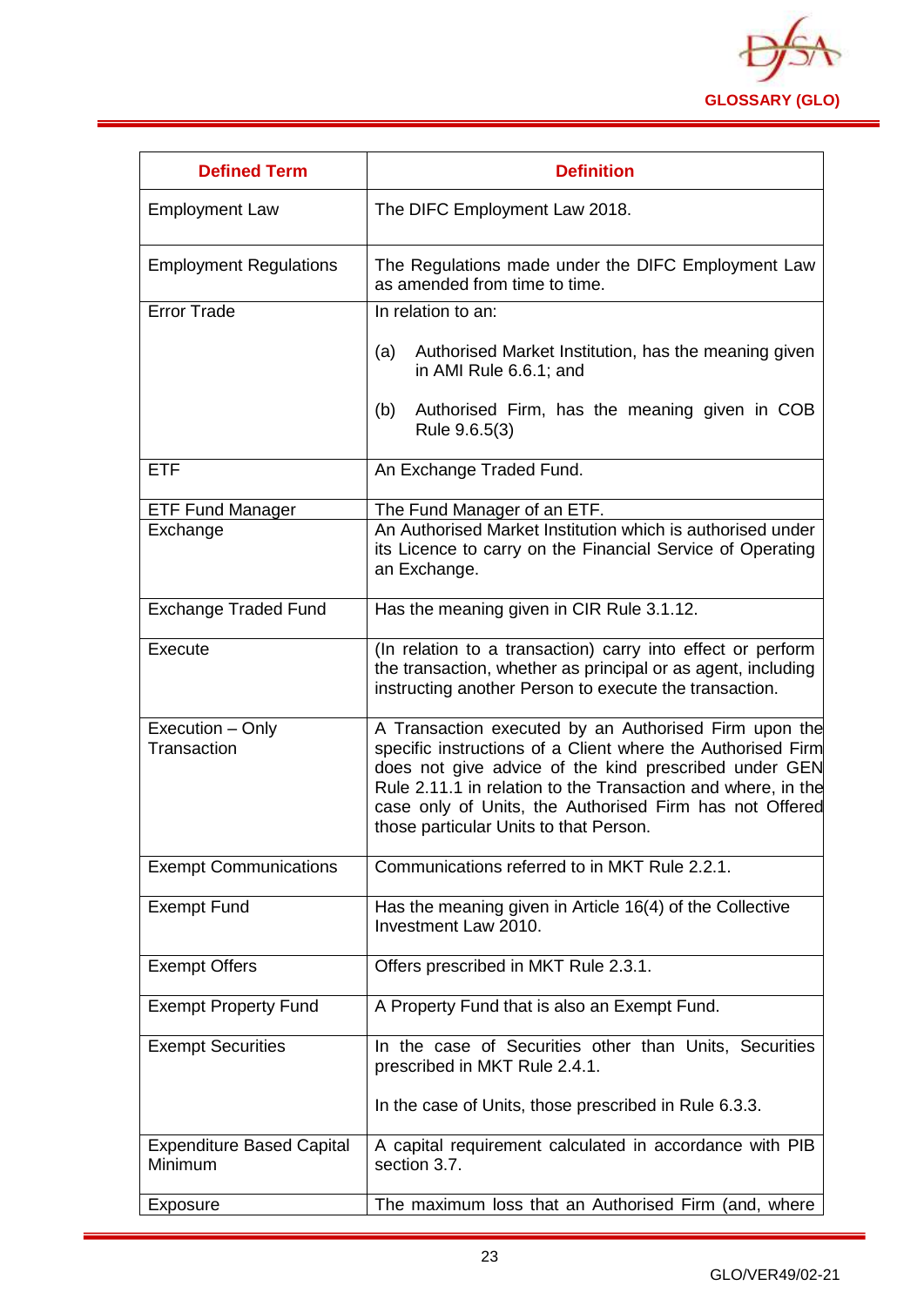| Defined Term | Definition |
|---|---|
| Employment Law | The DIFC Employment Law 2018. |
| Employment Regulations | The Regulations made under the DIFC Employment Law as amended from time to time. |
| Error Trade | In relation to an:<br><br>(a) Authorised Market Institution, has the meaning given in AMI Rule 6.6.1; and<br><br>(b) Authorised Firm, has the meaning given in COB Rule 9.6.5(3) |
| ETF | An Exchange Traded Fund. |
| ETF Fund Manager | The Fund Manager of an ETF. |
| Exchange | An Authorised Market Institution which is authorised under its Licence to carry on the Financial Service of Operating an Exchange. |
| Exchange Traded Fund | Has the meaning given in CIR Rule 3.1.12. |
| Execute | (In relation to a transaction) carry into effect or perform the transaction, whether as principal or as agent, including instructing another Person to execute the transaction. |
| Execution – Only Transaction | A Transaction executed by an Authorised Firm upon the specific instructions of a Client where the Authorised Firm does not give advice of the kind prescribed under GEN Rule 2.11.1 in relation to the Transaction and where, in the case only of Units, the Authorised Firm has not Offered those particular Units to that Person. |
| Exempt Communications | Communications referred to in MKT Rule 2.2.1. |
| Exempt Fund | Has the meaning given in Article 16(4) of the Collective Investment Law 2010. |
| Exempt Offers | Offers prescribed in MKT Rule 2.3.1. |
| Exempt Property Fund | A Property Fund that is also an Exempt Fund. |
| Exempt Securities | In the case of Securities other than Units, Securities prescribed in MKT Rule 2.4.1.<br><br>In the case of Units, those prescribed in Rule 6.3.3. |
| Expenditure Based Capital Minimum | A capital requirement calculated in accordance with PIB section 3.7. |
| Exposure | The maximum loss that an Authorised Firm (and, where |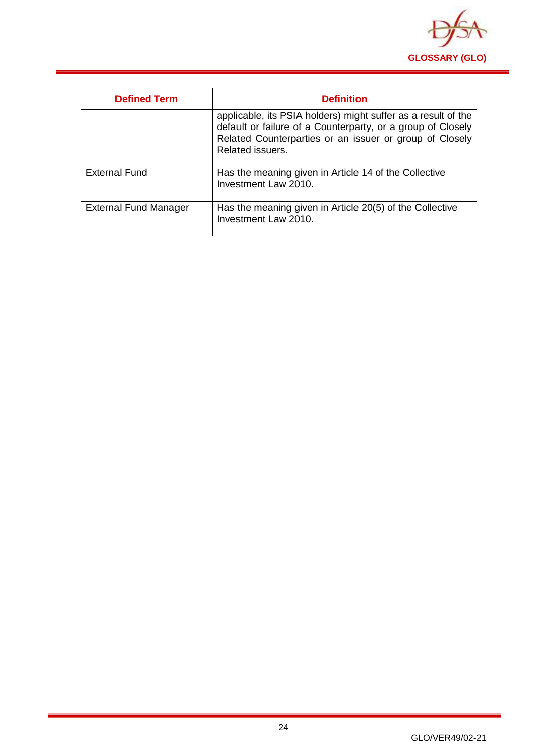| Defined Term | Definition |
|---|---|
| | applicable, its PSIA holders) might suffer as a result of the default or failure of a Counterparty, or a group of Closely Related Counterparties or an issuer or group of Closely Related issuers. |
| External Fund | Has the meaning given in Article 14 of the Collective Investment Law 2010. |
| External Fund Manager | Has the meaning given in Article 20(5) of the Collective Investment Law 2010. |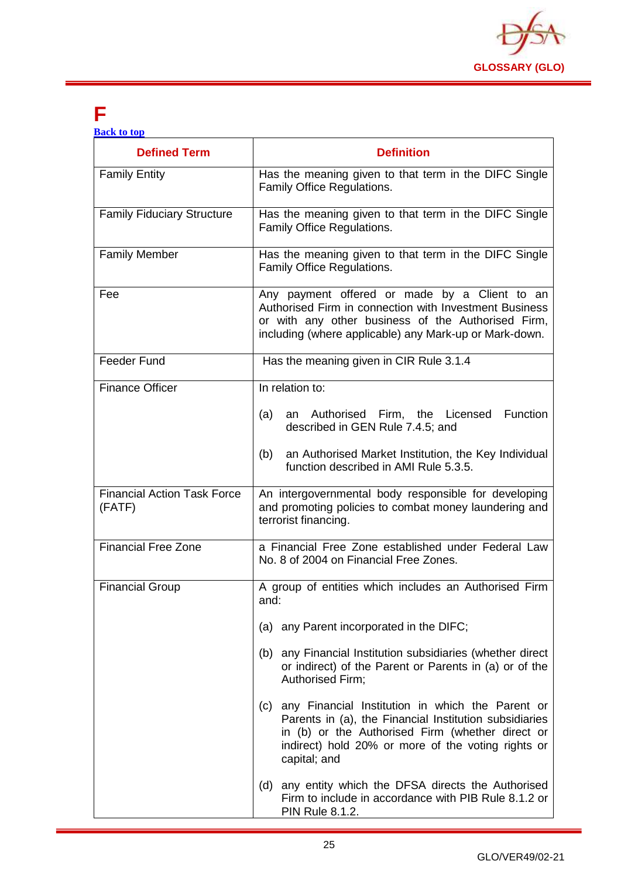# F

Back to top

| Defined Term | Definition |
|---|---|
| Family Entity | Has the meaning given to that term in the DIFC Single Family Office Regulations. |
| Family Fiduciary Structure | Has the meaning given to that term in the DIFC Single Family Office Regulations. |
| Family Member | Has the meaning given to that term in the DIFC Single Family Office Regulations. |
| Fee | Any payment offered or made by a Client to an Authorised Firm in connection with Investment Business or with any other business of the Authorised Firm, including (where applicable) any Mark-up or Mark-down. |
| Feeder Fund | Has the meaning given in CIR Rule 3.1.4 |
| Finance Officer | In relation to:<br><br>(a) an Authorised Firm, the Licensed Function described in GEN Rule 7.4.5; and<br><br>(b) an Authorised Market Institution, the Key Individual function described in AMI Rule 5.3.5. |
| Financial Action Task Force (FATF) | An intergovernmental body responsible for developing and promoting policies to combat money laundering and terrorist financing. |
| Financial Free Zone | a Financial Free Zone established under Federal Law No. 8 of 2004 on Financial Free Zones. |
| Financial Group | A group of entities which includes an Authorised Firm and:<br><br>(a) any Parent incorporated in the DIFC;<br><br>(b) any Financial Institution subsidiaries (whether direct or indirect) of the Parent or Parents in (a) or of the Authorised Firm;<br><br>(c) any Financial Institution in which the Parent or Parents in (a), the Financial Institution subsidiaries in (b) or the Authorised Firm (whether direct or indirect) hold 20% or more of the voting rights or capital; and<br><br>(d) any entity which the DFSA directs the Authorised Firm to include in accordance with PIB Rule 8.1.2 or PIN Rule 8.1.2. |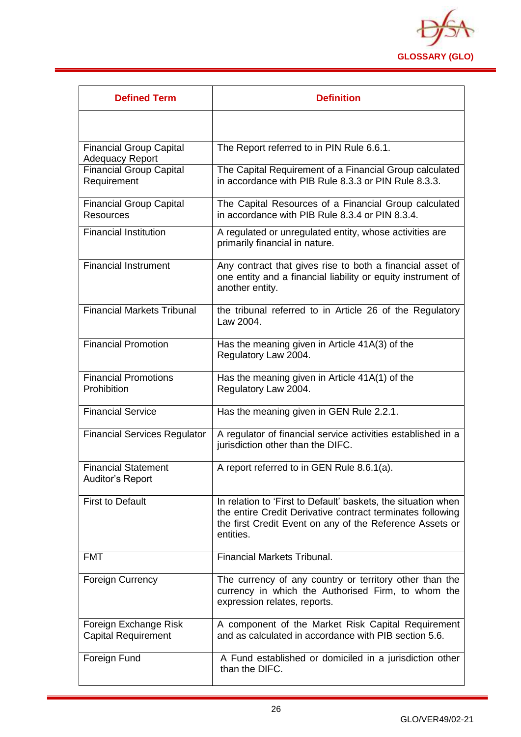| Defined Term | Definition |
|---|---|
| | |
| Financial Group Capital Adequacy Report | The Report referred to in PIN Rule 6.6.1. |
| Financial Group Capital Requirement | The Capital Requirement of a Financial Group calculated in accordance with PIB Rule 8.3.3 or PIN Rule 8.3.3. |
| Financial Group Capital Resources | The Capital Resources of a Financial Group calculated in accordance with PIB Rule 8.3.4 or PIN 8.3.4. |
| Financial Institution | A regulated or unregulated entity, whose activities are primarily financial in nature. |
| Financial Instrument | Any contract that gives rise to both a financial asset of one entity and a financial liability or equity instrument of another entity. |
| Financial Markets Tribunal | the tribunal referred to in Article 26 of the Regulatory Law 2004. |
| Financial Promotion | Has the meaning given in Article 41A(3) of the Regulatory Law 2004. |
| Financial Promotions Prohibition | Has the meaning given in Article 41A(1) of the Regulatory Law 2004. |
| Financial Service | Has the meaning given in GEN Rule 2.2.1. |
| Financial Services Regulator | A regulator of financial service activities established in a jurisdiction other than the DIFC. |
| Financial Statement Auditor's Report | A report referred to in GEN Rule 8.6.1(a). |
| First to Default | In relation to 'First to Default' baskets, the situation when the entire Credit Derivative contract terminates following the first Credit Event on any of the Reference Assets or entities. |
| FMT | Financial Markets Tribunal. |
| Foreign Currency | The currency of any country or territory other than the currency in which the Authorised Firm, to whom the expression relates, reports. |
| Foreign Exchange Risk Capital Requirement | A component of the Market Risk Capital Requirement and as calculated in accordance with PIB section 5.6. |
| Foreign Fund | A Fund established or domiciled in a jurisdiction other than the DIFC. |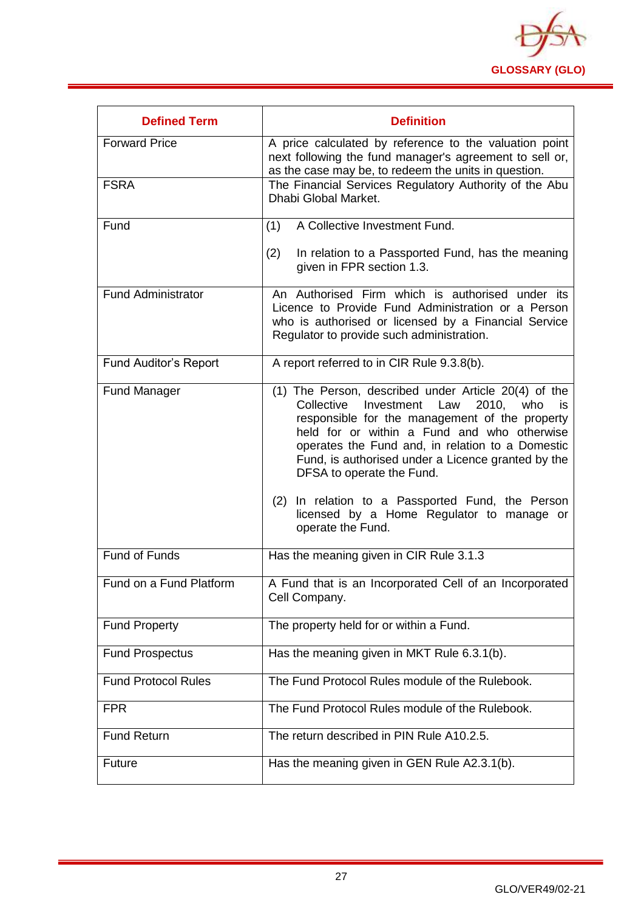| Defined Term | Definition |
|---|---|
| Forward Price | A price calculated by reference to the valuation point next following the fund manager's agreement to sell or, as the case may be, to redeem the units in question. |
| FSRA | The Financial Services Regulatory Authority of the Abu Dhabi Global Market. |
| Fund | (1) A Collective Investment Fund.<br><br>(2) In relation to a Passported Fund, has the meaning given in FPR section 1.3. |
| Fund Administrator | An Authorised Firm which is authorised under its Licence to Provide Fund Administration or a Person who is authorised or licensed by a Financial Service Regulator to provide such administration. |
| Fund Auditor's Report | A report referred to in CIR Rule 9.3.8(b). |
| Fund Manager | (1) The Person, described under Article 20(4) of the Collective Investment Law 2010, who is responsible for the management of the property held for or within a Fund and who otherwise operates the Fund and, in relation to a Domestic Fund, is authorised under a Licence granted by the DFSA to operate the Fund.<br><br>(2) In relation to a Passported Fund, the Person licensed by a Home Regulator to manage or operate the Fund. |
| Fund of Funds | Has the meaning given in CIR Rule 3.1.3 |
| Fund on a Fund Platform | A Fund that is an Incorporated Cell of an Incorporated Cell Company. |
| Fund Property | The property held for or within a Fund. |
| Fund Prospectus | Has the meaning given in MKT Rule 6.3.1(b). |
| Fund Protocol Rules | The Fund Protocol Rules module of the Rulebook. |
| FPR | The Fund Protocol Rules module of the Rulebook. |
| Fund Return | The return described in PIN Rule A10.2.5. |
| Future | Has the meaning given in GEN Rule A2.3.1(b). |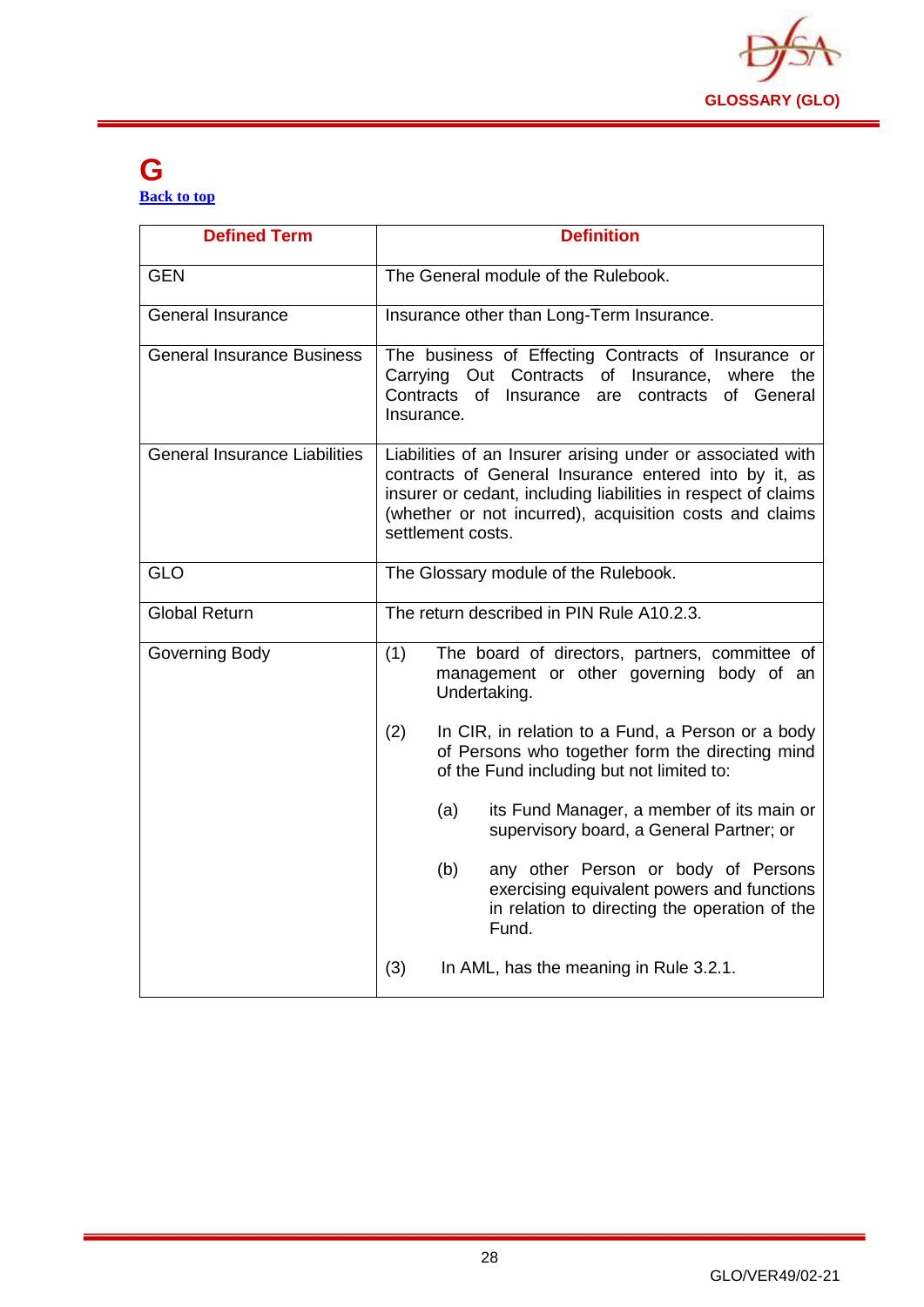# G

[Back to top](#)

| Defined Term | Definition |
|---|---|
| GEN | The General module of the Rulebook. |
| General Insurance | Insurance other than Long-Term Insurance. |
| General Insurance Business | The business of Effecting Contracts of Insurance or Carrying Out Contracts of Insurance, where the Contracts of Insurance are contracts of General Insurance. |
| General Insurance Liabilities | Liabilities of an Insurer arising under or associated with contracts of General Insurance entered into by it, as insurer or cedant, including liabilities in respect of claims (whether or not incurred), acquisition costs and claims settlement costs. |
| GLO | The Glossary module of the Rulebook. |
| Global Return | The return described in PIN Rule A10.2.3. |
| Governing Body | (1) The board of directors, partners, committee of management or other governing body of an Undertaking.<br><br>(2) In CIR, in relation to a Fund, a Person or a body of Persons who together form the directing mind of the Fund including but not limited to:<br><br>(a) its Fund Manager, a member of its main or supervisory board, a General Partner; or<br><br>(b) any other Person or body of Persons exercising equivalent powers and functions in relation to directing the operation of the Fund.<br><br>(3) In AML, has the meaning in Rule 3.2.1. |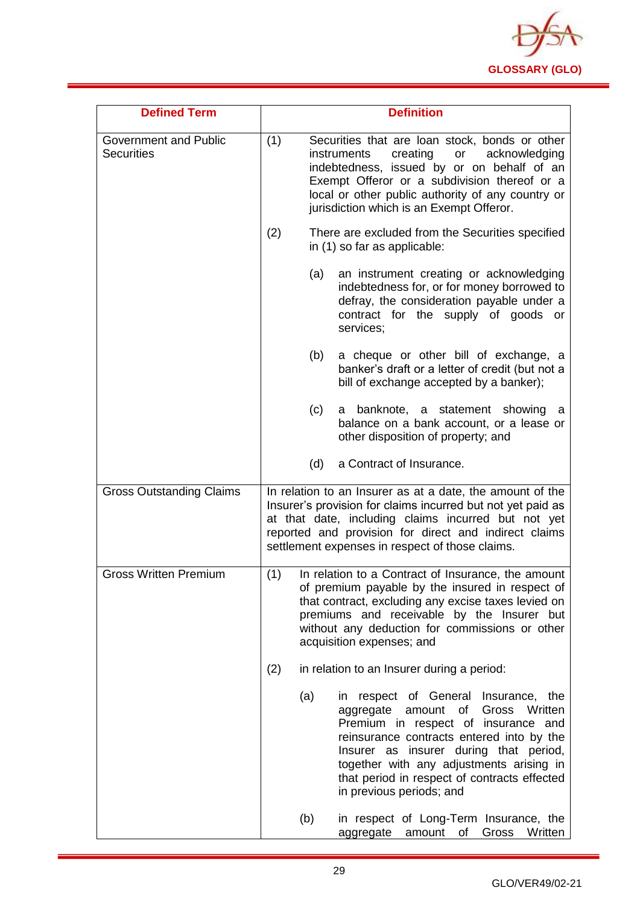| Defined Term | Definition |
|---|---|
| Government and Public Securities | (1) Securities that are loan stock, bonds or other instruments creating or acknowledging indebtedness, issued by or on behalf of an Exempt Offeror or a subdivision thereof or a local or other public authority of any country or jurisdiction which is an Exempt Offeror.<br><br>(2) There are excluded from the Securities specified in (1) so far as applicable:<br><br>(a) an instrument creating or acknowledging indebtedness for, or for money borrowed to defray, the consideration payable under a contract for the supply of goods or services;<br><br>(b) a cheque or other bill of exchange, a banker's draft or a letter of credit (but not a bill of exchange accepted by a banker);<br><br>(c) a banknote, a statement showing a balance on a bank account, or a lease or other disposition of property; and<br><br>(d) a Contract of Insurance. |
| Gross Outstanding Claims | In relation to an Insurer as at a date, the amount of the Insurer's provision for claims incurred but not yet paid as at that date, including claims incurred but not yet reported and provision for direct and indirect claims settlement expenses in respect of those claims. |
| Gross Written Premium | (1) In relation to a Contract of Insurance, the amount of premium payable by the insured in respect of that contract, excluding any excise taxes levied on premiums and receivable by the Insurer but without any deduction for commissions or other acquisition expenses; and<br><br>(2) in relation to an Insurer during a period:<br><br>(a) in respect of General Insurance, the aggregate amount of Gross Written Premium in respect of insurance and reinsurance contracts entered into by the Insurer as insurer during that period, together with any adjustments arising in that period in respect of contracts effected in previous periods; and<br><br>(b) in respect of Long-Term Insurance, the aggregate amount of Gross Written |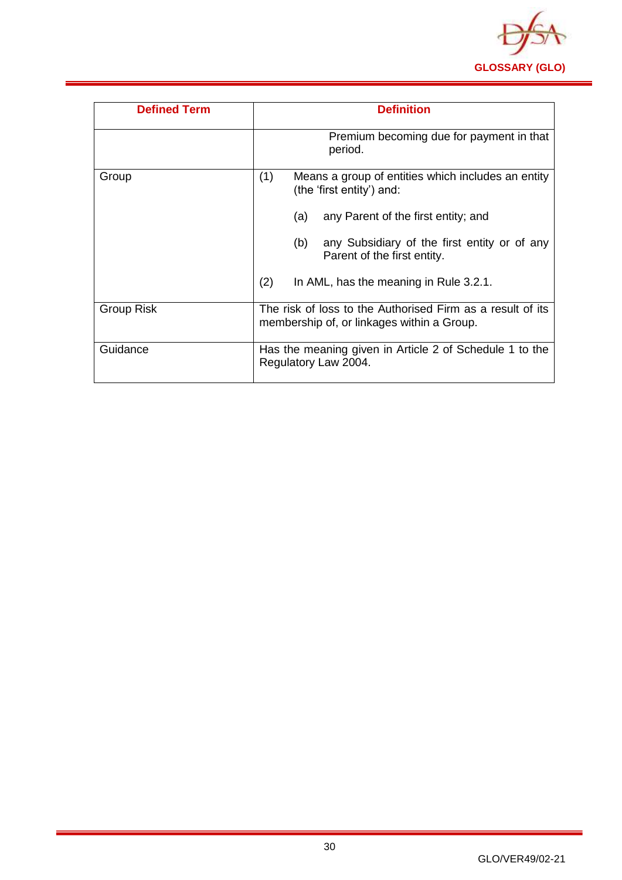| Defined Term | Definition |
|---|---|
| | Premium becoming due for payment in that period. |
| Group | (1) Means a group of entities which includes an entity (the 'first entity') and: <br><br> (a) any Parent of the first entity; and <br><br> (b) any Subsidiary of the first entity or of any Parent of the first entity. <br><br> (2) In AML, has the meaning in Rule 3.2.1. |
| Group Risk | The risk of loss to the Authorised Firm as a result of its membership of, or linkages within a Group. |
| Guidance | Has the meaning given in Article 2 of Schedule 1 to the Regulatory Law 2004. |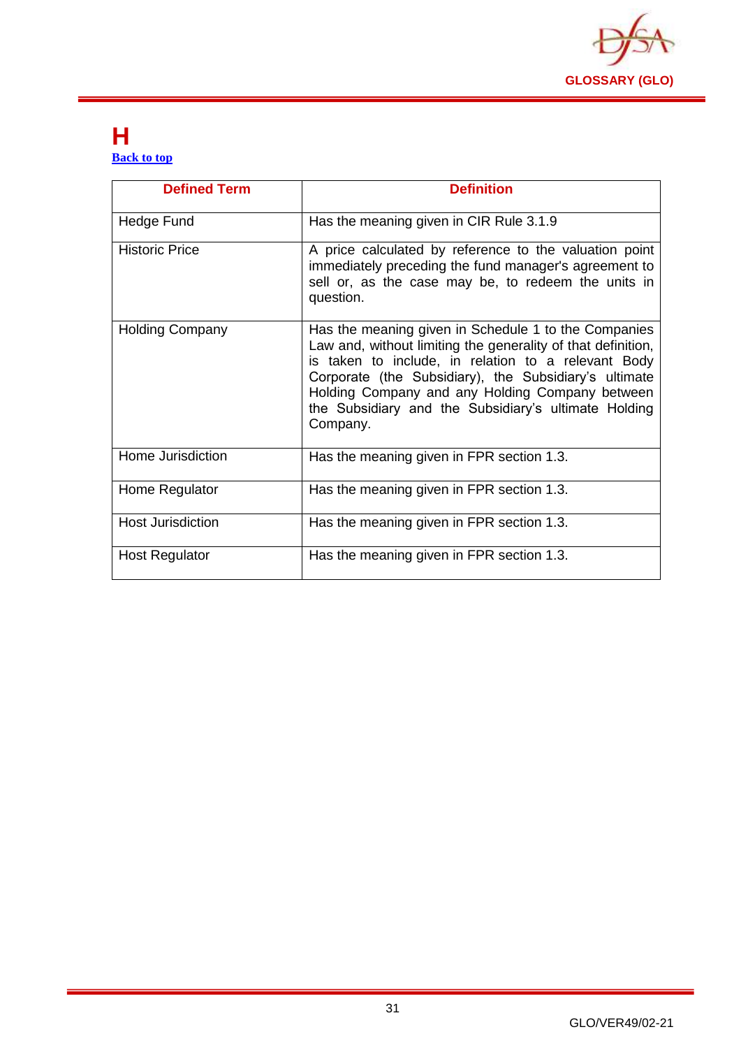# H

[Back to top]

| Defined Term | Definition |
|---|---|
| Hedge Fund | Has the meaning given in CIR Rule 3.1.9 |
| Historic Price | A price calculated by reference to the valuation point immediately preceding the fund manager's agreement to sell or, as the case may be, to redeem the units in question. |
| Holding Company | Has the meaning given in Schedule 1 to the Companies Law and, without limiting the generality of that definition, is taken to include, in relation to a relevant Body Corporate (the Subsidiary), the Subsidiary's ultimate Holding Company and any Holding Company between the Subsidiary and the Subsidiary's ultimate Holding Company. |
| Home Jurisdiction | Has the meaning given in FPR section 1.3. |
| Home Regulator | Has the meaning given in FPR section 1.3. |
| Host Jurisdiction | Has the meaning given in FPR section 1.3. |
| Host Regulator | Has the meaning given in FPR section 1.3. |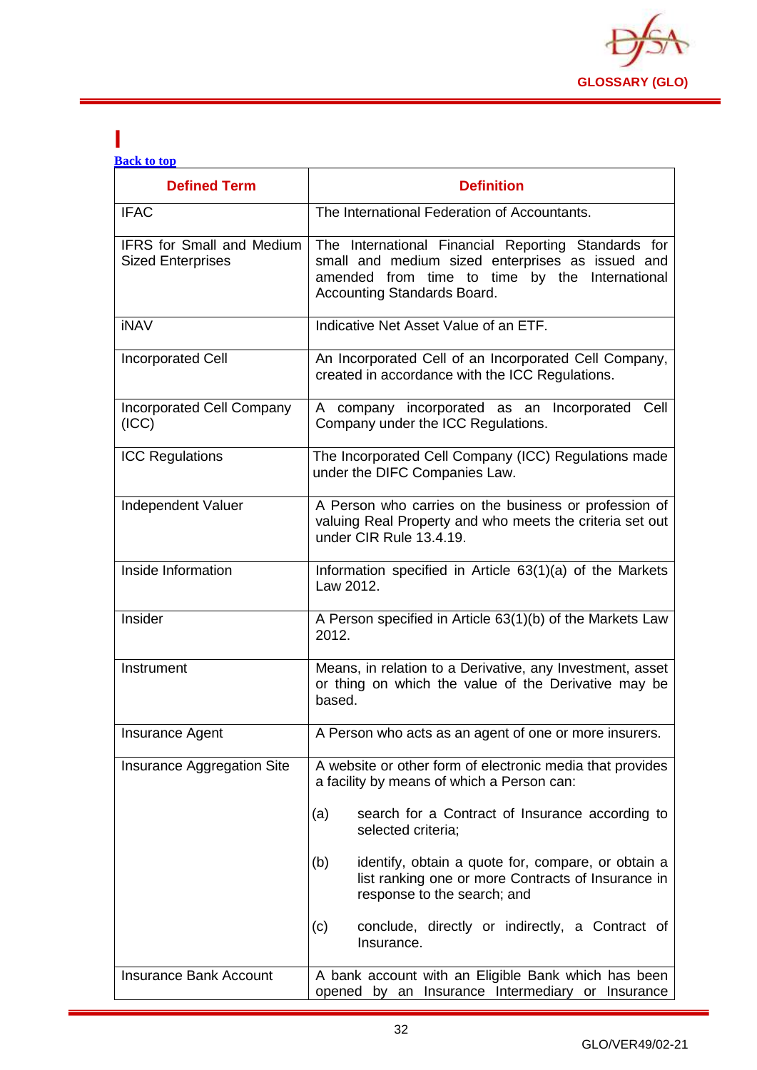# I

Back to top

| Defined Term | Definition |
|---|---|
| IFAC | The International Federation of Accountants. |
| IFRS for Small and Medium Sized Enterprises | The International Financial Reporting Standards for small and medium sized enterprises as issued and amended from time to time by the International Accounting Standards Board. |
| iNAV | Indicative Net Asset Value of an ETF. |
| Incorporated Cell | An Incorporated Cell of an Incorporated Cell Company, created in accordance with the ICC Regulations. |
| Incorporated Cell Company (ICC) | A company incorporated as an Incorporated Cell Company under the ICC Regulations. |
| ICC Regulations | The Incorporated Cell Company (ICC) Regulations made under the DIFC Companies Law. |
| Independent Valuer | A Person who carries on the business or profession of valuing Real Property and who meets the criteria set out under CIR Rule 13.4.19. |
| Inside Information | Information specified in Article 63(1)(a) of the Markets Law 2012. |
| Insider | A Person specified in Article 63(1)(b) of the Markets Law 2012. |
| Instrument | Means, in relation to a Derivative, any Investment, asset or thing on which the value of the Derivative may be based. |
| Insurance Agent | A Person who acts as an agent of one or more insurers. |
| Insurance Aggregation Site | A website or other form of electronic media that provides a facility by means of which a Person can:<br><br>(a) search for a Contract of Insurance according to selected criteria;<br><br>(b) identify, obtain a quote for, compare, or obtain a list ranking one or more Contracts of Insurance in response to the search; and<br><br>(c) conclude, directly or indirectly, a Contract of Insurance. |
| Insurance Bank Account | A bank account with an Eligible Bank which has been opened by an Insurance Intermediary or Insurance |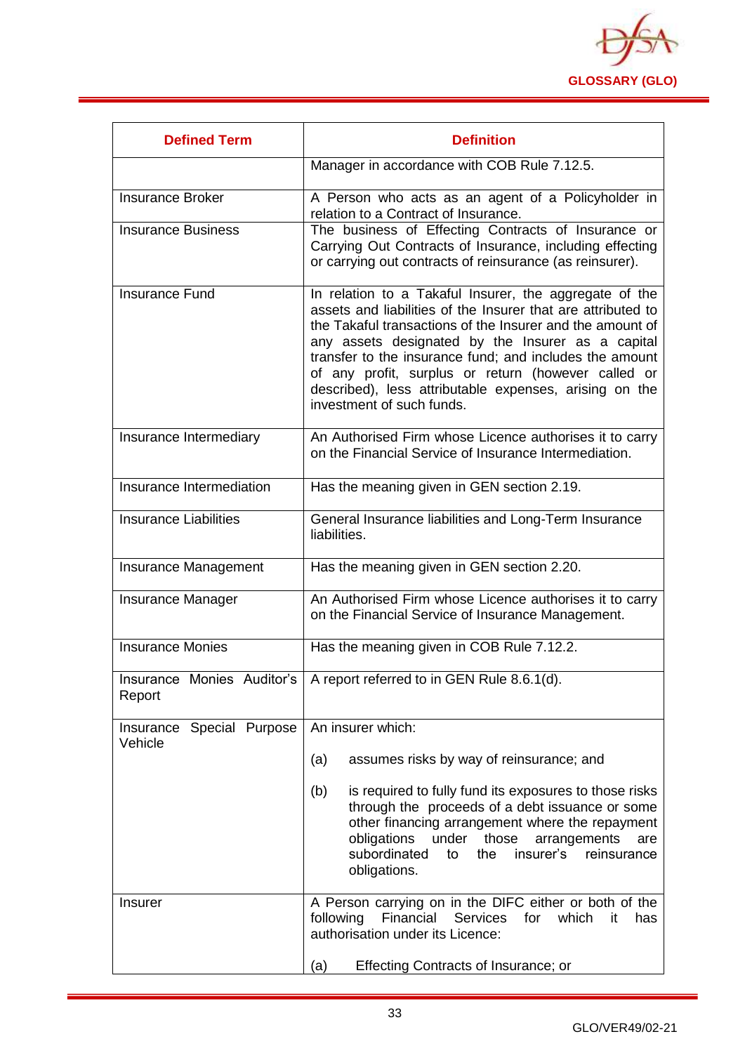| Defined Term | Definition |
|---|---|
| | Manager in accordance with COB Rule 7.12.5. |
| Insurance Broker | A Person who acts as an agent of a Policyholder in relation to a Contract of Insurance. |
| Insurance Business | The business of Effecting Contracts of Insurance or Carrying Out Contracts of Insurance, including effecting or carrying out contracts of reinsurance (as reinsurer). |
| Insurance Fund | In relation to a Takaful Insurer, the aggregate of the assets and liabilities of the Insurer that are attributed to the Takaful transactions of the Insurer and the amount of any assets designated by the Insurer as a capital transfer to the insurance fund; and includes the amount of any profit, surplus or return (however called or described), less attributable expenses, arising on the investment of such funds. |
| Insurance Intermediary | An Authorised Firm whose Licence authorises it to carry on the Financial Service of Insurance Intermediation. |
| Insurance Intermediation | Has the meaning given in GEN section 2.19. |
| Insurance Liabilities | General Insurance liabilities and Long-Term Insurance liabilities. |
| Insurance Management | Has the meaning given in GEN section 2.20. |
| Insurance Manager | An Authorised Firm whose Licence authorises it to carry on the Financial Service of Insurance Management. |
| Insurance Monies | Has the meaning given in COB Rule 7.12.2. |
| Insurance Monies Auditor's Report | A report referred to in GEN Rule 8.6.1(d). |
| Insurance Special Purpose Vehicle | An insurer which:<br><br>(a) assumes risks by way of reinsurance; and<br><br>(b) is required to fully fund its exposures to those risks through the proceeds of a debt issuance or some other financing arrangement where the repayment obligations under those arrangements are subordinated to the insurer's reinsurance obligations. |
| Insurer | A Person carrying on in the DIFC either or both of the following Financial Services for which it has authorisation under its Licence:<br><br>(a) Effecting Contracts of Insurance; or |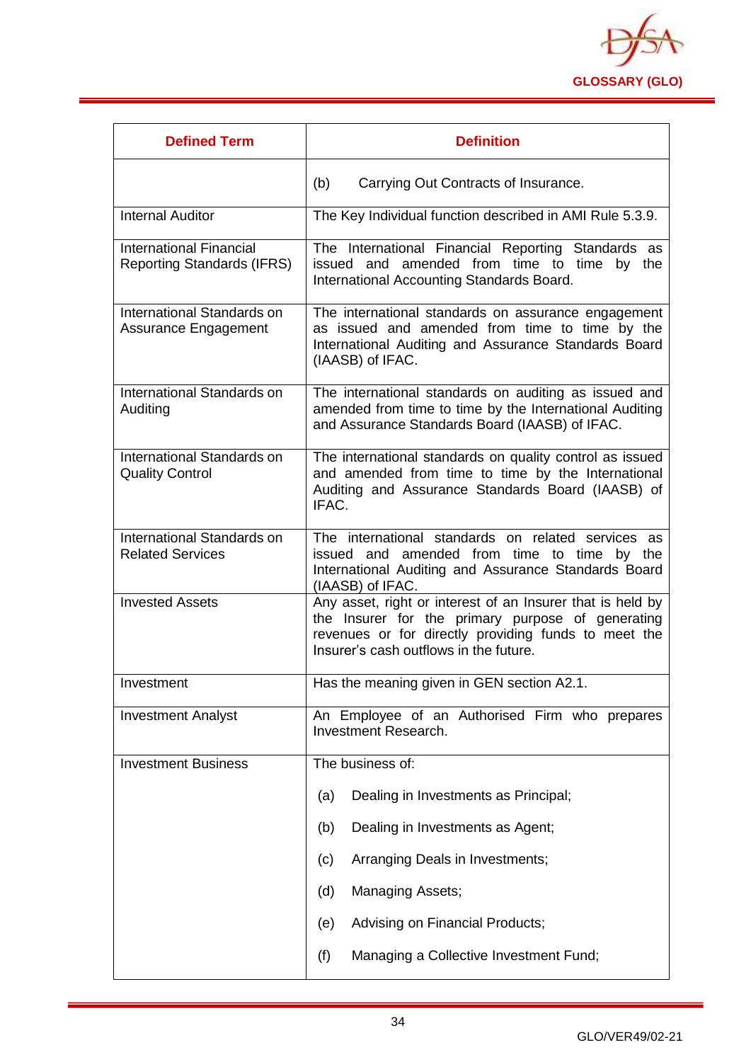| Defined Term | Definition |
|---|---|
| | (b) Carrying Out Contracts of Insurance. |
| Internal Auditor | The Key Individual function described in AMI Rule 5.3.9. |
| International Financial Reporting Standards (IFRS) | The International Financial Reporting Standards as issued and amended from time to time by the International Accounting Standards Board. |
| International Standards on Assurance Engagement | The international standards on assurance engagement as issued and amended from time to time by the International Auditing and Assurance Standards Board (IAASB) of IFAC. |
| International Standards on Auditing | The international standards on auditing as issued and amended from time to time by the International Auditing and Assurance Standards Board (IAASB) of IFAC. |
| International Standards on Quality Control | The international standards on quality control as issued and amended from time to time by the International Auditing and Assurance Standards Board (IAASB) of IFAC. |
| International Standards on Related Services | The international standards on related services as issued and amended from time to time by the International Auditing and Assurance Standards Board (IAASB) of IFAC. |
| Invested Assets | Any asset, right or interest of an Insurer that is held by the Insurer for the primary purpose of generating revenues or for directly providing funds to meet the Insurer's cash outflows in the future. |
| Investment | Has the meaning given in GEN section A2.1. |
| Investment Analyst | An Employee of an Authorised Firm who prepares Investment Research. |
| Investment Business | The business of:<br><br>(a) Dealing in Investments as Principal;<br><br>(b) Dealing in Investments as Agent;<br><br>(c) Arranging Deals in Investments;<br><br>(d) Managing Assets;<br><br>(e) Advising on Financial Products;<br><br>(f) Managing a Collective Investment Fund; |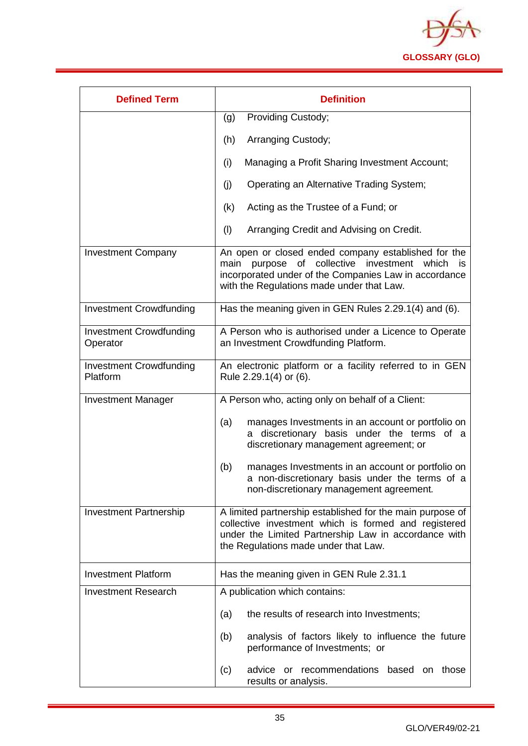| Defined Term | Definition |
|---|---|
| | (g) Providing Custody;<br><br>(h) Arranging Custody;<br><br>(i) Managing a Profit Sharing Investment Account;<br><br>(j) Operating an Alternative Trading System;<br><br>(k) Acting as the Trustee of a Fund; or<br><br>(l) Arranging Credit and Advising on Credit. |
| Investment Company | An open or closed ended company established for the main purpose of collective investment which is incorporated under of the Companies Law in accordance with the Regulations made under that Law. |
| Investment Crowdfunding | Has the meaning given in GEN Rules 2.29.1(4) and (6). |
| Investment Crowdfunding Operator | A Person who is authorised under a Licence to Operate an Investment Crowdfunding Platform. |
| Investment Crowdfunding Platform | An electronic platform or a facility referred to in GEN Rule 2.29.1(4) or (6). |
| Investment Manager | A Person who, acting only on behalf of a Client:<br><br>(a) manages Investments in an account or portfolio on a discretionary basis under the terms of a discretionary management agreement; or<br><br>(b) manages Investments in an account or portfolio on a non-discretionary basis under the terms of a non-discretionary management agreement. |
| Investment Partnership | A limited partnership established for the main purpose of collective investment which is formed and registered under the Limited Partnership Law in accordance with the Regulations made under that Law. |
| Investment Platform | Has the meaning given in GEN Rule 2.31.1 |
| Investment Research | A publication which contains:<br><br>(a) the results of research into Investments;<br><br>(b) analysis of factors likely to influence the future performance of Investments; or<br><br>(c) advice or recommendations based on those results or analysis. |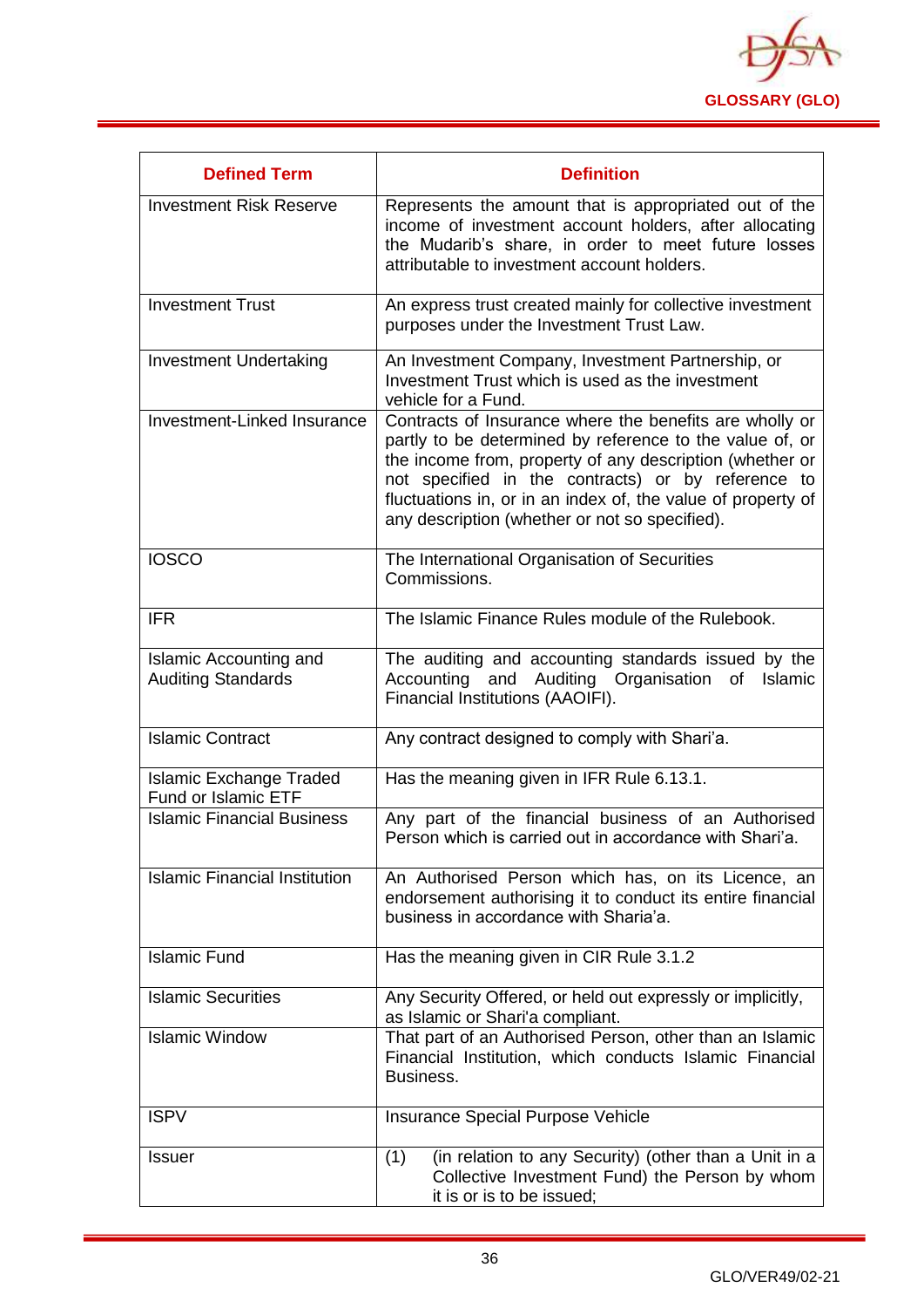| Defined Term | Definition |
|---|---|
| Investment Risk Reserve | Represents the amount that is appropriated out of the income of investment account holders, after allocating the Mudarib's share, in order to meet future losses attributable to investment account holders. |
| Investment Trust | An express trust created mainly for collective investment purposes under the Investment Trust Law. |
| Investment Undertaking | An Investment Company, Investment Partnership, or Investment Trust which is used as the investment vehicle for a Fund. |
| Investment-Linked Insurance | Contracts of Insurance where the benefits are wholly or partly to be determined by reference to the value of, or the income from, property of any description (whether or not specified in the contracts) or by reference to fluctuations in, or in an index of, the value of property of any description (whether or not so specified). |
| IOSCO | The International Organisation of Securities Commissions. |
| IFR | The Islamic Finance Rules module of the Rulebook. |
| Islamic Accounting and Auditing Standards | The auditing and accounting standards issued by the Accounting and Auditing Organisation of Islamic Financial Institutions (AAOIFI). |
| Islamic Contract | Any contract designed to comply with Shari'a. |
| Islamic Exchange Traded Fund or Islamic ETF | Has the meaning given in IFR Rule 6.13.1. |
| Islamic Financial Business | Any part of the financial business of an Authorised Person which is carried out in accordance with Shari'a. |
| Islamic Financial Institution | An Authorised Person which has, on its Licence, an endorsement authorising it to conduct its entire financial business in accordance with Sharia'a. |
| Islamic Fund | Has the meaning given in CIR Rule 3.1.2 |
| Islamic Securities | Any Security Offered, or held out expressly or implicitly, as Islamic or Shari'a compliant. |
| Islamic Window | That part of an Authorised Person, other than an Islamic Financial Institution, which conducts Islamic Financial Business. |
| ISPV | Insurance Special Purpose Vehicle |
| Issuer | (1) (in relation to any Security) (other than a Unit in a Collective Investment Fund) the Person by whom it is or is to be issued; |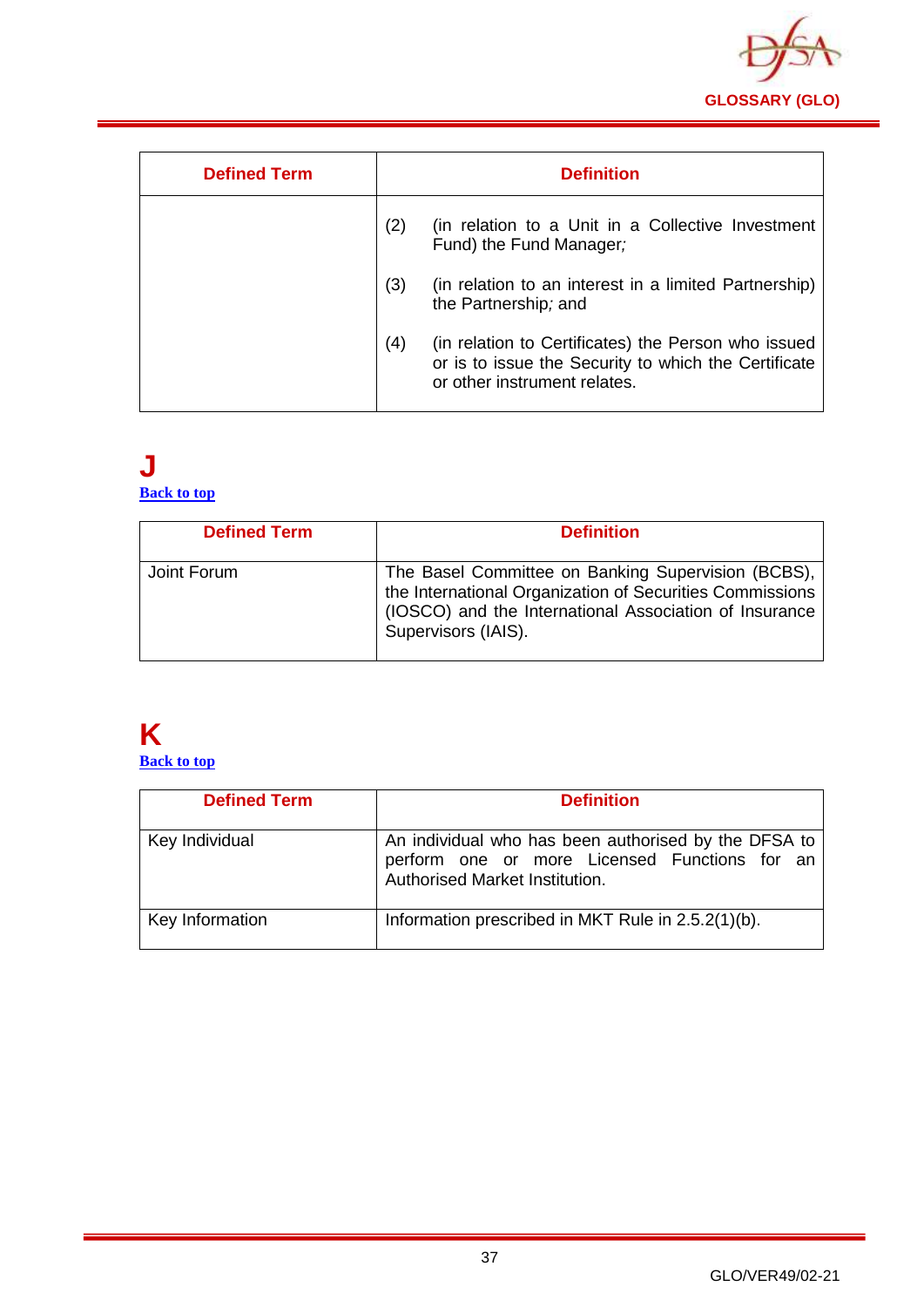| Defined Term | Definition |
|---|---|
| | (2) (in relation to a Unit in a Collective Investment Fund) the Fund Manager; <br><br> (3) (in relation to an interest in a limited Partnership) the Partnership; and <br><br> (4) (in relation to Certificates) the Person who issued or is to issue the Security to which the Certificate or other instrument relates. |

# J

[Back to top]

| Defined Term | Definition |
|---|---|
| Joint Forum | The Basel Committee on Banking Supervision (BCBS), the International Organization of Securities Commissions (IOSCO) and the International Association of Insurance Supervisors (IAIS). |

# K

[Back to top]

| Defined Term | Definition |
|---|---|
| Key Individual | An individual who has been authorised by the DFSA to perform one or more Licensed Functions for an Authorised Market Institution. |
| Key Information | Information prescribed in MKT Rule in 2.5.2(1)(b). |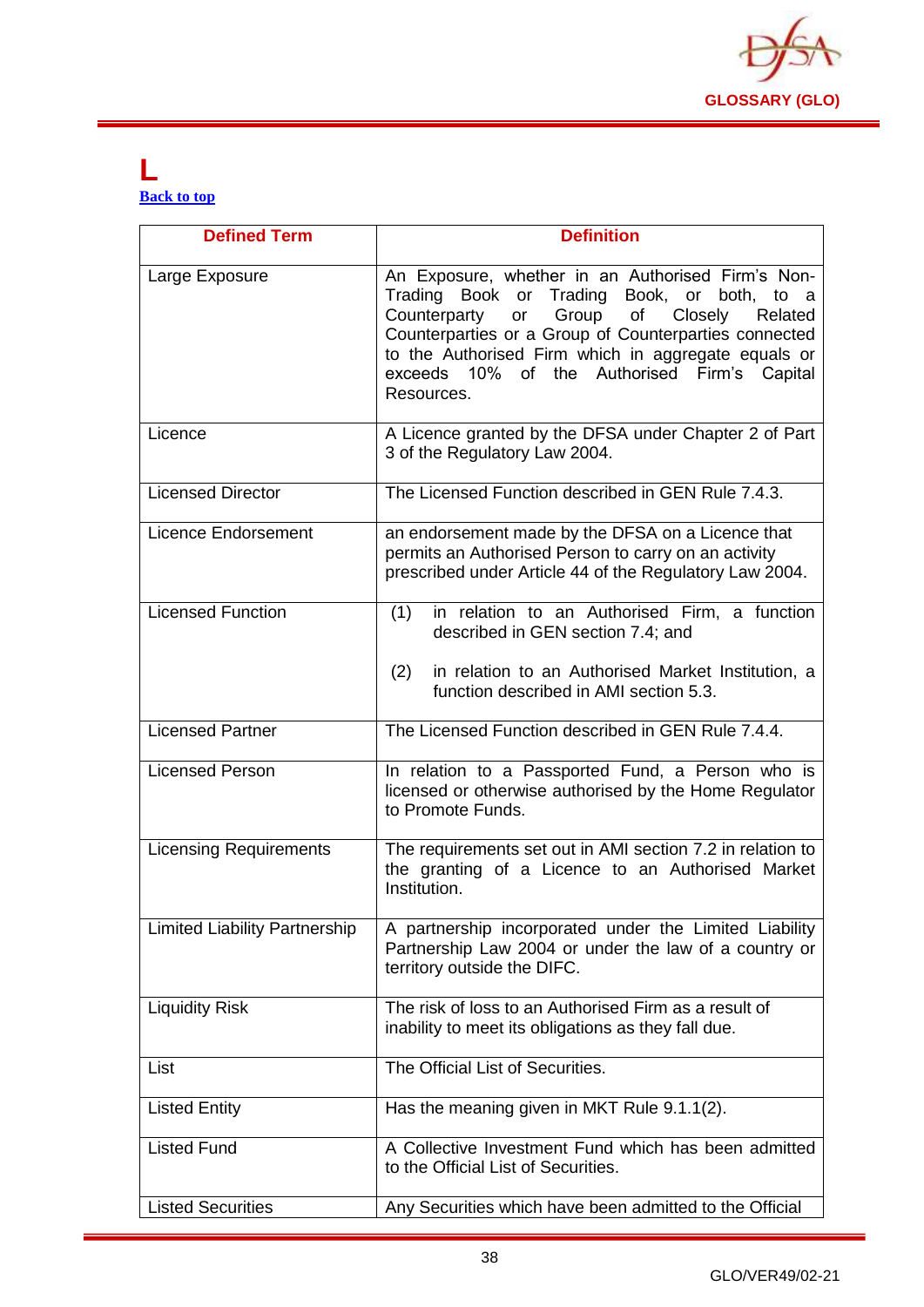# L

[Back to top]

| Defined Term | Definition |
| --- | --- |
| Large Exposure | An Exposure, whether in an Authorised Firm's Non-Trading Book or Trading Book, or both, to a Counterparty or Group of Closely Related Counterparties or a Group of Counterparties connected to the Authorised Firm which in aggregate equals or exceeds 10% of the Authorised Firm's Capital Resources. |
| Licence | A Licence granted by the DFSA under Chapter 2 of Part 3 of the Regulatory Law 2004. |
| Licensed Director | The Licensed Function described in GEN Rule 7.4.3. |
| Licence Endorsement | an endorsement made by the DFSA on a Licence that permits an Authorised Person to carry on an activity prescribed under Article 44 of the Regulatory Law 2004. |
| Licensed Function | (1) in relation to an Authorised Firm, a function described in GEN section 7.4; and<br><br>(2) in relation to an Authorised Market Institution, a function described in AMI section 5.3. |
| Licensed Partner | The Licensed Function described in GEN Rule 7.4.4. |
| Licensed Person | In relation to a Passported Fund, a Person who is licensed or otherwise authorised by the Home Regulator to Promote Funds. |
| Licensing Requirements | The requirements set out in AMI section 7.2 in relation to the granting of a Licence to an Authorised Market Institution. |
| Limited Liability Partnership | A partnership incorporated under the Limited Liability Partnership Law 2004 or under the law of a country or territory outside the DIFC. |
| Liquidity Risk | The risk of loss to an Authorised Firm as a result of inability to meet its obligations as they fall due. |
| List | The Official List of Securities. |
| Listed Entity | Has the meaning given in MKT Rule 9.1.1(2). |
| Listed Fund | A Collective Investment Fund which has been admitted to the Official List of Securities. |
| Listed Securities | Any Securities which have been admitted to the Official |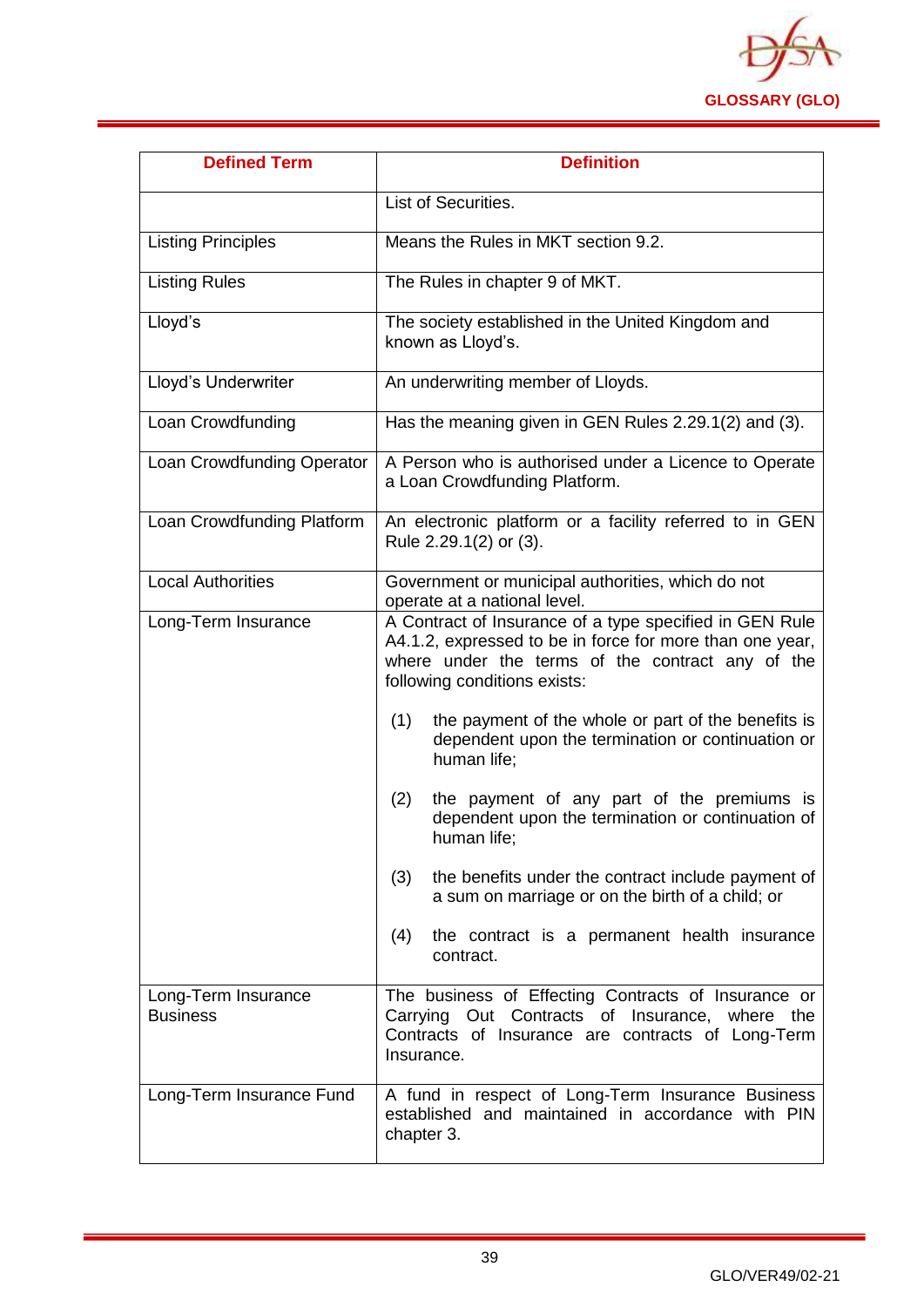| Defined Term | Definition |
|---|---|
| | List of Securities. |
| Listing Principles | Means the Rules in MKT section 9.2. |
| Listing Rules | The Rules in chapter 9 of MKT. |
| Lloyd's | The society established in the United Kingdom and known as Lloyd's. |
| Lloyd's Underwriter | An underwriting member of Lloyds. |
| Loan Crowdfunding | Has the meaning given in GEN Rules 2.29.1(2) and (3). |
| Loan Crowdfunding Operator | A Person who is authorised under a Licence to Operate a Loan Crowdfunding Platform. |
| Loan Crowdfunding Platform | An electronic platform or a facility referred to in GEN Rule 2.29.1(2) or (3). |
| Local Authorities | Government or municipal authorities, which do not operate at a national level. |
| Long-Term Insurance | A Contract of Insurance of a type specified in GEN Rule A4.1.2, expressed to be in force for more than one year, where under the terms of the contract any of the following conditions exists:<br><br>(1) the payment of the whole or part of the benefits is dependent upon the termination or continuation or human life;<br><br>(2) the payment of any part of the premiums is dependent upon the termination or continuation of human life;<br><br>(3) the benefits under the contract include payment of a sum on marriage or on the birth of a child; or<br><br>(4) the contract is a permanent health insurance contract. |
| Long-Term Insurance Business | The business of Effecting Contracts of Insurance or Carrying Out Contracts of Insurance, where the Contracts of Insurance are contracts of Long-Term Insurance. |
| Long-Term Insurance Fund | A fund in respect of Long-Term Insurance Business established and maintained in accordance with PIN chapter 3. |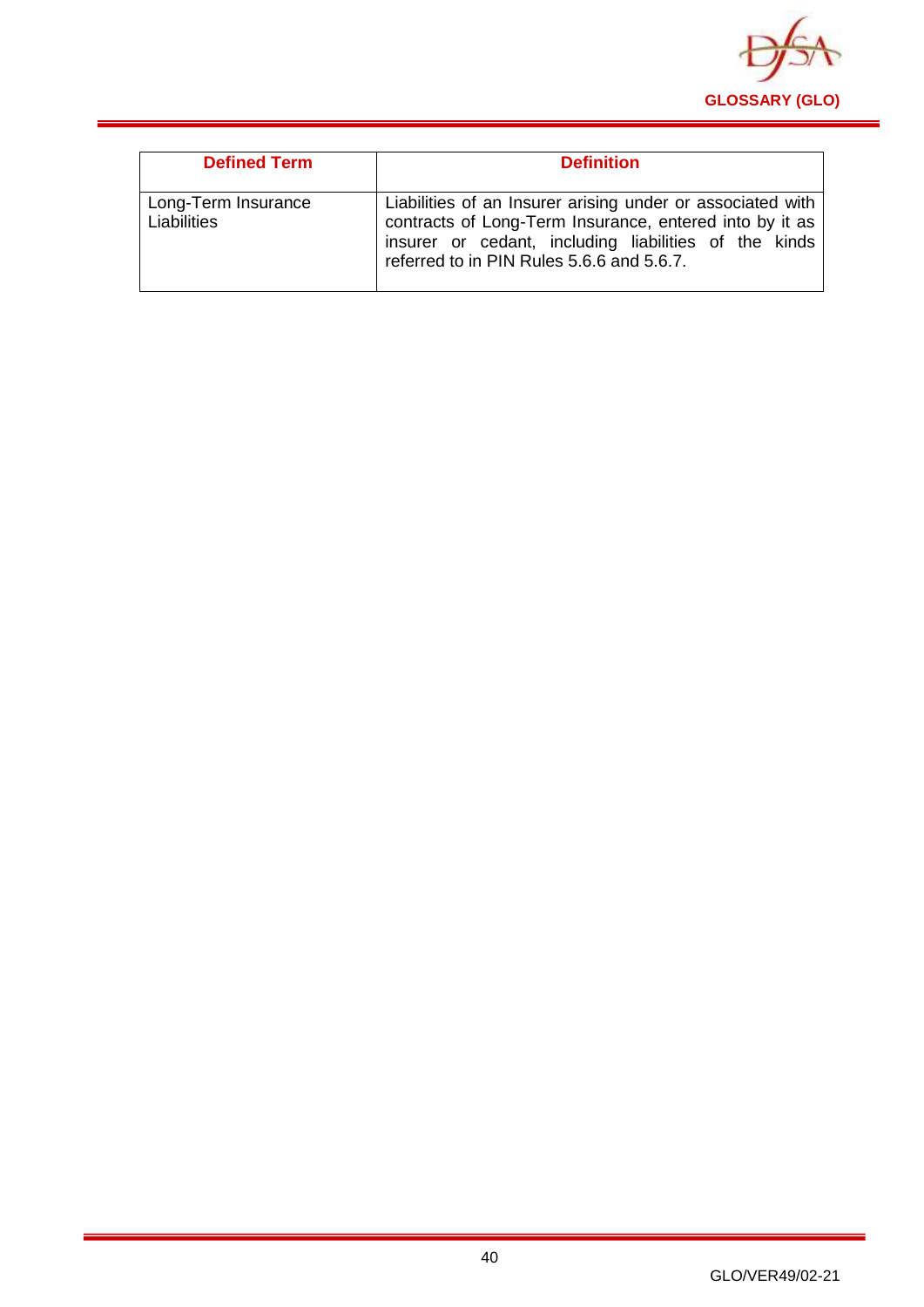| Defined Term | Definition |
|---|---|
| Long-Term Insurance Liabilities | Liabilities of an Insurer arising under or associated with contracts of Long-Term Insurance, entered into by it as insurer or cedant, including liabilities of the kinds referred to in PIN Rules 5.6.6 and 5.6.7. |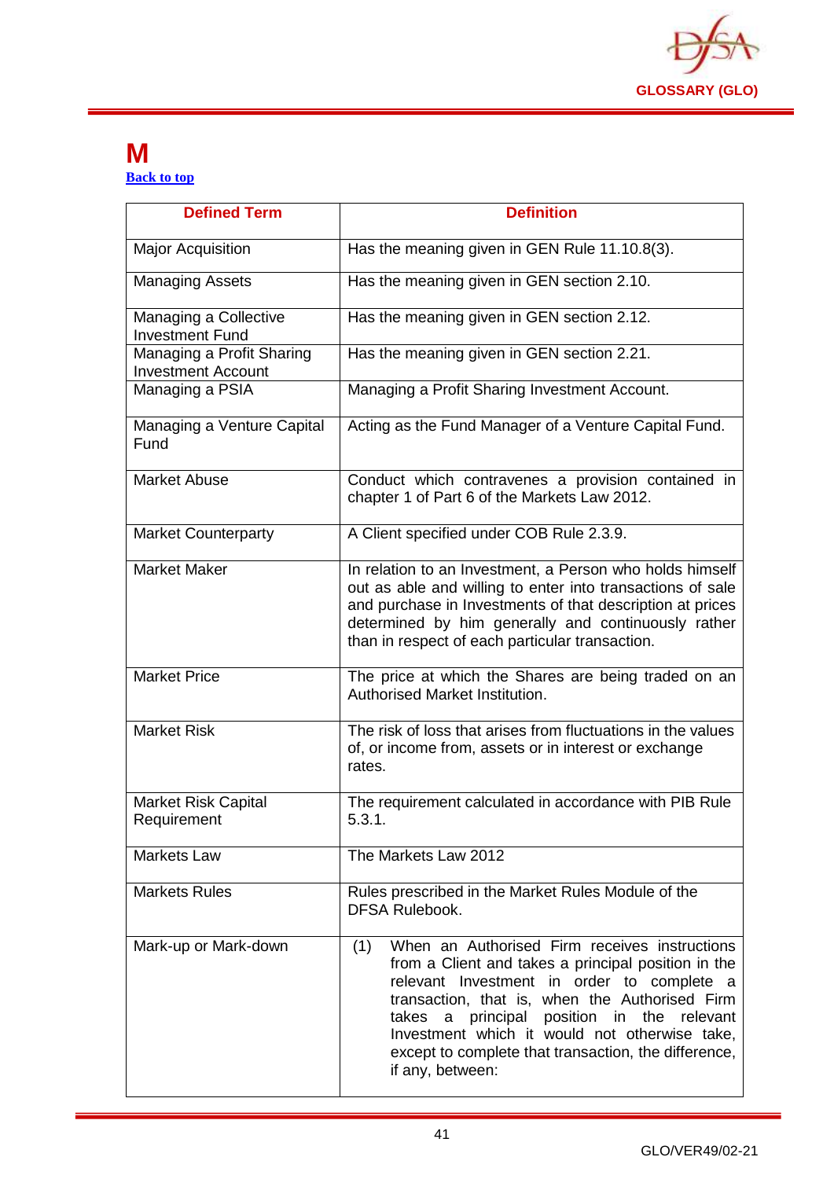# M

Back to top

| Defined Term | Definition |
|---|---|
| Major Acquisition | Has the meaning given in GEN Rule 11.10.8(3). |
| Managing Assets | Has the meaning given in GEN section 2.10. |
| Managing a Collective Investment Fund | Has the meaning given in GEN section 2.12. |
| Managing a Profit Sharing Investment Account | Has the meaning given in GEN section 2.21. |
| Managing a PSIA | Managing a Profit Sharing Investment Account. |
| Managing a Venture Capital Fund | Acting as the Fund Manager of a Venture Capital Fund. |
| Market Abuse | Conduct which contravenes a provision contained in chapter 1 of Part 6 of the Markets Law 2012. |
| Market Counterparty | A Client specified under COB Rule 2.3.9. |
| Market Maker | In relation to an Investment, a Person who holds himself out as able and willing to enter into transactions of sale and purchase in Investments of that description at prices determined by him generally and continuously rather than in respect of each particular transaction. |
| Market Price | The price at which the Shares are being traded on an Authorised Market Institution. |
| Market Risk | The risk of loss that arises from fluctuations in the values of, or income from, assets or in interest or exchange rates. |
| Market Risk Capital Requirement | The requirement calculated in accordance with PIB Rule 5.3.1. |
| Markets Law | The Markets Law 2012 |
| Markets Rules | Rules prescribed in the Market Rules Module of the DFSA Rulebook. |
| Mark-up or Mark-down | (1) When an Authorised Firm receives instructions from a Client and takes a principal position in the relevant Investment in order to complete a transaction, that is, when the Authorised Firm takes a principal position in the relevant Investment which it would not otherwise take, except to complete that transaction, the difference, if any, between: |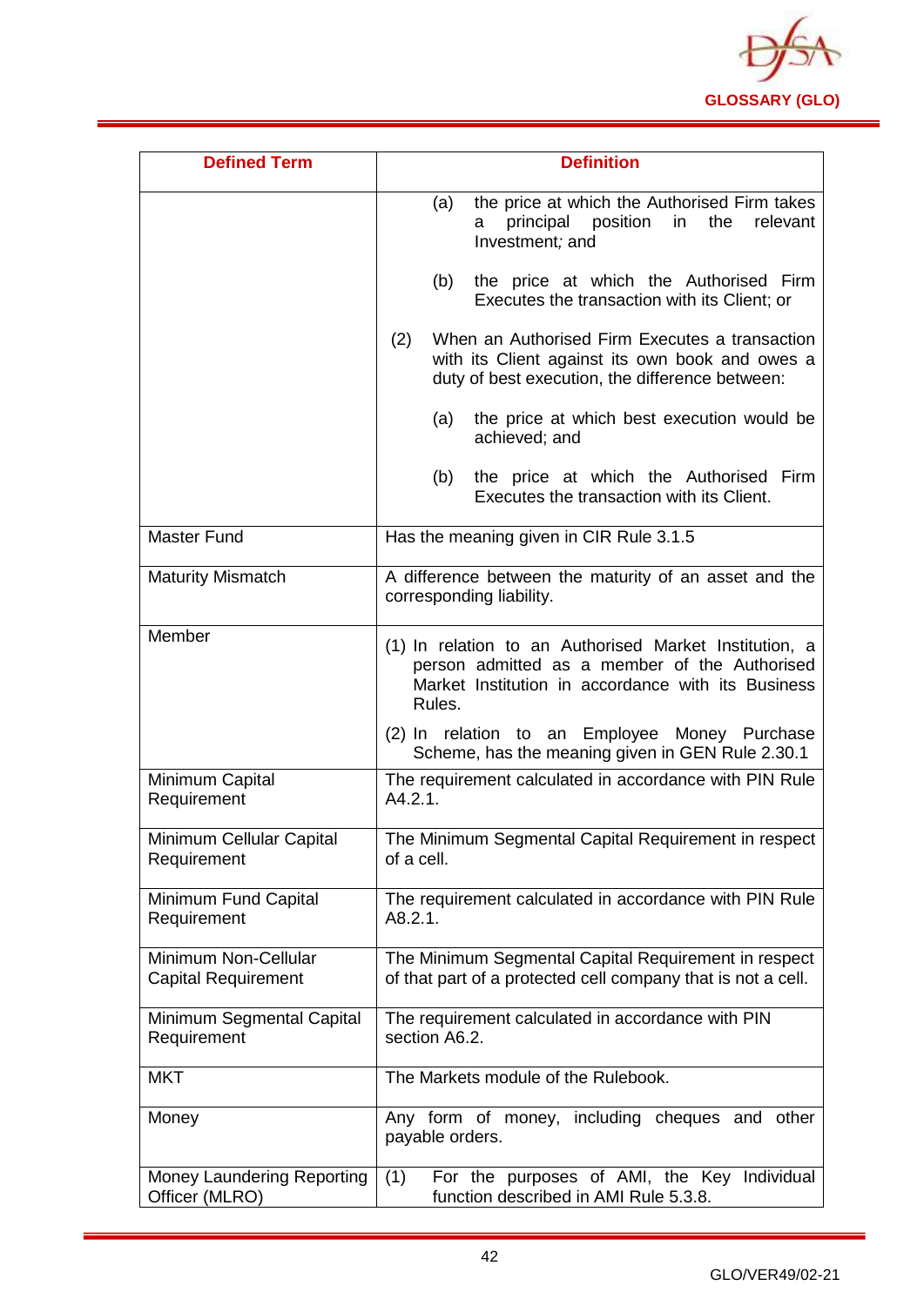| Defined Term | Definition |
|---|---|
| | (a) the price at which the Authorised Firm takes a principal position in the relevant Investment; and<br><br>(b) the price at which the Authorised Firm Executes the transaction with its Client; or<br><br>(2) When an Authorised Firm Executes a transaction with its Client against its own book and owes a duty of best execution, the difference between:<br><br>(a) the price at which best execution would be achieved; and<br><br>(b) the price at which the Authorised Firm Executes the transaction with its Client. |
| Master Fund | Has the meaning given in CIR Rule 3.1.5 |
| Maturity Mismatch | A difference between the maturity of an asset and the corresponding liability. |
| Member | (1) In relation to an Authorised Market Institution, a person admitted as a member of the Authorised Market Institution in accordance with its Business Rules.<br><br>(2) In relation to an Employee Money Purchase Scheme, has the meaning given in GEN Rule 2.30.1 |
| Minimum Capital Requirement | The requirement calculated in accordance with PIN Rule A4.2.1. |
| Minimum Cellular Capital Requirement | The Minimum Segmental Capital Requirement in respect of a cell. |
| Minimum Fund Capital Requirement | The requirement calculated in accordance with PIN Rule A8.2.1. |
| Minimum Non-Cellular Capital Requirement | The Minimum Segmental Capital Requirement in respect of that part of a protected cell company that is not a cell. |
| Minimum Segmental Capital Requirement | The requirement calculated in accordance with PIN section A6.2. |
| MKT | The Markets module of the Rulebook. |
| Money | Any form of money, including cheques and other payable orders. |
| Money Laundering Reporting Officer (MLRO) | (1) For the purposes of AMI, the Key Individual function described in AMI Rule 5.3.8. |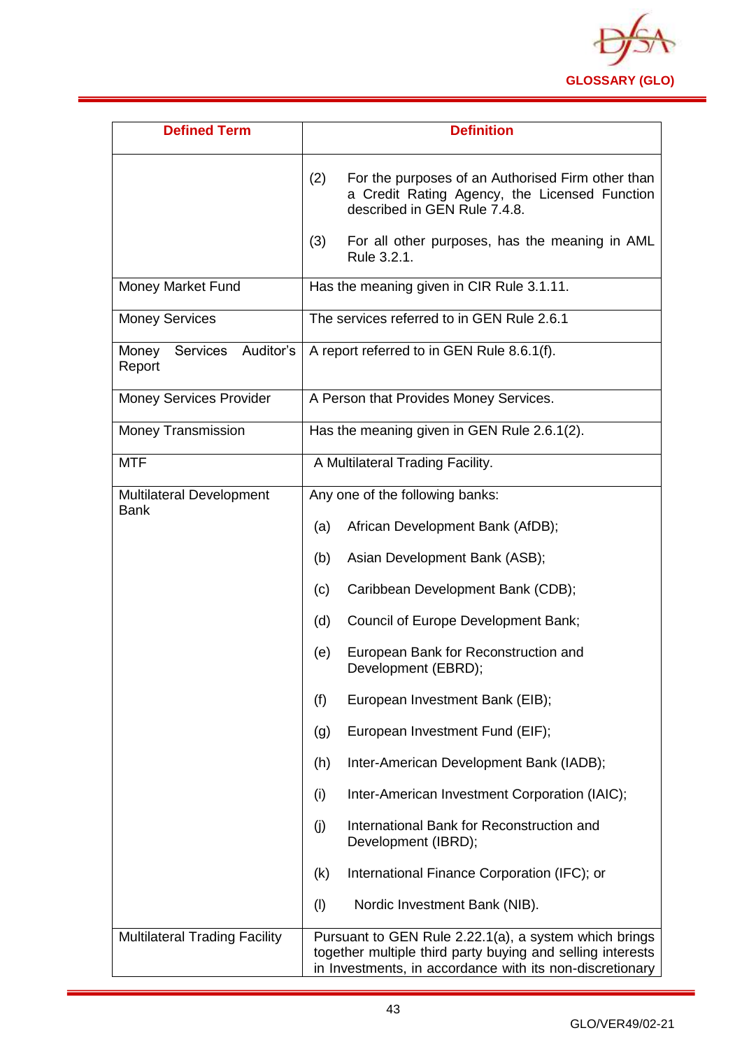| Defined Term | Definition |
|---|---|
| | (2) For the purposes of an Authorised Firm other than a Credit Rating Agency, the Licensed Function described in GEN Rule 7.4.8.<br><br>(3) For all other purposes, has the meaning in AML Rule 3.2.1. |
| Money Market Fund | Has the meaning given in CIR Rule 3.1.11. |
| Money Services | The services referred to in GEN Rule 2.6.1 |
| Money Services Auditor's Report | A report referred to in GEN Rule 8.6.1(f). |
| Money Services Provider | A Person that Provides Money Services. |
| Money Transmission | Has the meaning given in GEN Rule 2.6.1(2). |
| MTF | A Multilateral Trading Facility. |
| Multilateral Development Bank | Any one of the following banks:<br><br>(a) African Development Bank (AfDB);<br><br>(b) Asian Development Bank (ASB);<br><br>(c) Caribbean Development Bank (CDB);<br><br>(d) Council of Europe Development Bank;<br><br>(e) European Bank for Reconstruction and Development (EBRD);<br><br>(f) European Investment Bank (EIB);<br><br>(g) European Investment Fund (EIF);<br><br>(h) Inter-American Development Bank (IADB);<br><br>(i) Inter-American Investment Corporation (IAIC);<br><br>(j) International Bank for Reconstruction and Development (IBRD);<br><br>(k) International Finance Corporation (IFC); or<br><br>(l) Nordic Investment Bank (NIB). |
| Multilateral Trading Facility | Pursuant to GEN Rule 2.22.1(a), a system which brings together multiple third party buying and selling interests in Investments, in accordance with its non-discretionary |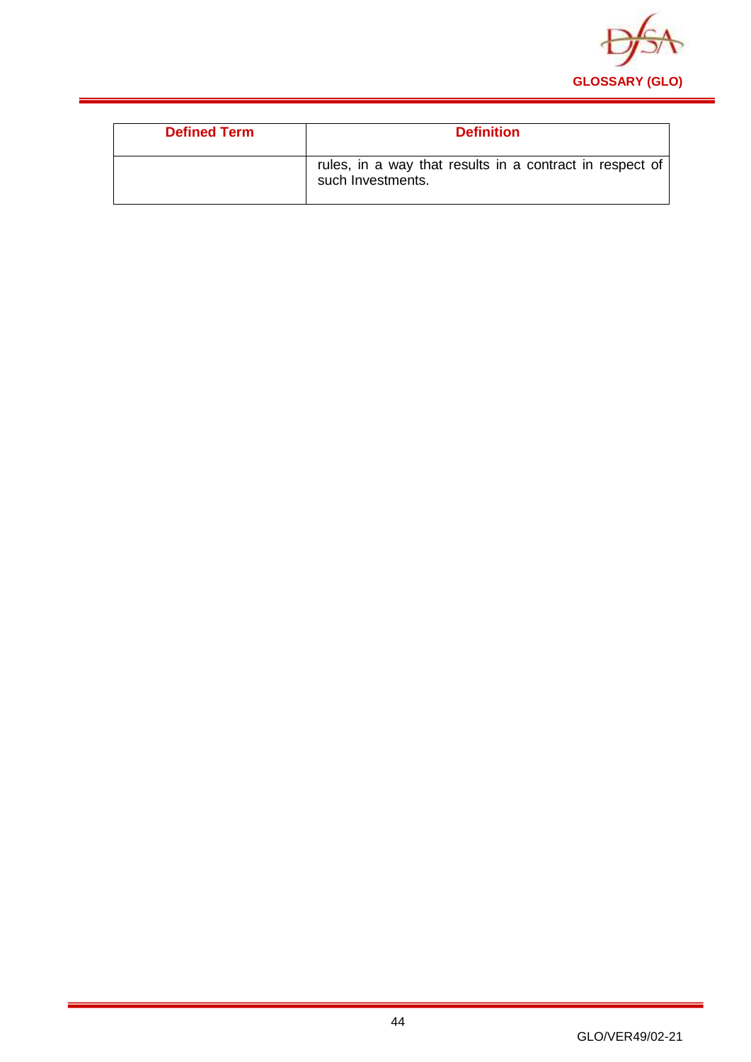| Defined Term | Definition |
| --- | --- |
| | rules, in a way that results in a contract in respect of such Investments. |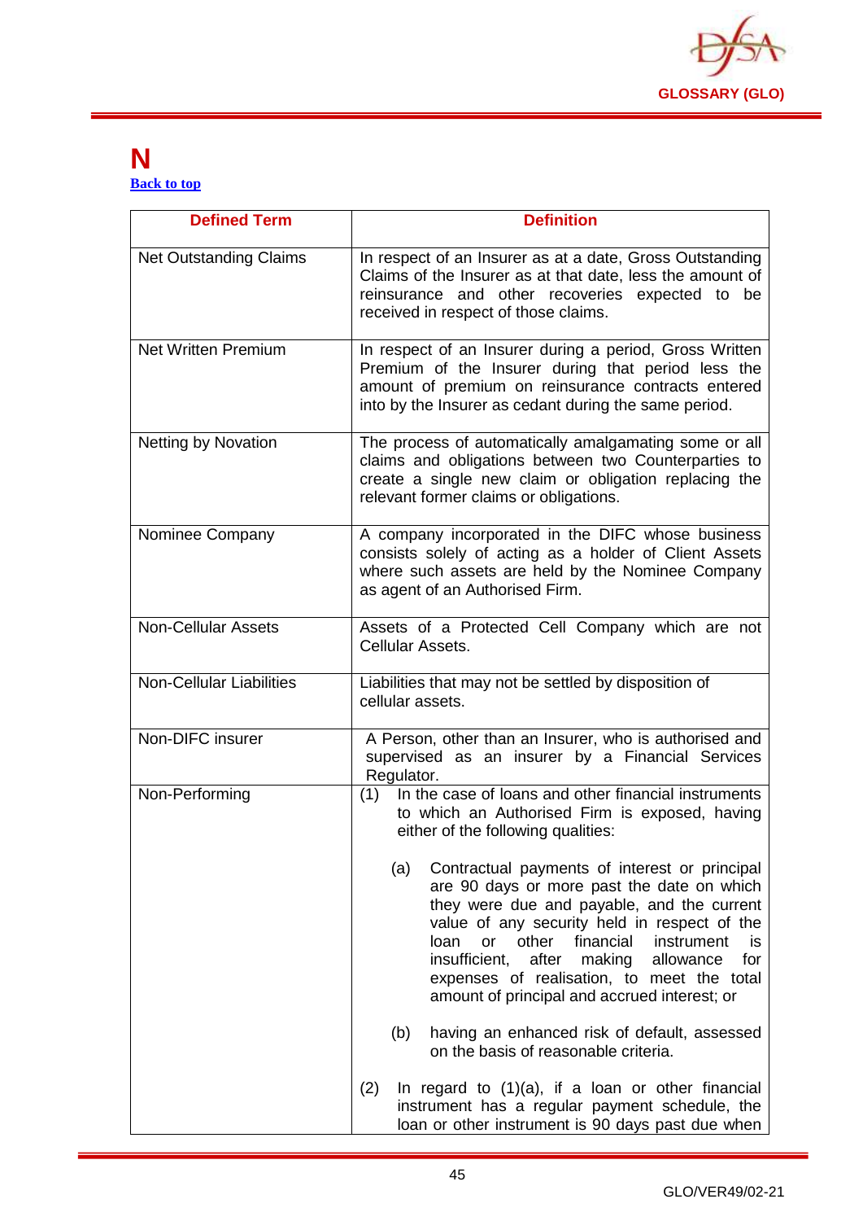# N

Back to top

| Defined Term | Definition |
|---|---|
| Net Outstanding Claims | In respect of an Insurer as at a date, Gross Outstanding Claims of the Insurer as at that date, less the amount of reinsurance and other recoveries expected to be received in respect of those claims. |
| Net Written Premium | In respect of an Insurer during a period, Gross Written Premium of the Insurer during that period less the amount of premium on reinsurance contracts entered into by the Insurer as cedant during the same period. |
| Netting by Novation | The process of automatically amalgamating some or all claims and obligations between two Counterparties to create a single new claim or obligation replacing the relevant former claims or obligations. |
| Nominee Company | A company incorporated in the DIFC whose business consists solely of acting as a holder of Client Assets where such assets are held by the Nominee Company as agent of an Authorised Firm. |
| Non-Cellular Assets | Assets of a Protected Cell Company which are not Cellular Assets. |
| Non-Cellular Liabilities | Liabilities that may not be settled by disposition of cellular assets. |
| Non-DIFC insurer | A Person, other than an Insurer, who is authorised and supervised as an insurer by a Financial Services Regulator. |
| Non-Performing | (1) In the case of loans and other financial instruments to which an Authorised Firm is exposed, having either of the following qualities:<br><br>(a) Contractual payments of interest or principal are 90 days or more past the date on which they were due and payable, and the current value of any security held in respect of the loan or other financial instrument is insufficient, after making allowance for expenses of realisation, to meet the total amount of principal and accrued interest; or<br><br>(b) having an enhanced risk of default, assessed on the basis of reasonable criteria.<br><br>(2) In regard to (1)(a), if a loan or other financial instrument has a regular payment schedule, the loan or other instrument is 90 days past due when |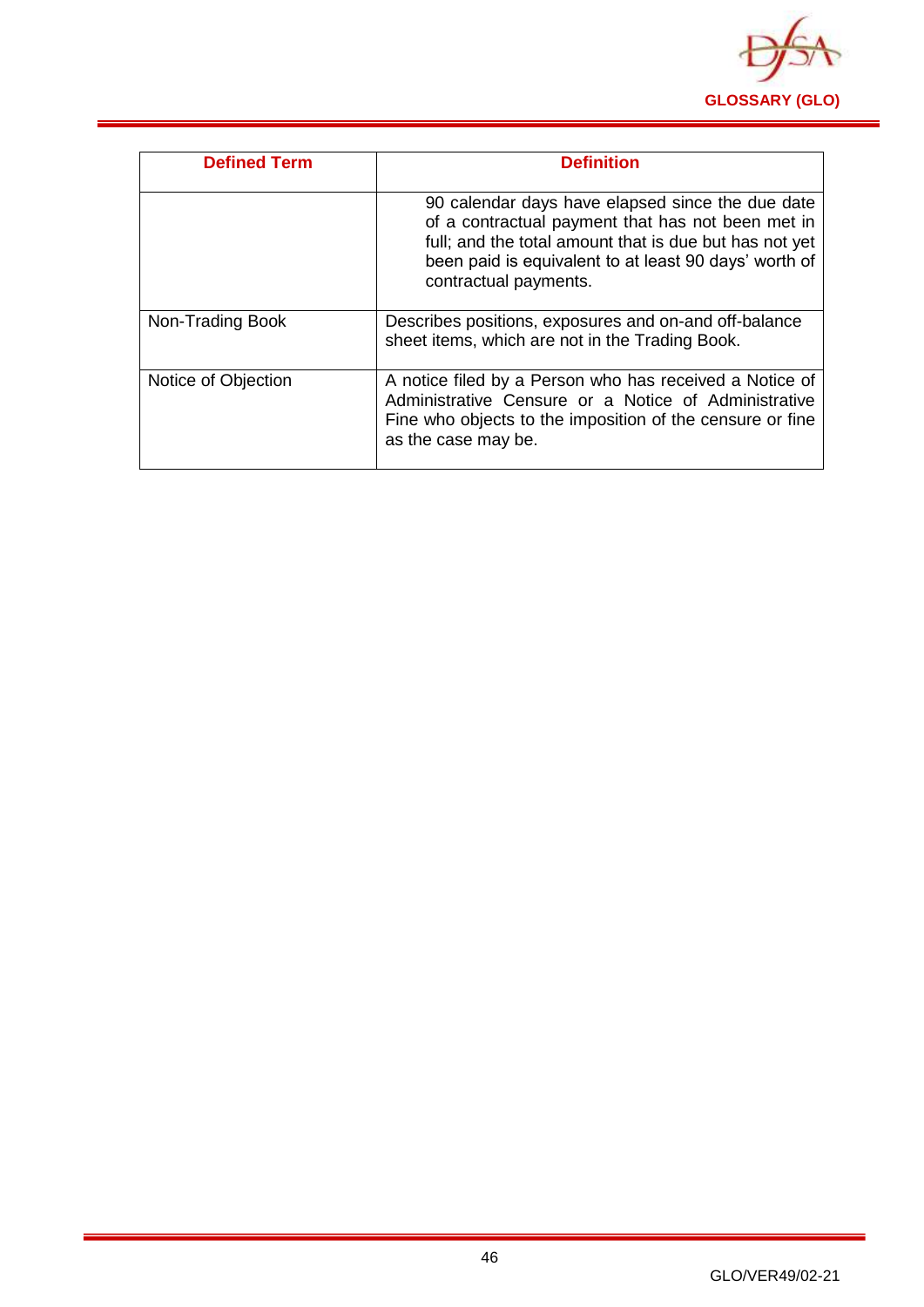| Defined Term | Definition |
| --- | --- |
| | 90 calendar days have elapsed since the due date of a contractual payment that has not been met in full; and the total amount that is due but has not yet been paid is equivalent to at least 90 days' worth of contractual payments. |
| Non-Trading Book | Describes positions, exposures and on-and off-balance sheet items, which are not in the Trading Book. |
| Notice of Objection | A notice filed by a Person who has received a Notice of Administrative Censure or a Notice of Administrative Fine who objects to the imposition of the censure or fine as the case may be. |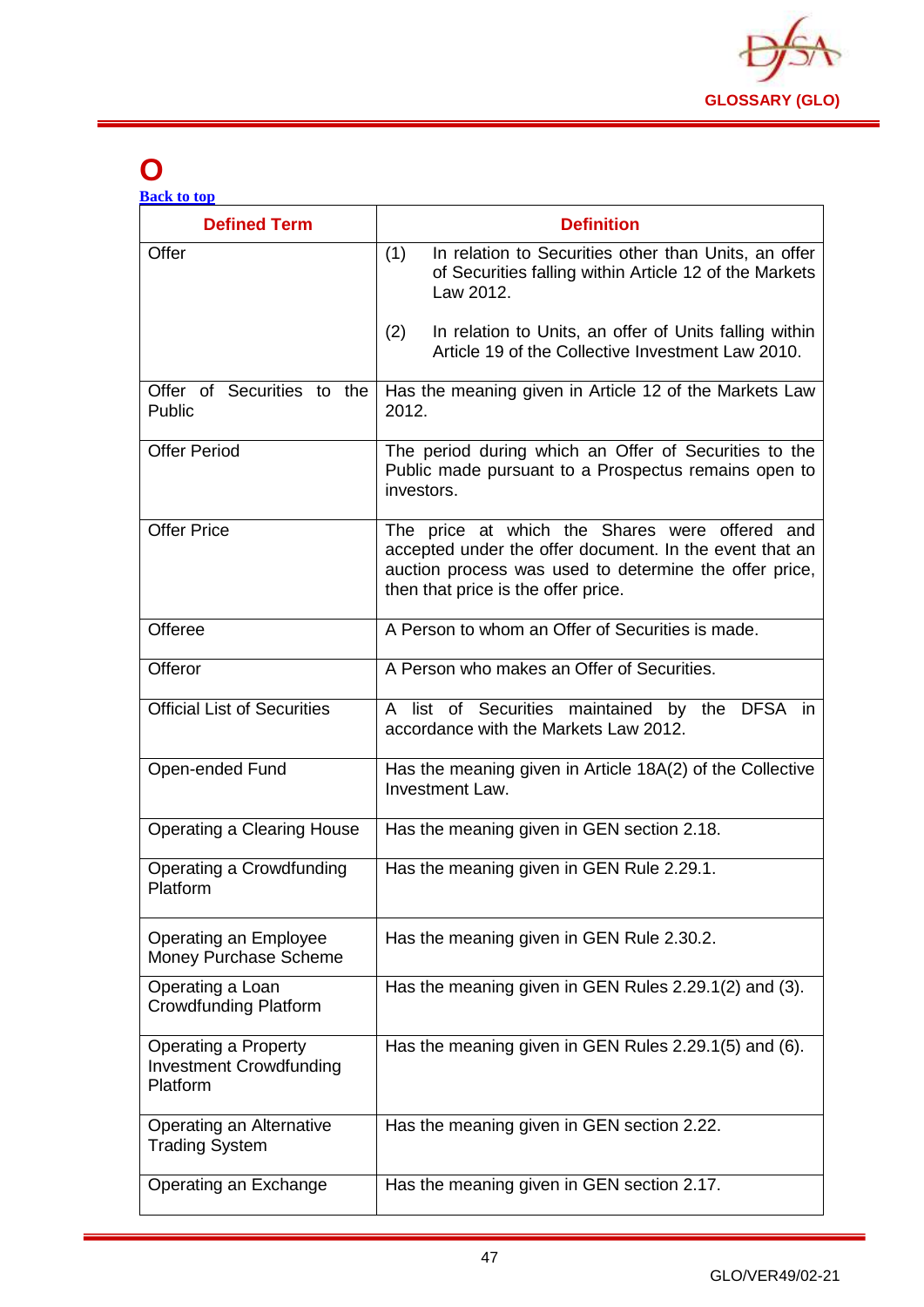# O

[Back to top]

| Defined Term | Definition |
|---|---|
| Offer | (1) In relation to Securities other than Units, an offer of Securities falling within Article 12 of the Markets Law 2012.<br><br>(2) In relation to Units, an offer of Units falling within Article 19 of the Collective Investment Law 2010. |
| Offer of Securities to the Public | Has the meaning given in Article 12 of the Markets Law 2012. |
| Offer Period | The period during which an Offer of Securities to the Public made pursuant to a Prospectus remains open to investors. |
| Offer Price | The price at which the Shares were offered and accepted under the offer document. In the event that an auction process was used to determine the offer price, then that price is the offer price. |
| Offeree | A Person to whom an Offer of Securities is made. |
| Offeror | A Person who makes an Offer of Securities. |
| Official List of Securities | A list of Securities maintained by the DFSA in accordance with the Markets Law 2012. |
| Open-ended Fund | Has the meaning given in Article 18A(2) of the Collective Investment Law. |
| Operating a Clearing House | Has the meaning given in GEN section 2.18. |
| Operating a Crowdfunding Platform | Has the meaning given in GEN Rule 2.29.1. |
| Operating an Employee Money Purchase Scheme | Has the meaning given in GEN Rule 2.30.2. |
| Operating a Loan Crowdfunding Platform | Has the meaning given in GEN Rules 2.29.1(2) and (3). |
| Operating a Property Investment Crowdfunding Platform | Has the meaning given in GEN Rules 2.29.1(5) and (6). |
| Operating an Alternative Trading System | Has the meaning given in GEN section 2.22. |
| Operating an Exchange | Has the meaning given in GEN section 2.17. |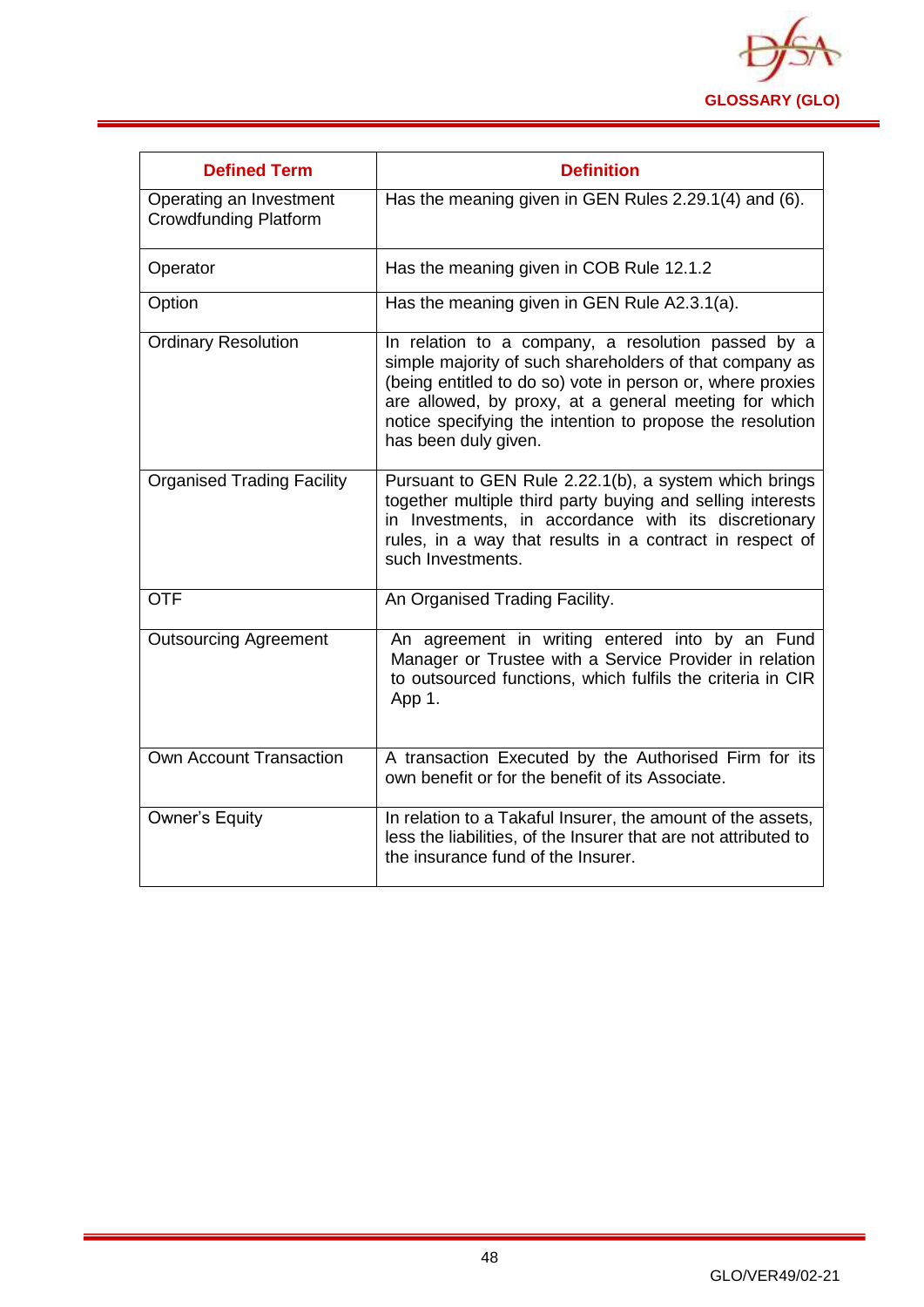| Defined Term | Definition |
|---|---|
| Operating an Investment Crowdfunding Platform | Has the meaning given in GEN Rules 2.29.1(4) and (6). |
| Operator | Has the meaning given in COB Rule 12.1.2 |
| Option | Has the meaning given in GEN Rule A2.3.1(a). |
| Ordinary Resolution | In relation to a company, a resolution passed by a simple majority of such shareholders of that company as (being entitled to do so) vote in person or, where proxies are allowed, by proxy, at a general meeting for which notice specifying the intention to propose the resolution has been duly given. |
| Organised Trading Facility | Pursuant to GEN Rule 2.22.1(b), a system which brings together multiple third party buying and selling interests in Investments, in accordance with its discretionary rules, in a way that results in a contract in respect of such Investments. |
| OTF | An Organised Trading Facility. |
| Outsourcing Agreement | An agreement in writing entered into by an Fund Manager or Trustee with a Service Provider in relation to outsourced functions, which fulfils the criteria in CIR App 1. |
| Own Account Transaction | A transaction Executed by the Authorised Firm for its own benefit or for the benefit of its Associate. |
| Owner's Equity | In relation to a Takaful Insurer, the amount of the assets, less the liabilities, of the Insurer that are not attributed to the insurance fund of the Insurer. |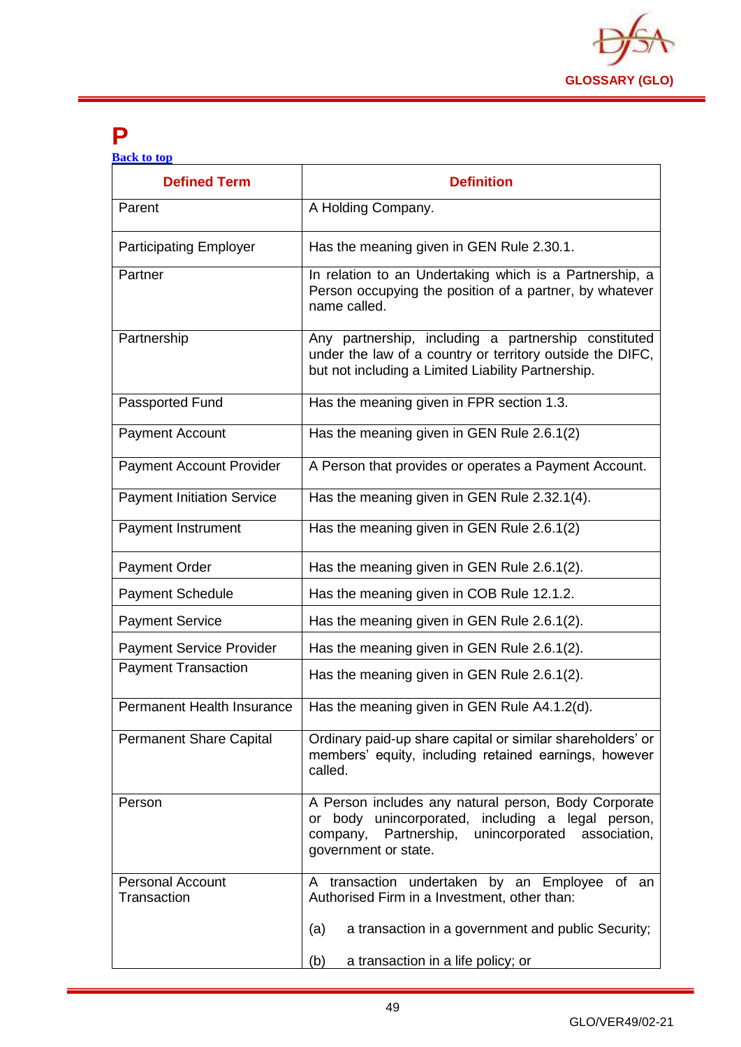# P

[Back to top]

| Defined Term | Definition |
|---|---|
| Parent | A Holding Company. |
| Participating Employer | Has the meaning given in GEN Rule 2.30.1. |
| Partner | In relation to an Undertaking which is a Partnership, a Person occupying the position of a partner, by whatever name called. |
| Partnership | Any partnership, including a partnership constituted under the law of a country or territory outside the DIFC, but not including a Limited Liability Partnership. |
| Passported Fund | Has the meaning given in FPR section 1.3. |
| Payment Account | Has the meaning given in GEN Rule 2.6.1(2) |
| Payment Account Provider | A Person that provides or operates a Payment Account. |
| Payment Initiation Service | Has the meaning given in GEN Rule 2.32.1(4). |
| Payment Instrument | Has the meaning given in GEN Rule 2.6.1(2) |
| Payment Order | Has the meaning given in GEN Rule 2.6.1(2). |
| Payment Schedule | Has the meaning given in COB Rule 12.1.2. |
| Payment Service | Has the meaning given in GEN Rule 2.6.1(2). |
| Payment Service Provider | Has the meaning given in GEN Rule 2.6.1(2). |
| Payment Transaction | Has the meaning given in GEN Rule 2.6.1(2). |
| Permanent Health Insurance | Has the meaning given in GEN Rule A4.1.2(d). |
| Permanent Share Capital | Ordinary paid-up share capital or similar shareholders' or members' equity, including retained earnings, however called. |
| Person | A Person includes any natural person, Body Corporate or body unincorporated, including a legal person, company, Partnership, unincorporated association, government or state. |
| Personal Account Transaction | A transaction undertaken by an Employee of an Authorised Firm in a Investment, other than:<br><br>(a) a transaction in a government and public Security;<br><br>(b) a transaction in a life policy; or |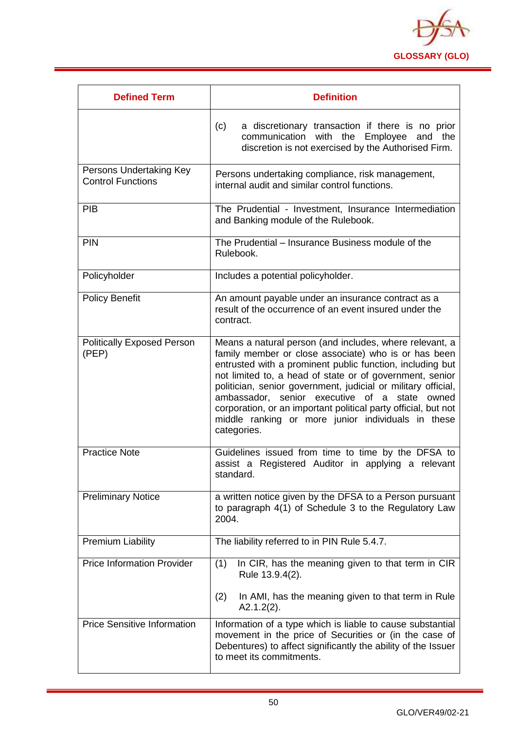| Defined Term | Definition |
|---|---|
| | (c) a discretionary transaction if there is no prior communication with the Employee and the discretion is not exercised by the Authorised Firm. |
| Persons Undertaking Key Control Functions | Persons undertaking compliance, risk management, internal audit and similar control functions. |
| PIB | The Prudential - Investment, Insurance Intermediation and Banking module of the Rulebook. |
| PIN | The Prudential – Insurance Business module of the Rulebook. |
| Policyholder | Includes a potential policyholder. |
| Policy Benefit | An amount payable under an insurance contract as a result of the occurrence of an event insured under the contract. |
| Politically Exposed Person (PEP) | Means a natural person (and includes, where relevant, a family member or close associate) who is or has been entrusted with a prominent public function, including but not limited to, a head of state or of government, senior politician, senior government, judicial or military official, ambassador, senior executive of a state owned corporation, or an important political party official, but not middle ranking or more junior individuals in these categories. |
| Practice Note | Guidelines issued from time to time by the DFSA to assist a Registered Auditor in applying a relevant standard. |
| Preliminary Notice | a written notice given by the DFSA to a Person pursuant to paragraph 4(1) of Schedule 3 to the Regulatory Law 2004. |
| Premium Liability | The liability referred to in PIN Rule 5.4.7. |
| Price Information Provider | (1) In CIR, has the meaning given to that term in CIR Rule 13.9.4(2).<br><br>(2) In AMI, has the meaning given to that term in Rule A2.1.2(2). |
| Price Sensitive Information | Information of a type which is liable to cause substantial movement in the price of Securities or (in the case of Debentures) to affect significantly the ability of the Issuer to meet its commitments. |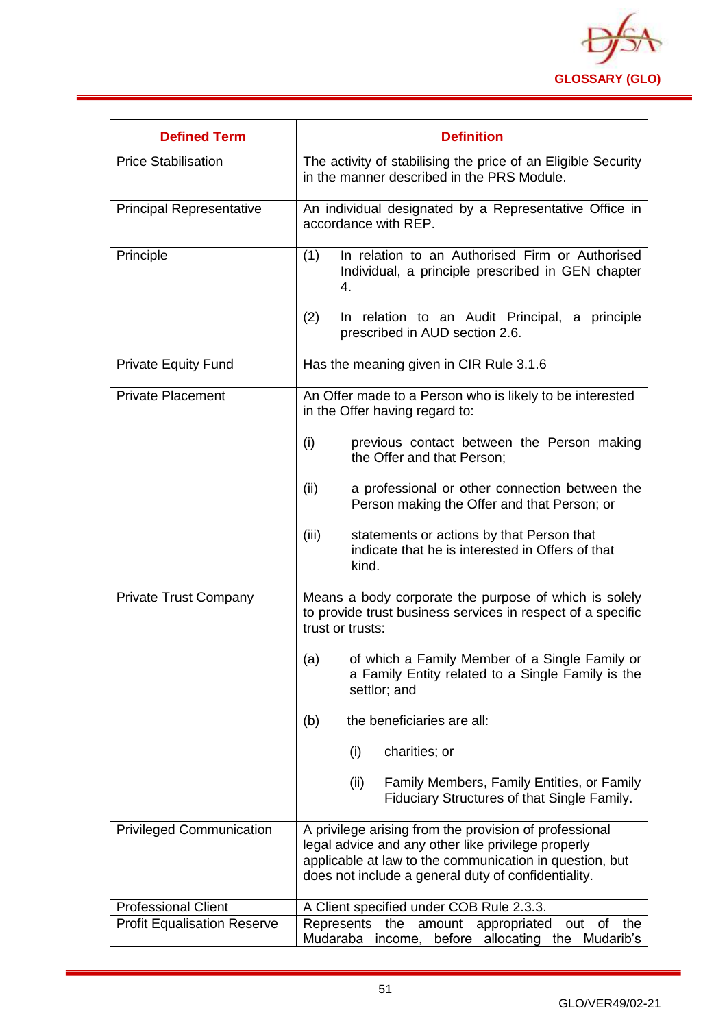| Defined Term | Definition |
|---|---|
| Price Stabilisation | The activity of stabilising the price of an Eligible Security in the manner described in the PRS Module. |
| Principal Representative | An individual designated by a Representative Office in accordance with REP. |
| Principle | (1) In relation to an Authorised Firm or Authorised Individual, a principle prescribed in GEN chapter 4.<br><br>(2) In relation to an Audit Principal, a principle prescribed in AUD section 2.6. |
| Private Equity Fund | Has the meaning given in CIR Rule 3.1.6 |
| Private Placement | An Offer made to a Person who is likely to be interested in the Offer having regard to:<br><br>(i) previous contact between the Person making the Offer and that Person;<br><br>(ii) a professional or other connection between the Person making the Offer and that Person; or<br><br>(iii) statements or actions by that Person that indicate that he is interested in Offers of that kind. |
| Private Trust Company | Means a body corporate the purpose of which is solely to provide trust business services in respect of a specific trust or trusts:<br><br>(a) of which a Family Member of a Single Family or a Family Entity related to a Single Family is the settlor; and<br><br>(b) the beneficiaries are all:<br><br>(i) charities; or<br><br>(ii) Family Members, Family Entities, or Family Fiduciary Structures of that Single Family. |
| Privileged Communication | A privilege arising from the provision of professional legal advice and any other like privilege properly applicable at law to the communication in question, but does not include a general duty of confidentiality. |
| Professional Client | A Client specified under COB Rule 2.3.3. |
| Profit Equalisation Reserve | Represents the amount appropriated out of the Mudaraba income, before allocating the Mudarib's |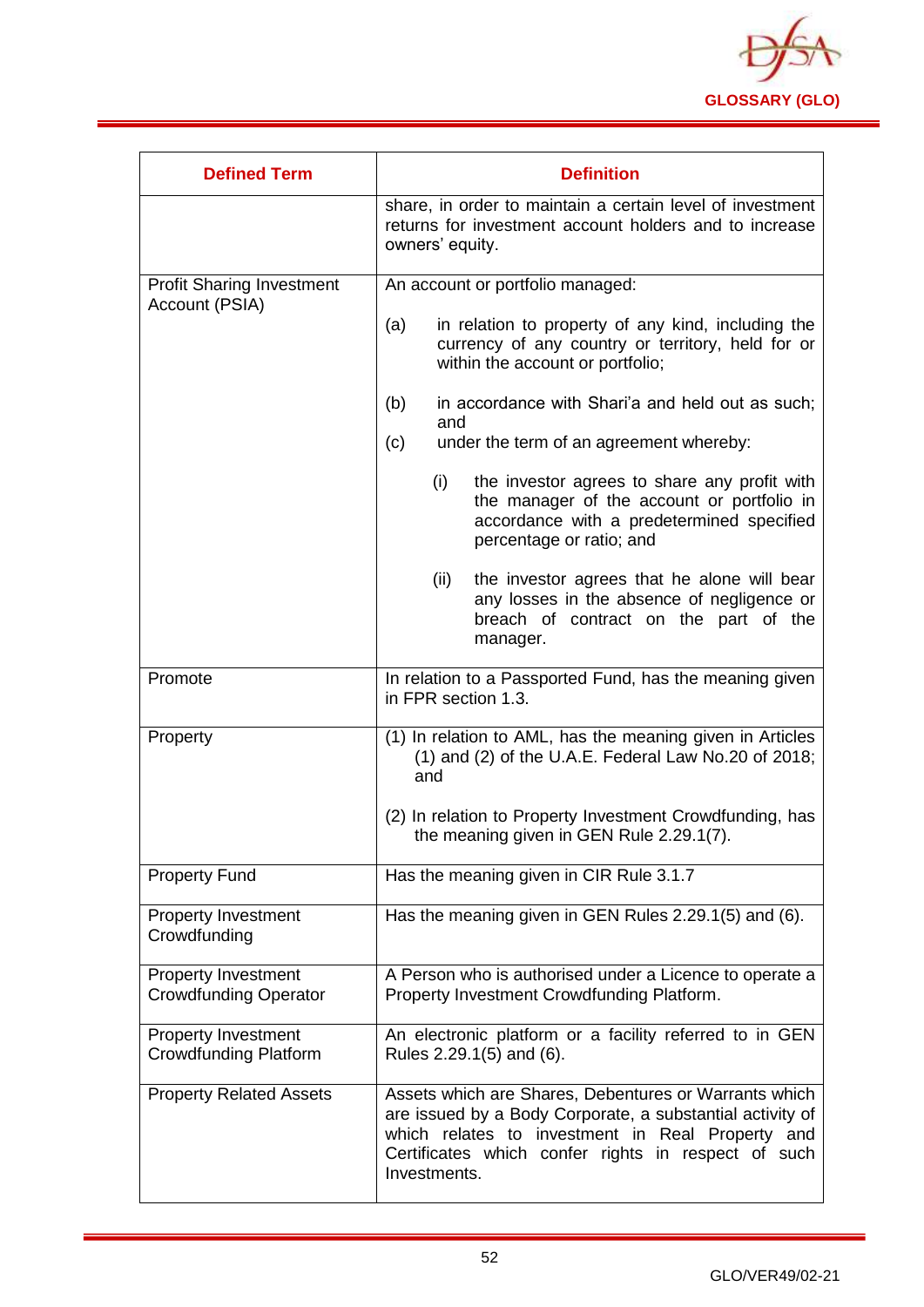| Defined Term | Definition |
| --- | --- |
| | share, in order to maintain a certain level of investment returns for investment account holders and to increase owners' equity. |
| Profit Sharing Investment Account (PSIA) | An account or portfolio managed:<br><br>(a) in relation to property of any kind, including the currency of any country or territory, held for or within the account or portfolio;<br><br>(b) in accordance with Shari'a and held out as such; and<br>(c) under the term of an agreement whereby:<br><br>(i) the investor agrees to share any profit with the manager of the account or portfolio in accordance with a predetermined specified percentage or ratio; and<br><br>(ii) the investor agrees that he alone will bear any losses in the absence of negligence or breach of contract on the part of the manager. |
| Promote | In relation to a Passported Fund, has the meaning given in FPR section 1.3. |
| Property | (1) In relation to AML, has the meaning given in Articles (1) and (2) of the U.A.E. Federal Law No.20 of 2018; and<br><br>(2) In relation to Property Investment Crowdfunding, has the meaning given in GEN Rule 2.29.1(7). |
| Property Fund | Has the meaning given in CIR Rule 3.1.7 |
| Property Investment Crowdfunding | Has the meaning given in GEN Rules 2.29.1(5) and (6). |
| Property Investment Crowdfunding Operator | A Person who is authorised under a Licence to operate a Property Investment Crowdfunding Platform. |
| Property Investment Crowdfunding Platform | An electronic platform or a facility referred to in GEN Rules 2.29.1(5) and (6). |
| Property Related Assets | Assets which are Shares, Debentures or Warrants which are issued by a Body Corporate, a substantial activity of which relates to investment in Real Property and Certificates which confer rights in respect of such Investments. |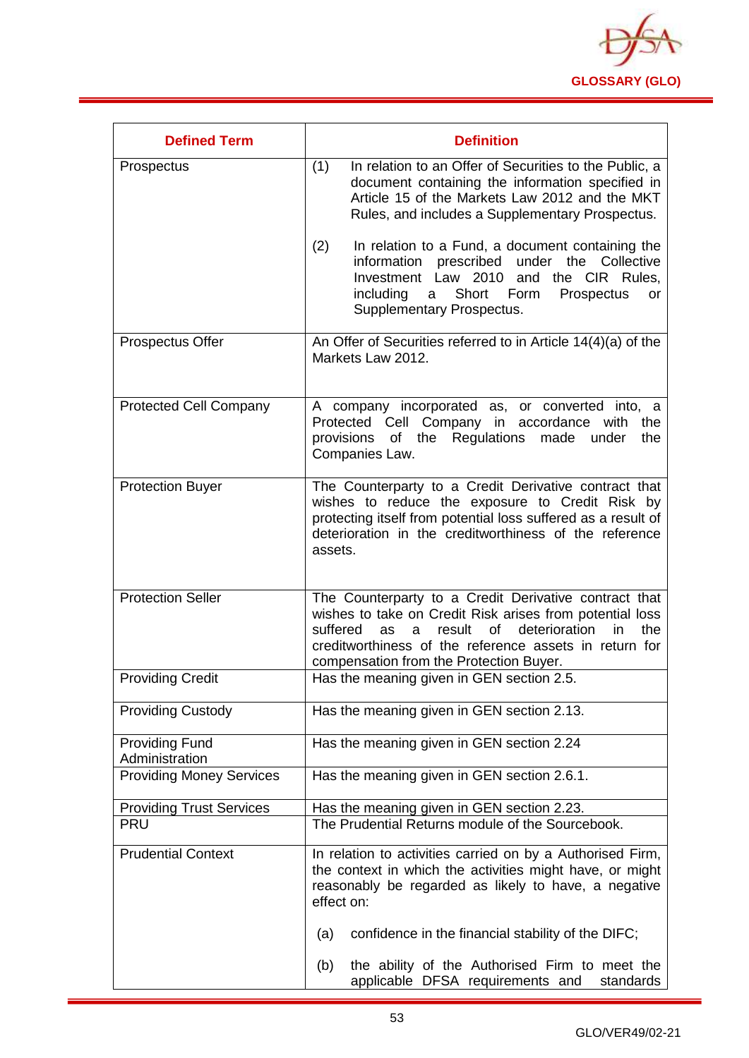| Defined Term | Definition |
|---|---|
| Prospectus | (1) In relation to an Offer of Securities to the Public, a document containing the information specified in Article 15 of the Markets Law 2012 and the MKT Rules, and includes a Supplementary Prospectus.<br><br>(2) In relation to a Fund, a document containing the information prescribed under the Collective Investment Law 2010 and the CIR Rules, including a Short Form Prospectus or Supplementary Prospectus. |
| Prospectus Offer | An Offer of Securities referred to in Article 14(4)(a) of the Markets Law 2012. |
| Protected Cell Company | A company incorporated as, or converted into, a Protected Cell Company in accordance with the provisions of the Regulations made under the Companies Law. |
| Protection Buyer | The Counterparty to a Credit Derivative contract that wishes to reduce the exposure to Credit Risk by protecting itself from potential loss suffered as a result of deterioration in the creditworthiness of the reference assets. |
| Protection Seller | The Counterparty to a Credit Derivative contract that wishes to take on Credit Risk arises from potential loss suffered as a result of deterioration in the creditworthiness of the reference assets in return for compensation from the Protection Buyer. |
| Providing Credit | Has the meaning given in GEN section 2.5. |
| Providing Custody | Has the meaning given in GEN section 2.13. |
| Providing Fund Administration | Has the meaning given in GEN section 2.24 |
| Providing Money Services | Has the meaning given in GEN section 2.6.1. |
| Providing Trust Services | Has the meaning given in GEN section 2.23. |
| PRU | The Prudential Returns module of the Sourcebook. |
| Prudential Context | In relation to activities carried on by a Authorised Firm, the context in which the activities might have, or might reasonably be regarded as likely to have, a negative effect on:<br><br>(a) confidence in the financial stability of the DIFC;<br><br>(b) the ability of the Authorised Firm to meet the applicable DFSA requirements and standards |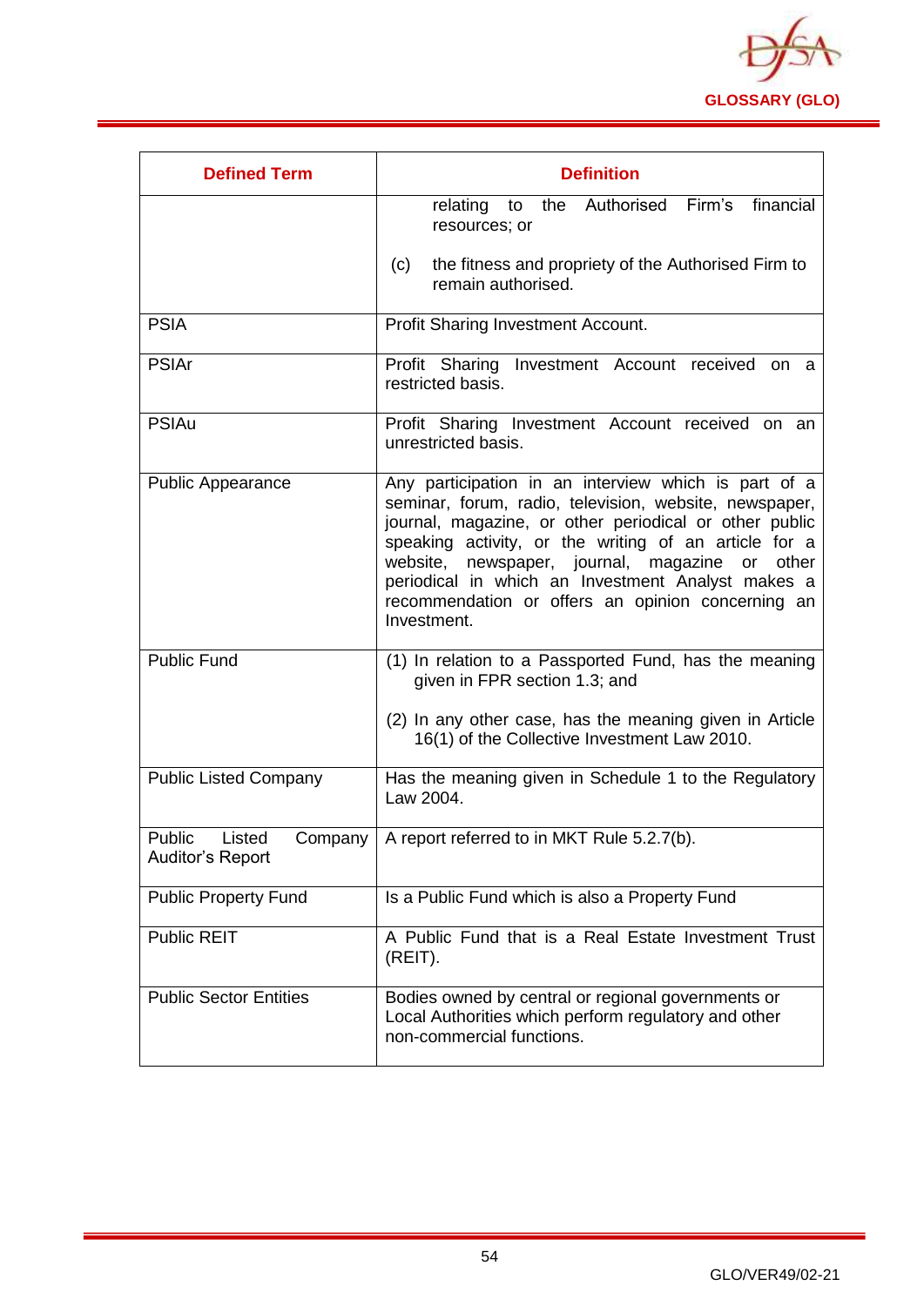| Defined Term | Definition |
|---|---|
| | relating to the Authorised Firm's financial resources; or<br><br>(c) the fitness and propriety of the Authorised Firm to remain authorised. |
| PSIA | Profit Sharing Investment Account. |
| PSIAr | Profit Sharing Investment Account received on a restricted basis. |
| PSIAu | Profit Sharing Investment Account received on an unrestricted basis. |
| Public Appearance | Any participation in an interview which is part of a seminar, forum, radio, television, website, newspaper, journal, magazine, or other periodical or other public speaking activity, or the writing of an article for a website, newspaper, journal, magazine or other periodical in which an Investment Analyst makes a recommendation or offers an opinion concerning an Investment. |
| Public Fund | (1) In relation to a Passported Fund, has the meaning given in FPR section 1.3; and<br><br>(2) In any other case, has the meaning given in Article 16(1) of the Collective Investment Law 2010. |
| Public Listed Company | Has the meaning given in Schedule 1 to the Regulatory Law 2004. |
| Public Listed Company Auditor's Report | A report referred to in MKT Rule 5.2.7(b). |
| Public Property Fund | Is a Public Fund which is also a Property Fund |
| Public REIT | A Public Fund that is a Real Estate Investment Trust (REIT). |
| Public Sector Entities | Bodies owned by central or regional governments or Local Authorities which perform regulatory and other non-commercial functions. |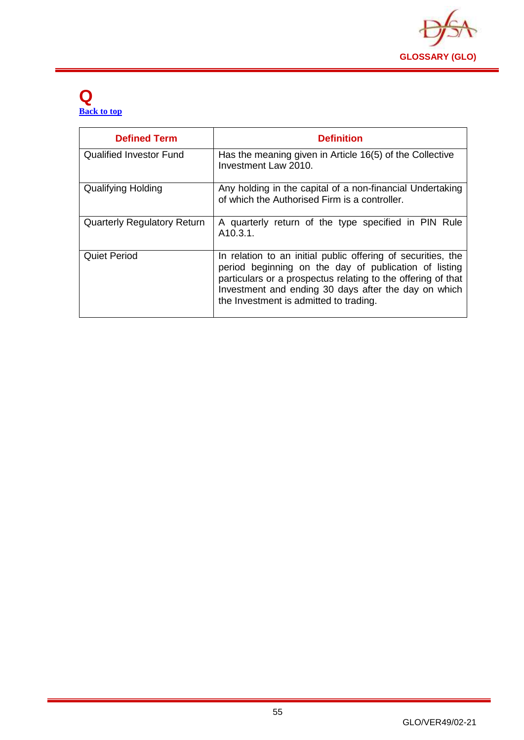# Q

[Back to top]

| Defined Term | Definition |
|---|---|
| Qualified Investor Fund | Has the meaning given in Article 16(5) of the Collective Investment Law 2010. |
| Qualifying Holding | Any holding in the capital of a non-financial Undertaking of which the Authorised Firm is a controller. |
| Quarterly Regulatory Return | A quarterly return of the type specified in PIN Rule A10.3.1. |
| Quiet Period | In relation to an initial public offering of securities, the period beginning on the day of publication of listing particulars or a prospectus relating to the offering of that Investment and ending 30 days after the day on which the Investment is admitted to trading. |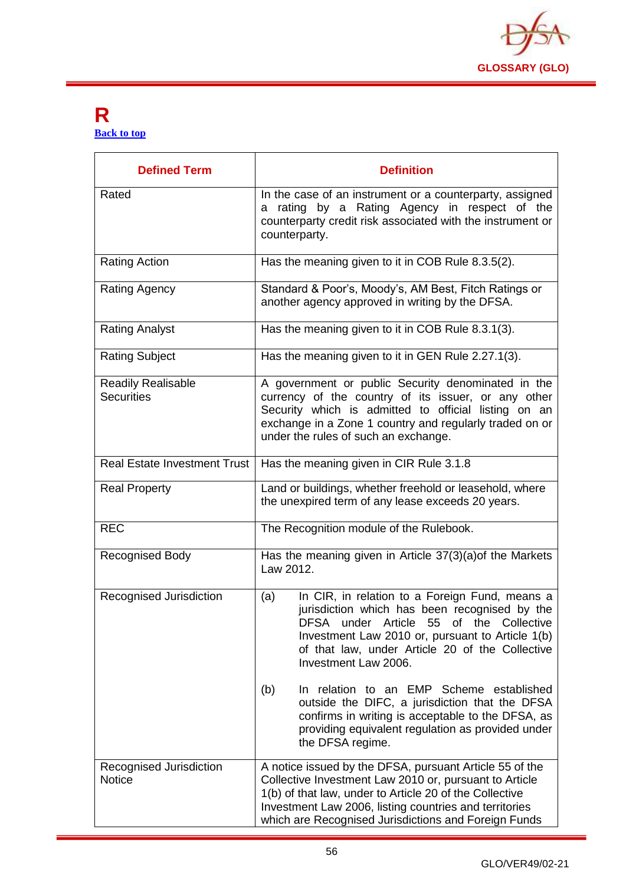# R

Back to top

| Defined Term | Definition |
|---|---|
| Rated | In the case of an instrument or a counterparty, assigned a rating by a Rating Agency in respect of the counterparty credit risk associated with the instrument or counterparty. |
| Rating Action | Has the meaning given to it in COB Rule 8.3.5(2). |
| Rating Agency | Standard & Poor's, Moody's, AM Best, Fitch Ratings or another agency approved in writing by the DFSA. |
| Rating Analyst | Has the meaning given to it in COB Rule 8.3.1(3). |
| Rating Subject | Has the meaning given to it in GEN Rule 2.27.1(3). |
| Readily Realisable Securities | A government or public Security denominated in the currency of the country of its issuer, or any other Security which is admitted to official listing on an exchange in a Zone 1 country and regularly traded on or under the rules of such an exchange. |
| Real Estate Investment Trust | Has the meaning given in CIR Rule 3.1.8 |
| Real Property | Land or buildings, whether freehold or leasehold, where the unexpired term of any lease exceeds 20 years. |
| REC | The Recognition module of the Rulebook. |
| Recognised Body | Has the meaning given in Article 37(3)(a)of the Markets Law 2012. |
| Recognised Jurisdiction | (a) In CIR, in relation to a Foreign Fund, means a jurisdiction which has been recognised by the DFSA under Article 55 of the Collective Investment Law 2010 or, pursuant to Article 1(b) of that law, under Article 20 of the Collective Investment Law 2006.<br><br>(b) In relation to an EMP Scheme established outside the DIFC, a jurisdiction that the DFSA confirms in writing is acceptable to the DFSA, as providing equivalent regulation as provided under the DFSA regime. |
| Recognised Jurisdiction Notice | A notice issued by the DFSA, pursuant Article 55 of the Collective Investment Law 2010 or, pursuant to Article 1(b) of that law, under to Article 20 of the Collective Investment Law 2006, listing countries and territories which are Recognised Jurisdictions and Foreign Funds |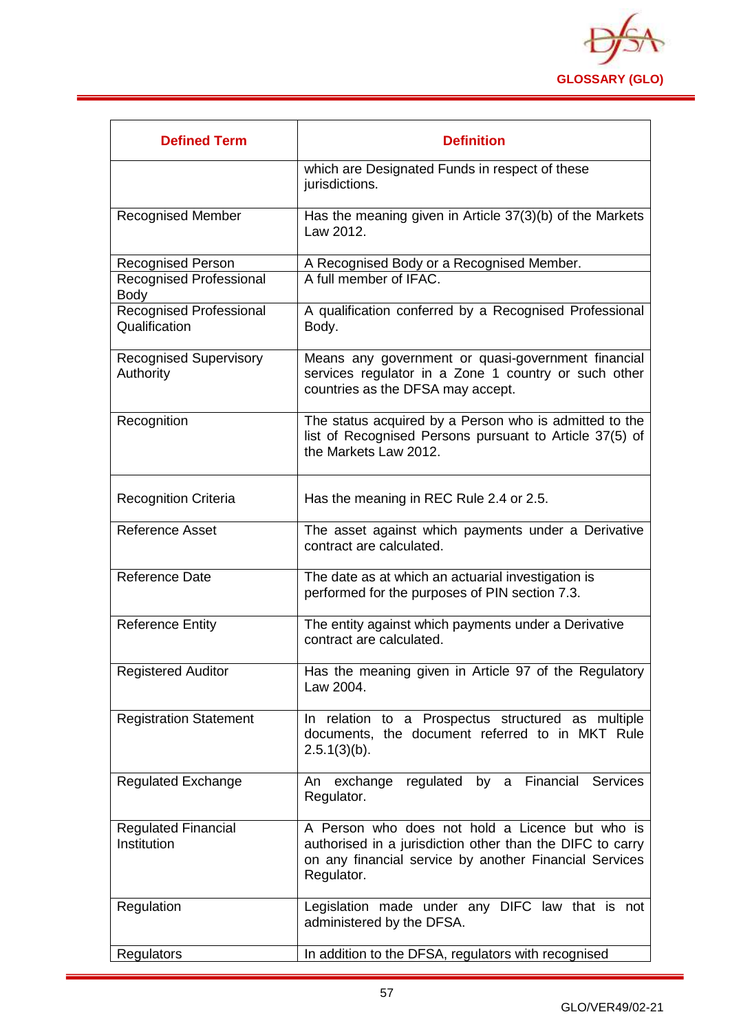| Defined Term | Definition |
|---|---|
| | which are Designated Funds in respect of these jurisdictions. |
| Recognised Member | Has the meaning given in Article 37(3)(b) of the Markets Law 2012. |
| Recognised Person | A Recognised Body or a Recognised Member. |
| Recognised Professional Body | A full member of IFAC. |
| Recognised Professional Qualification | A qualification conferred by a Recognised Professional Body. |
| Recognised Supervisory Authority | Means any government or quasi-government financial services regulator in a Zone 1 country or such other countries as the DFSA may accept. |
| Recognition | The status acquired by a Person who is admitted to the list of Recognised Persons pursuant to Article 37(5) of the Markets Law 2012. |
| Recognition Criteria | Has the meaning in REC Rule 2.4 or 2.5. |
| Reference Asset | The asset against which payments under a Derivative contract are calculated. |
| Reference Date | The date as at which an actuarial investigation is performed for the purposes of PIN section 7.3. |
| Reference Entity | The entity against which payments under a Derivative contract are calculated. |
| Registered Auditor | Has the meaning given in Article 97 of the Regulatory Law 2004. |
| Registration Statement | In relation to a Prospectus structured as multiple documents, the document referred to in MKT Rule 2.5.1(3)(b). |
| Regulated Exchange | An exchange regulated by a Financial Services Regulator. |
| Regulated Financial Institution | A Person who does not hold a Licence but who is authorised in a jurisdiction other than the DIFC to carry on any financial service by another Financial Services Regulator. |
| Regulation | Legislation made under any DIFC law that is not administered by the DFSA. |
| Regulators | In addition to the DFSA, regulators with recognised |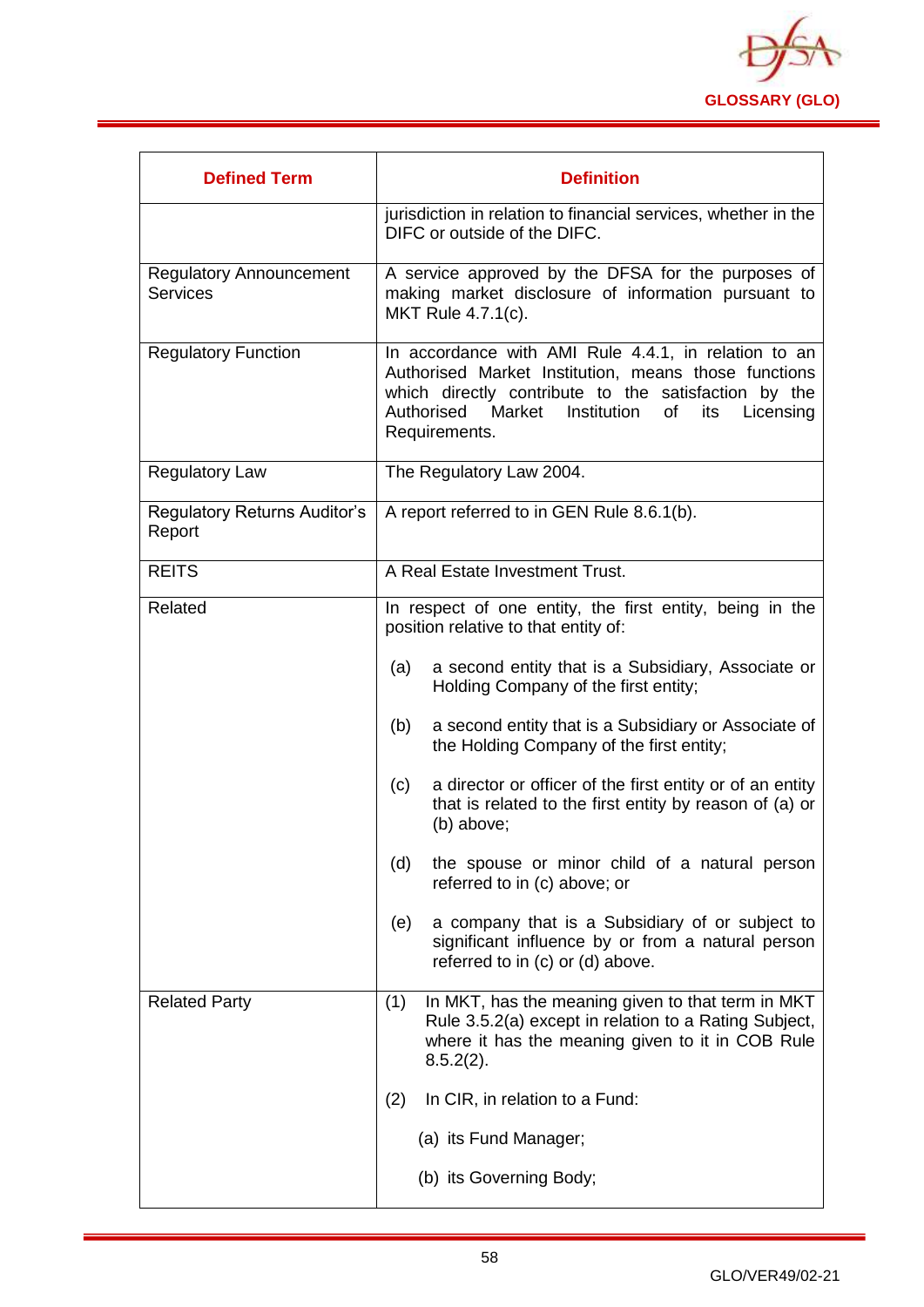| Defined Term | Definition |
|---|---|
| | jurisdiction in relation to financial services, whether in the DIFC or outside of the DIFC. |
| Regulatory Announcement Services | A service approved by the DFSA for the purposes of making market disclosure of information pursuant to MKT Rule 4.7.1(c). |
| Regulatory Function | In accordance with AMI Rule 4.4.1, in relation to an Authorised Market Institution, means those functions which directly contribute to the satisfaction by the Authorised Market Institution of its Licensing Requirements. |
| Regulatory Law | The Regulatory Law 2004. |
| Regulatory Returns Auditor's Report | A report referred to in GEN Rule 8.6.1(b). |
| REITS | A Real Estate Investment Trust. |
| Related | In respect of one entity, the first entity, being in the position relative to that entity of:<br><br>(a) a second entity that is a Subsidiary, Associate or Holding Company of the first entity;<br><br>(b) a second entity that is a Subsidiary or Associate of the Holding Company of the first entity;<br><br>(c) a director or officer of the first entity or of an entity that is related to the first entity by reason of (a) or (b) above;<br><br>(d) the spouse or minor child of a natural person referred to in (c) above; or<br><br>(e) a company that is a Subsidiary of or subject to significant influence by or from a natural person referred to in (c) or (d) above. |
| Related Party | (1) In MKT, has the meaning given to that term in MKT Rule 3.5.2(a) except in relation to a Rating Subject, where it has the meaning given to it in COB Rule 8.5.2(2).<br><br>(2) In CIR, in relation to a Fund:<br><br>(a) its Fund Manager;<br><br>(b) its Governing Body; |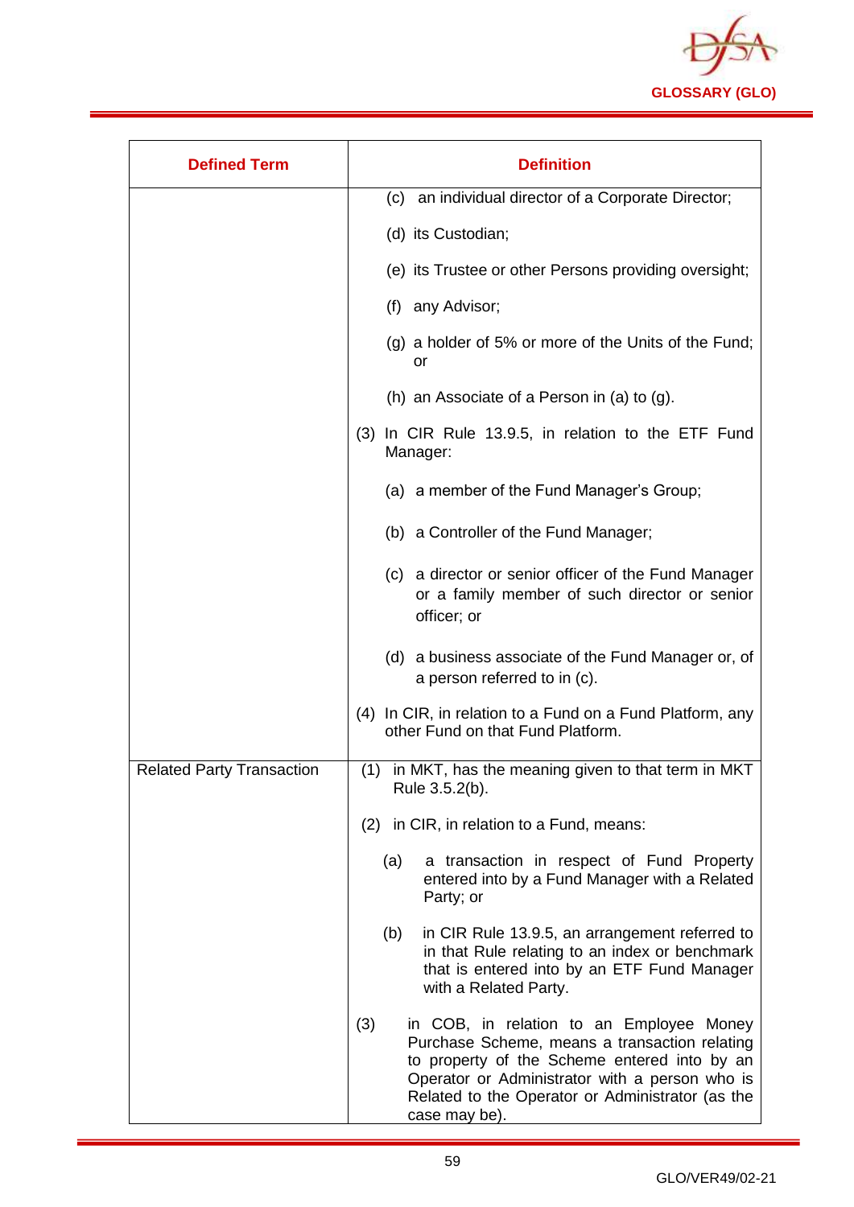| Defined Term | Definition |
|---|---|
| | (c) an individual director of a Corporate Director;<br><br>(d) its Custodian;<br><br>(e) its Trustee or other Persons providing oversight;<br><br>(f) any Advisor;<br><br>(g) a holder of 5% or more of the Units of the Fund; or<br><br>(h) an Associate of a Person in (a) to (g).<br><br>(3) In CIR Rule 13.9.5, in relation to the ETF Fund Manager:<br><br>(a) a member of the Fund Manager's Group;<br><br>(b) a Controller of the Fund Manager;<br><br>(c) a director or senior officer of the Fund Manager or a family member of such director or senior officer; or<br><br>(d) a business associate of the Fund Manager or, of a person referred to in (c).<br><br>(4) In CIR, in relation to a Fund on a Fund Platform, any other Fund on that Fund Platform. |
| Related Party Transaction | (1) in MKT, has the meaning given to that term in MKT Rule 3.5.2(b).<br><br>(2) in CIR, in relation to a Fund, means:<br><br>(a) a transaction in respect of Fund Property entered into by a Fund Manager with a Related Party; or<br><br>(b) in CIR Rule 13.9.5, an arrangement referred to in that Rule relating to an index or benchmark that is entered into by an ETF Fund Manager with a Related Party.<br><br>(3) in COB, in relation to an Employee Money Purchase Scheme, means a transaction relating to property of the Scheme entered into by an Operator or Administrator with a person who is Related to the Operator or Administrator (as the case may be). |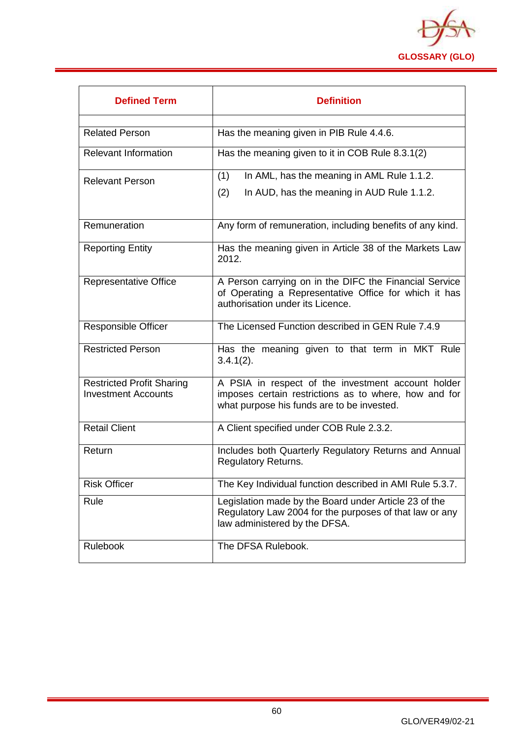| Defined Term | Definition |
|---|---|
| | |
| Related Person | Has the meaning given in PIB Rule 4.4.6. |
| Relevant Information | Has the meaning given to it in COB Rule 8.3.1(2) |
| Relevant Person | (1) In AML, has the meaning in AML Rule 1.1.2.<br>(2) In AUD, has the meaning in AUD Rule 1.1.2. |
| Remuneration | Any form of remuneration, including benefits of any kind. |
| Reporting Entity | Has the meaning given in Article 38 of the Markets Law 2012. |
| Representative Office | A Person carrying on in the DIFC the Financial Service of Operating a Representative Office for which it has authorisation under its Licence. |
| Responsible Officer | The Licensed Function described in GEN Rule 7.4.9 |
| Restricted Person | Has the meaning given to that term in MKT Rule 3.4.1(2). |
| Restricted Profit Sharing Investment Accounts | A PSIA in respect of the investment account holder imposes certain restrictions as to where, how and for what purpose his funds are to be invested. |
| Retail Client | A Client specified under COB Rule 2.3.2. |
| Return | Includes both Quarterly Regulatory Returns and Annual Regulatory Returns. |
| Risk Officer | The Key Individual function described in AMI Rule 5.3.7. |
| Rule | Legislation made by the Board under Article 23 of the Regulatory Law 2004 for the purposes of that law or any law administered by the DFSA. |
| Rulebook | The DFSA Rulebook. |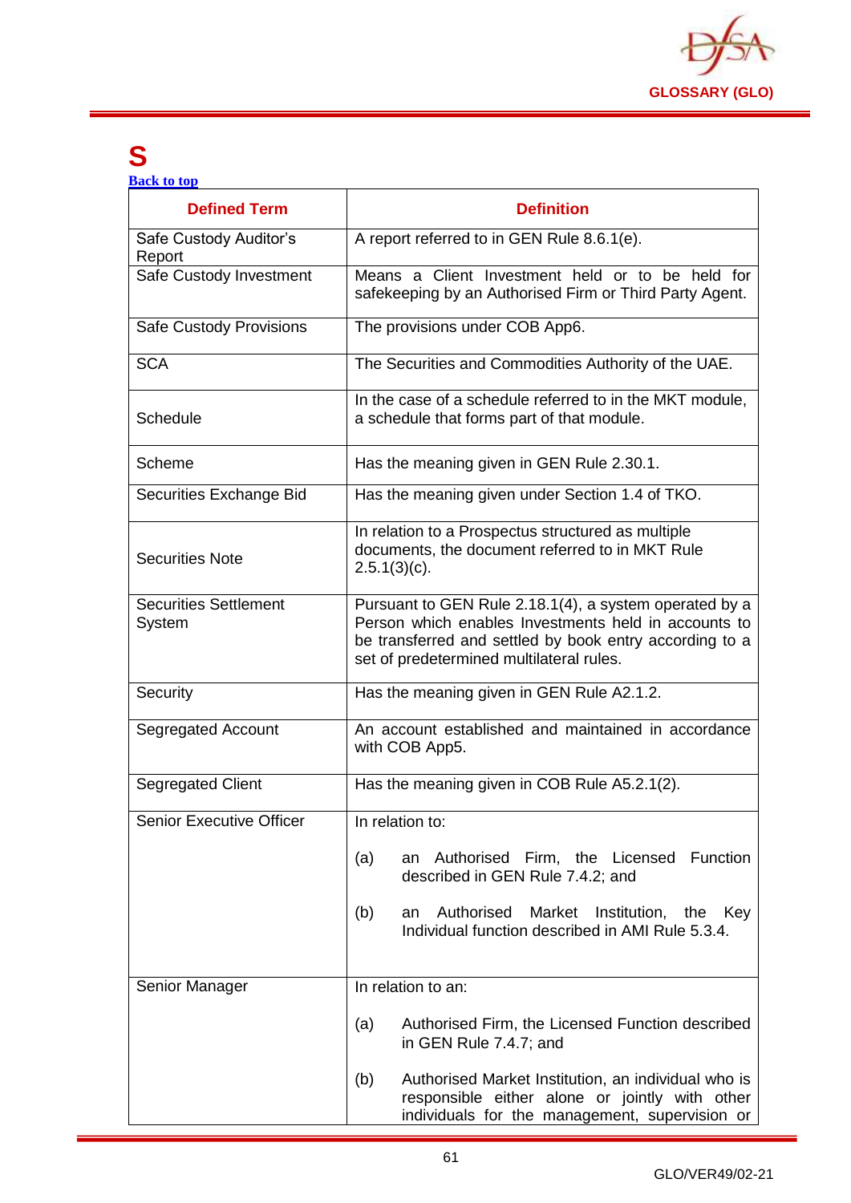# S

[Back to top](#)

| Defined Term | Definition |
| --- | --- |
| Safe Custody Auditor's Report | A report referred to in GEN Rule 8.6.1(e). |
| Safe Custody Investment | Means a Client Investment held or to be held for safekeeping by an Authorised Firm or Third Party Agent. |
| Safe Custody Provisions | The provisions under COB App6. |
| SCA | The Securities and Commodities Authority of the UAE. |
| Schedule | In the case of a schedule referred to in the MKT module, a schedule that forms part of that module. |
| Scheme | Has the meaning given in GEN Rule 2.30.1. |
| Securities Exchange Bid | Has the meaning given under Section 1.4 of TKO. |
| Securities Note | In relation to a Prospectus structured as multiple documents, the document referred to in MKT Rule 2.5.1(3)(c). |
| Securities Settlement System | Pursuant to GEN Rule 2.18.1(4), a system operated by a Person which enables Investments held in accounts to be transferred and settled by book entry according to a set of predetermined multilateral rules. |
| Security | Has the meaning given in GEN Rule A2.1.2. |
| Segregated Account | An account established and maintained in accordance with COB App5. |
| Segregated Client | Has the meaning given in COB Rule A5.2.1(2). |
| Senior Executive Officer | In relation to:<br><br>(a) an Authorised Firm, the Licensed Function described in GEN Rule 7.4.2; and<br><br>(b) an Authorised Market Institution, the Key Individual function described in AMI Rule 5.3.4. |
| Senior Manager | In relation to an:<br><br>(a) Authorised Firm, the Licensed Function described in GEN Rule 7.4.7; and<br><br>(b) Authorised Market Institution, an individual who is responsible either alone or jointly with other individuals for the management, supervision or |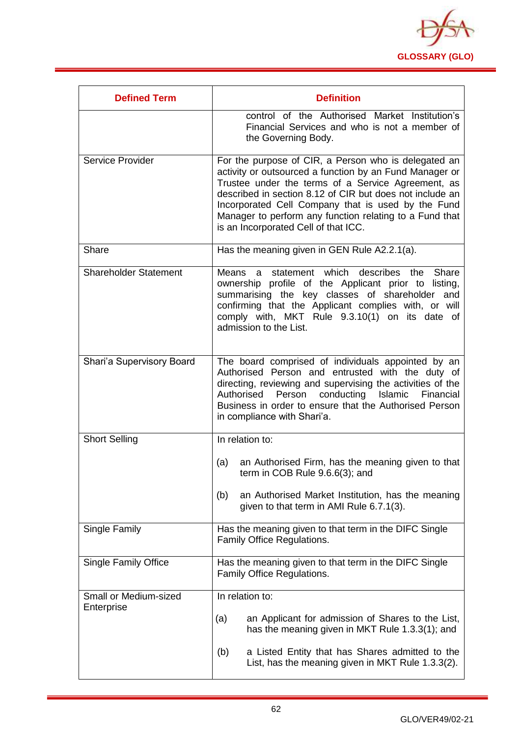| Defined Term | Definition |
|---|---|
| | control of the Authorised Market Institution's Financial Services and who is not a member of the Governing Body. |
| Service Provider | For the purpose of CIR, a Person who is delegated an activity or outsourced a function by an Fund Manager or Trustee under the terms of a Service Agreement, as described in section 8.12 of CIR but does not include an Incorporated Cell Company that is used by the Fund Manager to perform any function relating to a Fund that is an Incorporated Cell of that ICC. |
| Share | Has the meaning given in GEN Rule A2.2.1(a). |
| Shareholder Statement | Means a statement which describes the Share ownership profile of the Applicant prior to listing, summarising the key classes of shareholder and confirming that the Applicant complies with, or will comply with, MKT Rule 9.3.10(1) on its date of admission to the List. |
| Shari'a Supervisory Board | The board comprised of individuals appointed by an Authorised Person and entrusted with the duty of directing, reviewing and supervising the activities of the Authorised Person conducting Islamic Financial Business in order to ensure that the Authorised Person in compliance with Shari'a. |
| Short Selling | In relation to:<br><br>(a) an Authorised Firm, has the meaning given to that term in COB Rule 9.6.6(3); and<br><br>(b) an Authorised Market Institution, has the meaning given to that term in AMI Rule 6.7.1(3). |
| Single Family | Has the meaning given to that term in the DIFC Single Family Office Regulations. |
| Single Family Office | Has the meaning given to that term in the DIFC Single Family Office Regulations. |
| Small or Medium-sized Enterprise | In relation to:<br><br>(a) an Applicant for admission of Shares to the List, has the meaning given in MKT Rule 1.3.3(1); and<br><br>(b) a Listed Entity that has Shares admitted to the List, has the meaning given in MKT Rule 1.3.3(2). |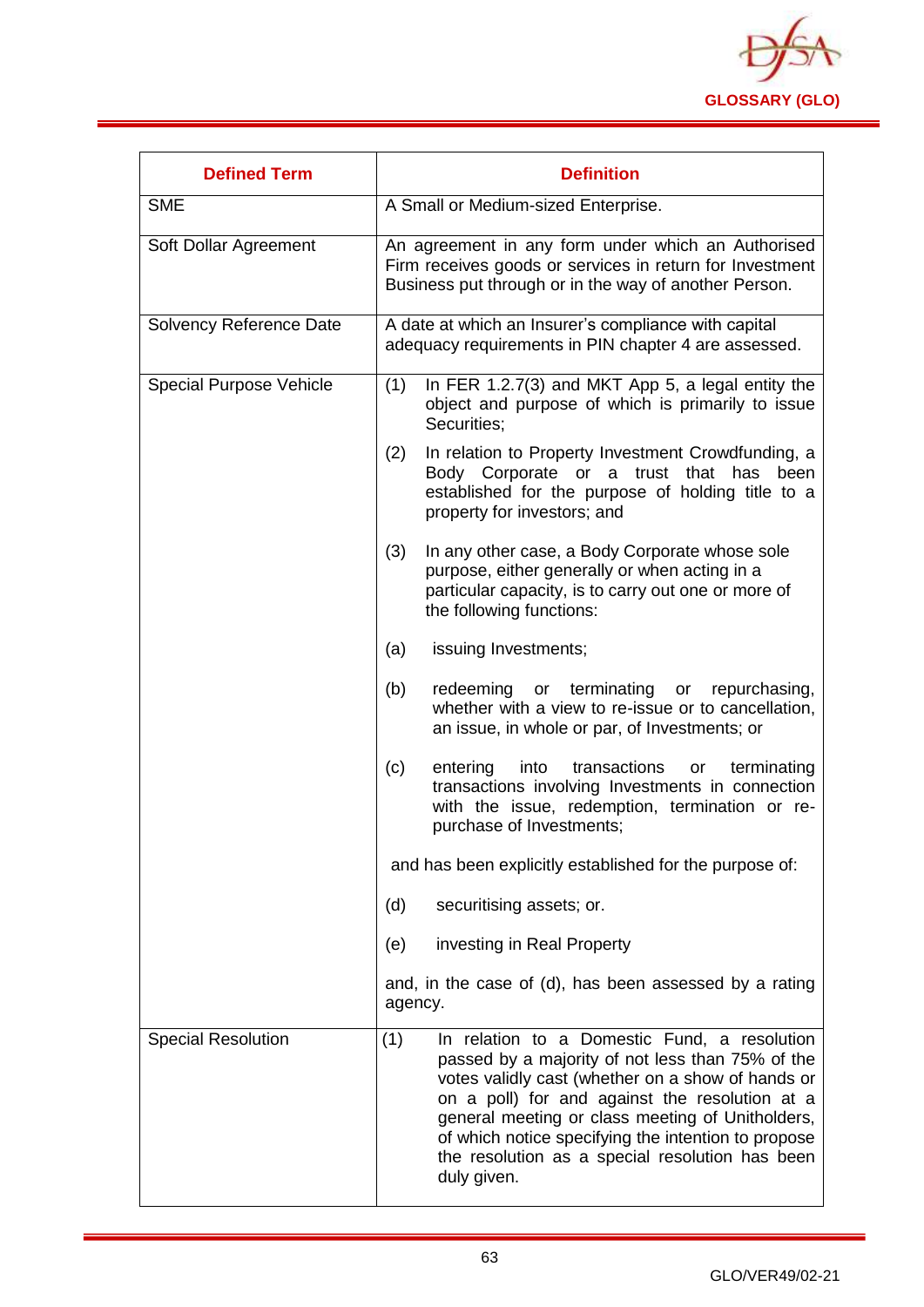| Defined Term | Definition |
|---|---|
| SME | A Small or Medium-sized Enterprise. |
| Soft Dollar Agreement | An agreement in any form under which an Authorised Firm receives goods or services in return for Investment Business put through or in the way of another Person. |
| Solvency Reference Date | A date at which an Insurer's compliance with capital adequacy requirements in PIN chapter 4 are assessed. |
| Special Purpose Vehicle | (1) In FER 1.2.7(3) and MKT App 5, a legal entity the object and purpose of which is primarily to issue Securities;<br><br>(2) In relation to Property Investment Crowdfunding, a Body Corporate or a trust that has been established for the purpose of holding title to a property for investors; and<br><br>(3) In any other case, a Body Corporate whose sole purpose, either generally or when acting in a particular capacity, is to carry out one or more of the following functions:<br><br>(a) issuing Investments;<br><br>(b) redeeming or terminating or repurchasing, whether with a view to re-issue or to cancellation, an issue, in whole or par, of Investments; or<br><br>(c) entering into transactions or terminating transactions involving Investments in connection with the issue, redemption, termination or re-purchase of Investments;<br><br>and has been explicitly established for the purpose of:<br><br>(d) securitising assets; or.<br><br>(e) investing in Real Property<br><br>and, in the case of (d), has been assessed by a rating agency. |
| Special Resolution | (1) In relation to a Domestic Fund, a resolution passed by a majority of not less than 75% of the votes validly cast (whether on a show of hands or on a poll) for and against the resolution at a general meeting or class meeting of Unitholders, of which notice specifying the intention to propose the resolution as a special resolution has been duly given. |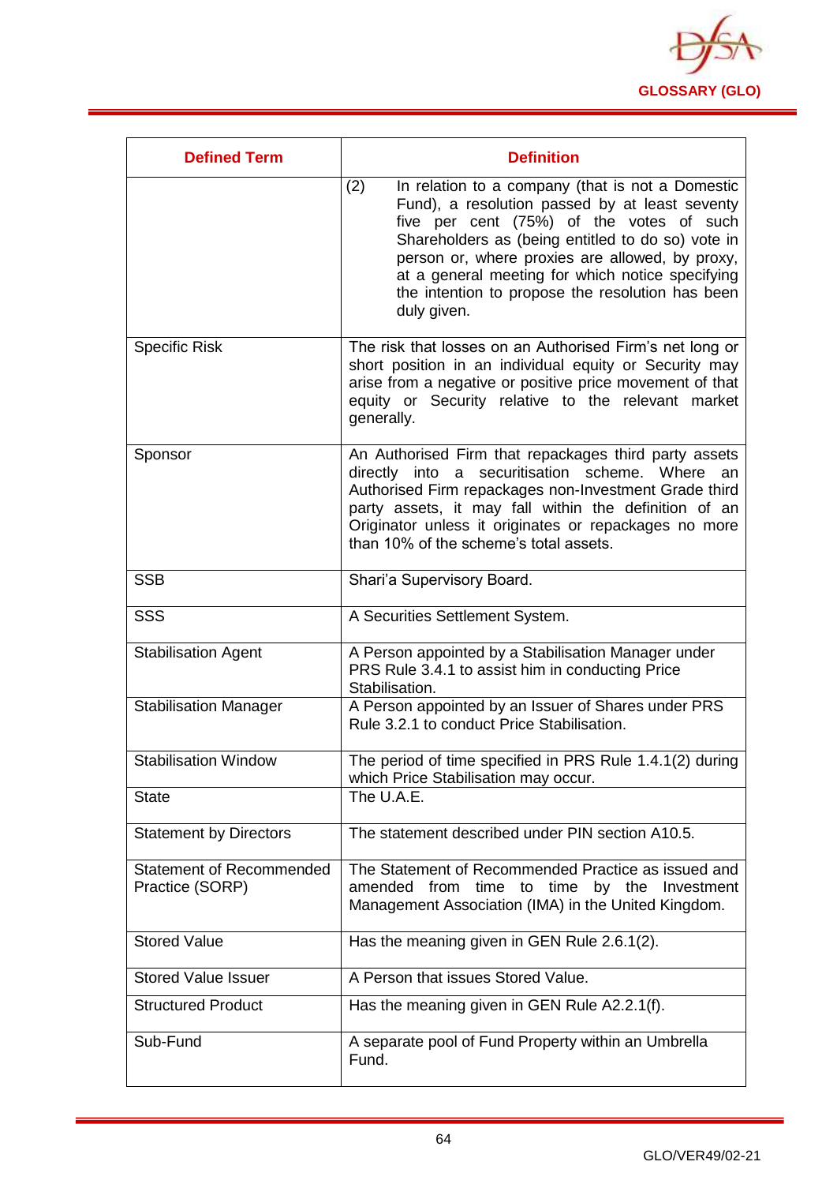| Defined Term | Definition |
|---|---|
| | (2) In relation to a company (that is not a Domestic Fund), a resolution passed by at least seventy five per cent (75%) of the votes of such Shareholders as (being entitled to do so) vote in person or, where proxies are allowed, by proxy, at a general meeting for which notice specifying the intention to propose the resolution has been duly given. |
| Specific Risk | The risk that losses on an Authorised Firm's net long or short position in an individual equity or Security may arise from a negative or positive price movement of that equity or Security relative to the relevant market generally. |
| Sponsor | An Authorised Firm that repackages third party assets directly into a securitisation scheme. Where an Authorised Firm repackages non-Investment Grade third party assets, it may fall within the definition of an Originator unless it originates or repackages no more than 10% of the scheme's total assets. |
| SSB | Shari'a Supervisory Board. |
| SSS | A Securities Settlement System. |
| Stabilisation Agent | A Person appointed by a Stabilisation Manager under PRS Rule 3.4.1 to assist him in conducting Price Stabilisation. |
| Stabilisation Manager | A Person appointed by an Issuer of Shares under PRS Rule 3.2.1 to conduct Price Stabilisation. |
| Stabilisation Window | The period of time specified in PRS Rule 1.4.1(2) during which Price Stabilisation may occur. |
| State | The U.A.E. |
| Statement by Directors | The statement described under PIN section A10.5. |
| Statement of Recommended Practice (SORP) | The Statement of Recommended Practice as issued and amended from time to time by the Investment Management Association (IMA) in the United Kingdom. |
| Stored Value | Has the meaning given in GEN Rule 2.6.1(2). |
| Stored Value Issuer | A Person that issues Stored Value. |
| Structured Product | Has the meaning given in GEN Rule A2.2.1(f). |
| Sub-Fund | A separate pool of Fund Property within an Umbrella Fund. |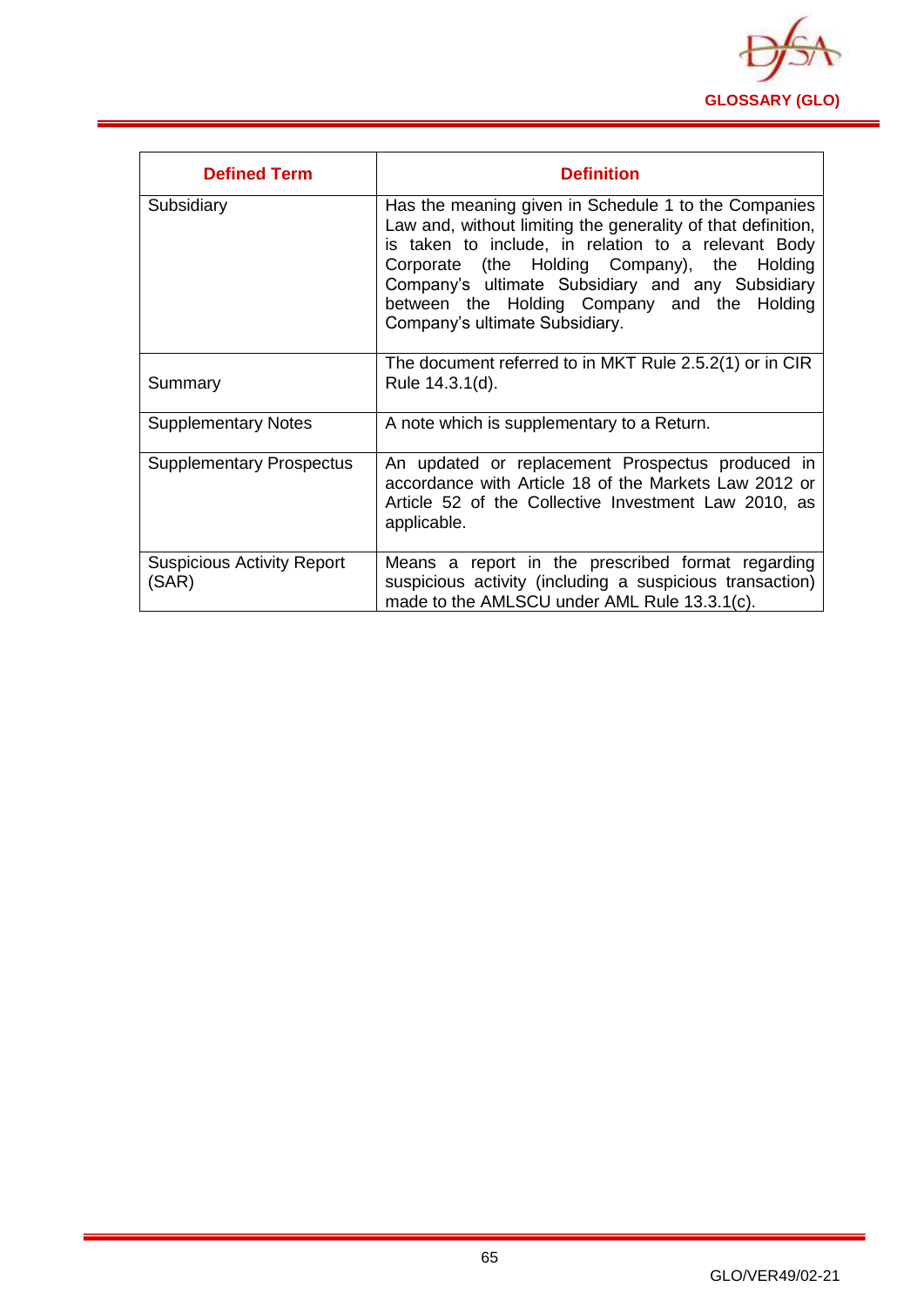| Defined Term | Definition |
|---|---|
| Subsidiary | Has the meaning given in Schedule 1 to the Companies Law and, without limiting the generality of that definition, is taken to include, in relation to a relevant Body Corporate (the Holding Company), the Holding Company's ultimate Subsidiary and any Subsidiary between the Holding Company and the Holding Company's ultimate Subsidiary. |
| Summary | The document referred to in MKT Rule 2.5.2(1) or in CIR Rule 14.3.1(d). |
| Supplementary Notes | A note which is supplementary to a Return. |
| Supplementary Prospectus | An updated or replacement Prospectus produced in accordance with Article 18 of the Markets Law 2012 or Article 52 of the Collective Investment Law 2010, as applicable. |
| Suspicious Activity Report (SAR) | Means a report in the prescribed format regarding suspicious activity (including a suspicious transaction) made to the AMLSCU under AML Rule 13.3.1(c). |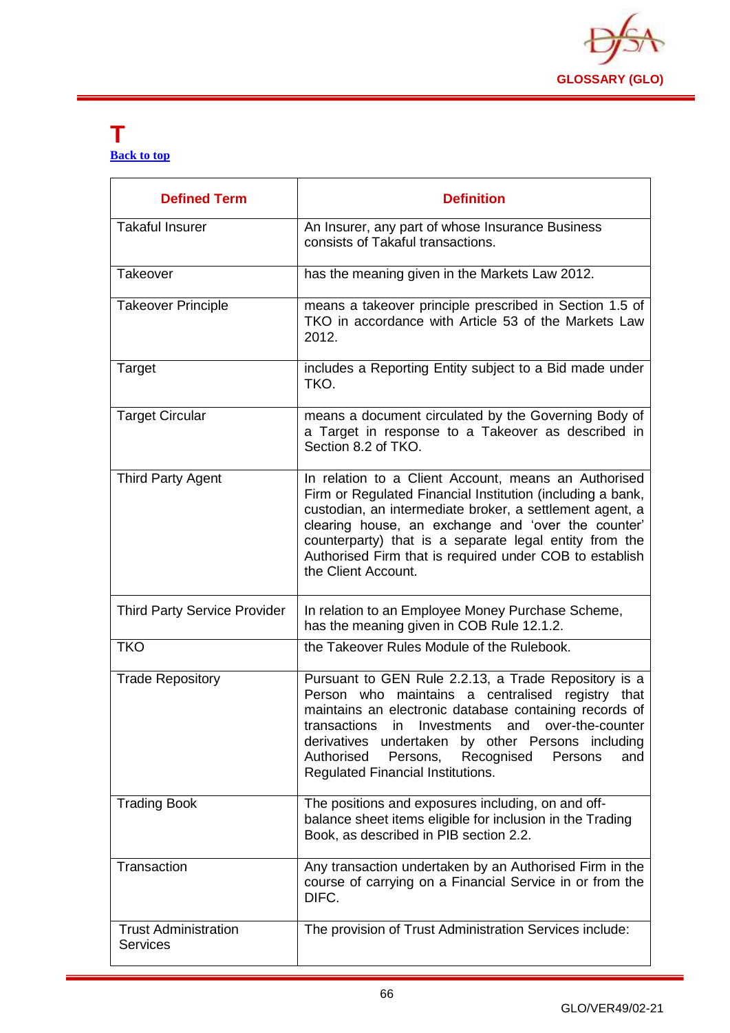# T

[Back to top](#)

| Defined Term | Definition |
|---|---|
| Takaful Insurer | An Insurer, any part of whose Insurance Business consists of Takaful transactions. |
| Takeover | has the meaning given in the Markets Law 2012. |
| Takeover Principle | means a takeover principle prescribed in Section 1.5 of TKO in accordance with Article 53 of the Markets Law 2012. |
| Target | includes a Reporting Entity subject to a Bid made under TKO. |
| Target Circular | means a document circulated by the Governing Body of a Target in response to a Takeover as described in Section 8.2 of TKO. |
| Third Party Agent | In relation to a Client Account, means an Authorised Firm or Regulated Financial Institution (including a bank, custodian, an intermediate broker, a settlement agent, a clearing house, an exchange and 'over the counter' counterparty) that is a separate legal entity from the Authorised Firm that is required under COB to establish the Client Account. |
| Third Party Service Provider | In relation to an Employee Money Purchase Scheme, has the meaning given in COB Rule 12.1.2. |
| TKO | the Takeover Rules Module of the Rulebook. |
| Trade Repository | Pursuant to GEN Rule 2.2.13, a Trade Repository is a Person who maintains a centralised registry that maintains an electronic database containing records of transactions in Investments and over-the-counter derivatives undertaken by other Persons including Authorised Persons, Recognised Persons and Regulated Financial Institutions. |
| Trading Book | The positions and exposures including, on and off-balance sheet items eligible for inclusion in the Trading Book, as described in PIB section 2.2. |
| Transaction | Any transaction undertaken by an Authorised Firm in the course of carrying on a Financial Service in or from the DIFC. |
| Trust Administration Services | The provision of Trust Administration Services include: |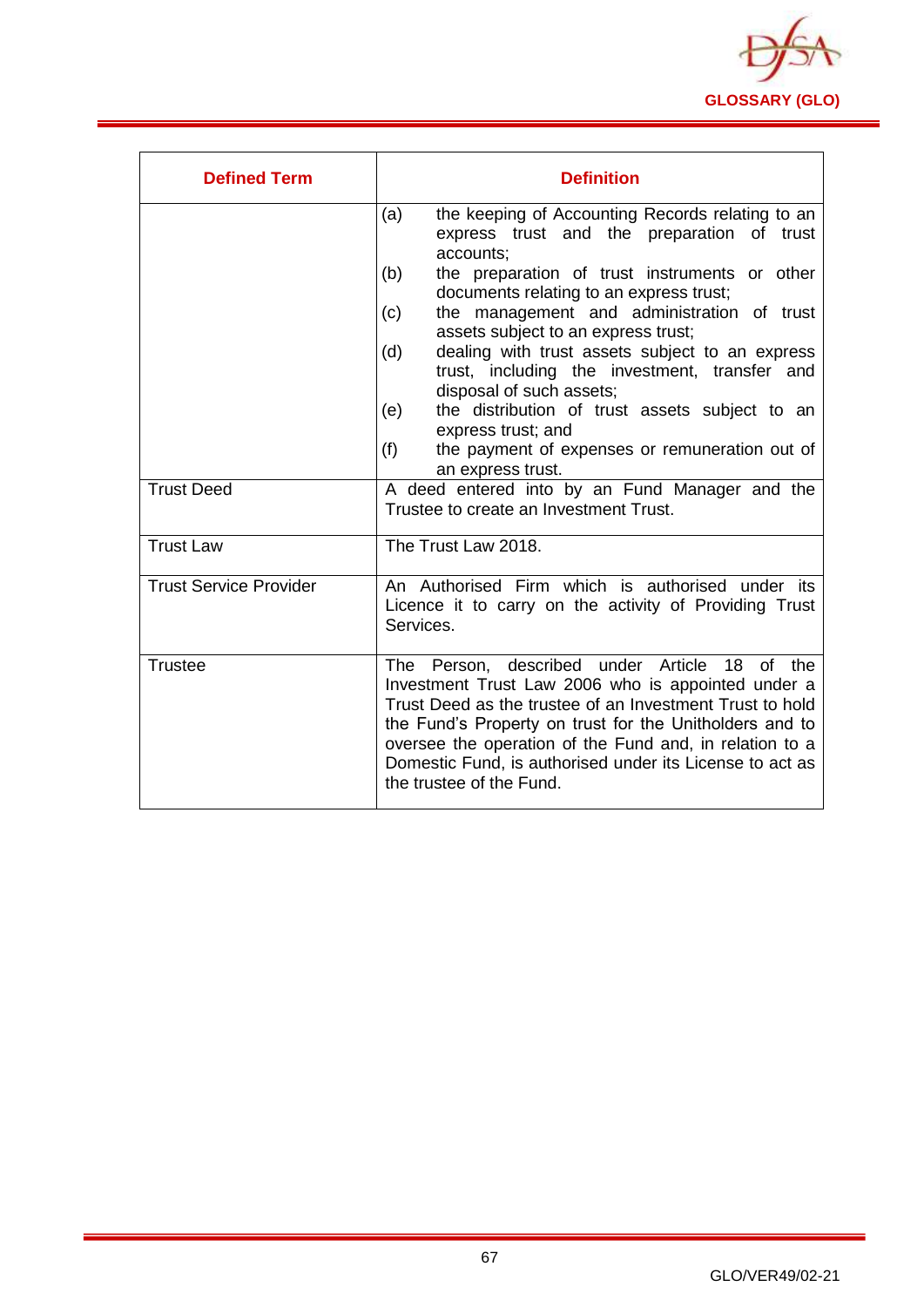| Defined Term | Definition |
|---|---|
| | (a) the keeping of Accounting Records relating to an express trust and the preparation of trust accounts;<br>(b) the preparation of trust instruments or other documents relating to an express trust;<br>(c) the management and administration of trust assets subject to an express trust;<br>(d) dealing with trust assets subject to an express trust, including the investment, transfer and disposal of such assets;<br>(e) the distribution of trust assets subject to an express trust; and<br>(f) the payment of expenses or remuneration out of an express trust. |
| Trust Deed | A deed entered into by an Fund Manager and the Trustee to create an Investment Trust. |
| Trust Law | The Trust Law 2018. |
| Trust Service Provider | An Authorised Firm which is authorised under its Licence it to carry on the activity of Providing Trust Services. |
| Trustee | The Person, described under Article 18 of the Investment Trust Law 2006 who is appointed under a Trust Deed as the trustee of an Investment Trust to hold the Fund's Property on trust for the Unitholders and to oversee the operation of the Fund and, in relation to a Domestic Fund, is authorised under its License to act as the trustee of the Fund. |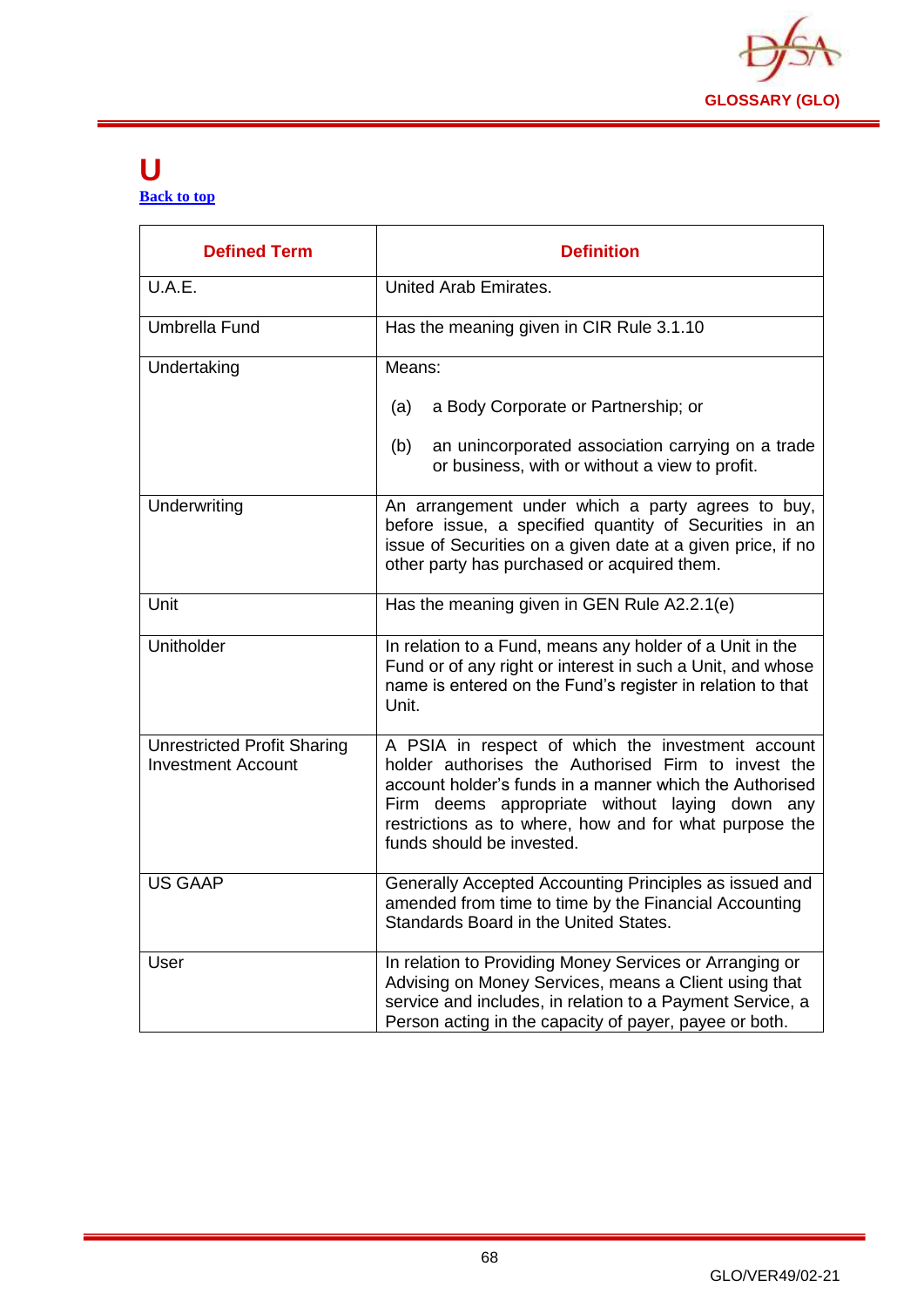# U

[Back to top]

| Defined Term | Definition |
|---|---|
| U.A.E. | United Arab Emirates. |
| Umbrella Fund | Has the meaning given in CIR Rule 3.1.10 |
| Undertaking | Means:<br><br>(a) a Body Corporate or Partnership; or<br><br>(b) an unincorporated association carrying on a trade or business, with or without a view to profit. |
| Underwriting | An arrangement under which a party agrees to buy, before issue, a specified quantity of Securities in an issue of Securities on a given date at a given price, if no other party has purchased or acquired them. |
| Unit | Has the meaning given in GEN Rule A2.2.1(e) |
| Unitholder | In relation to a Fund, means any holder of a Unit in the Fund or of any right or interest in such a Unit, and whose name is entered on the Fund's register in relation to that Unit. |
| Unrestricted Profit Sharing Investment Account | A PSIA in respect of which the investment account holder authorises the Authorised Firm to invest the account holder's funds in a manner which the Authorised Firm deems appropriate without laying down any restrictions as to where, how and for what purpose the funds should be invested. |
| US GAAP | Generally Accepted Accounting Principles as issued and amended from time to time by the Financial Accounting Standards Board in the United States. |
| User | In relation to Providing Money Services or Arranging or Advising on Money Services, means a Client using that service and includes, in relation to a Payment Service, a Person acting in the capacity of payer, payee or both. |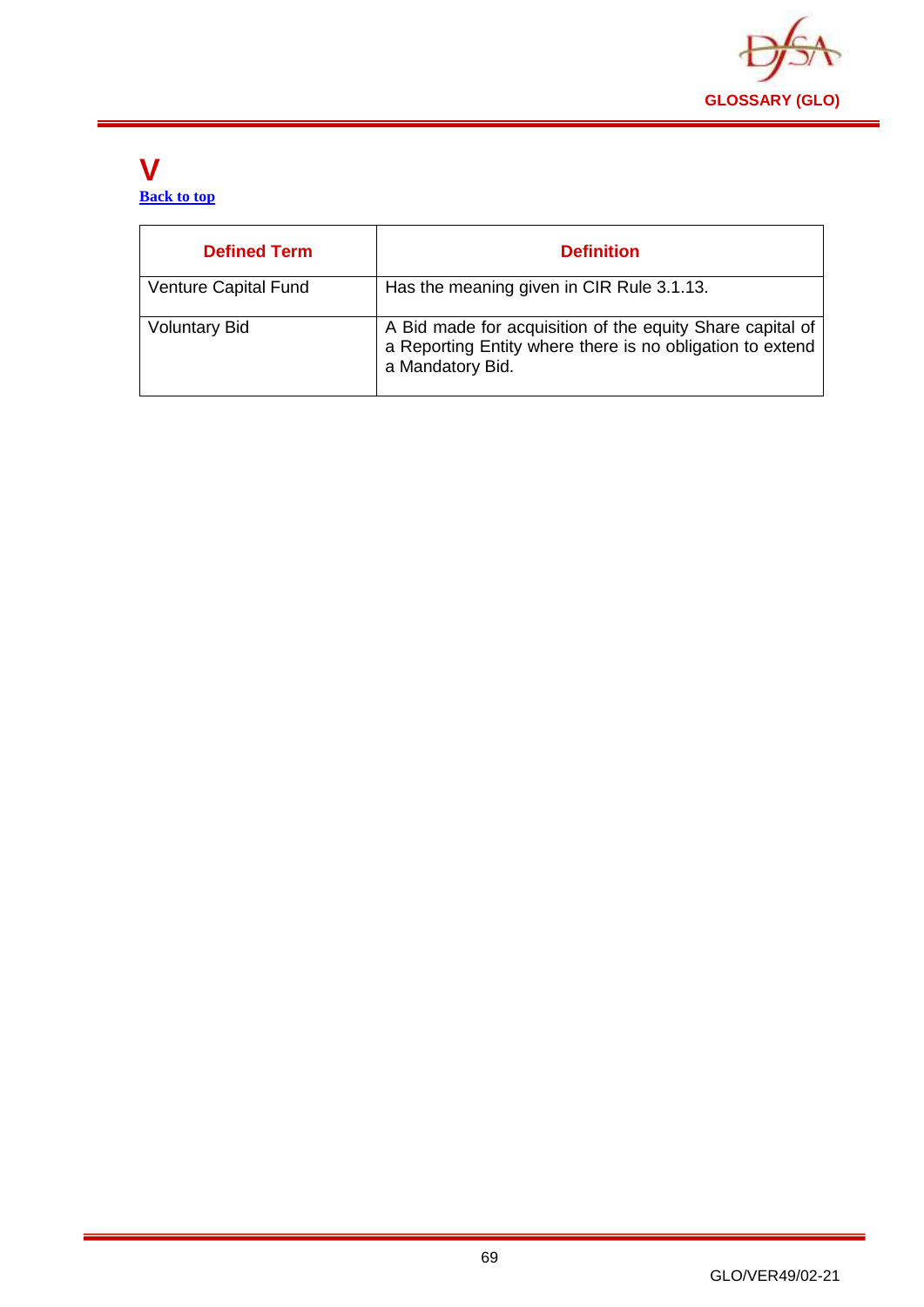# V

[Back to top]

| Defined Term | Definition |
| --- | --- |
| Venture Capital Fund | Has the meaning given in CIR Rule 3.1.13. |
| Voluntary Bid | A Bid made for acquisition of the equity Share capital of a Reporting Entity where there is no obligation to extend a Mandatory Bid. |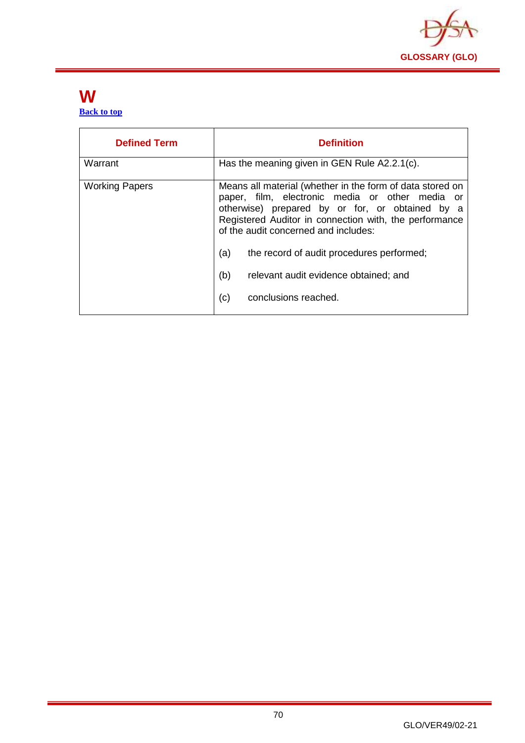# W

[Back to top]

| Defined Term | Definition |
|---|---|
| Warrant | Has the meaning given in GEN Rule A2.2.1(c). |
| Working Papers | Means all material (whether in the form of data stored on paper, film, electronic media or other media or otherwise) prepared by or for, or obtained by a Registered Auditor in connection with, the performance of the audit concerned and includes:<br><br>(a) the record of audit procedures performed;<br><br>(b) relevant audit evidence obtained; and<br><br>(c) conclusions reached. |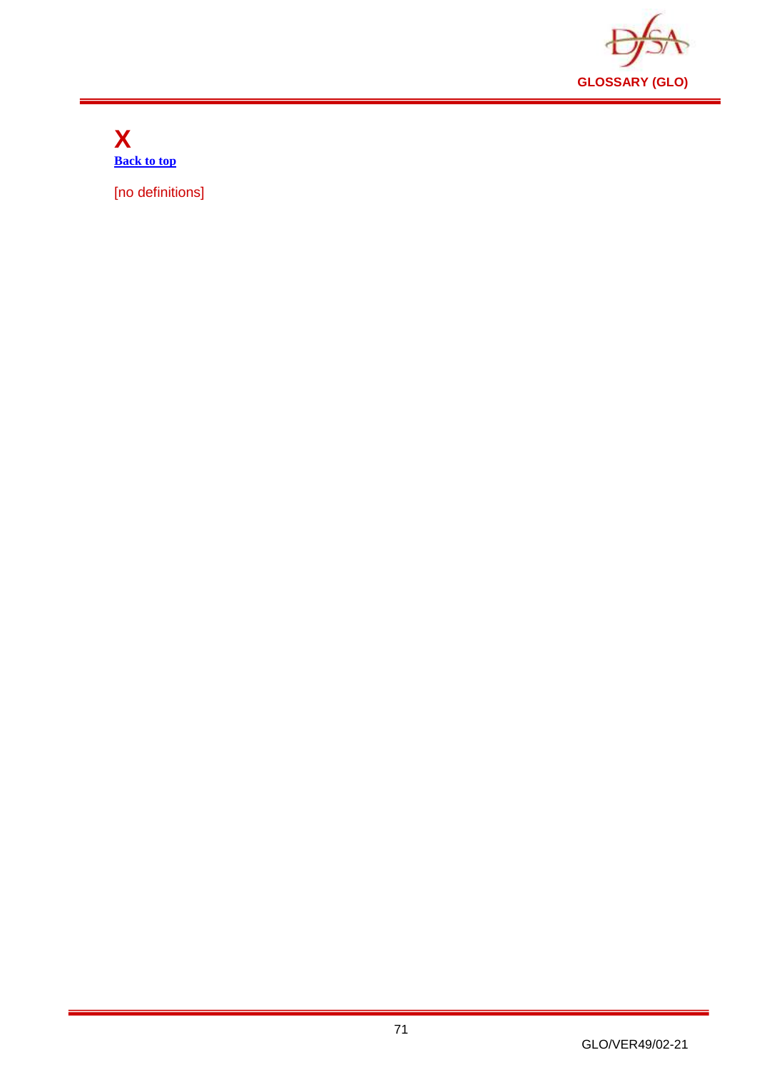# X

**Back to top**

[no definitions]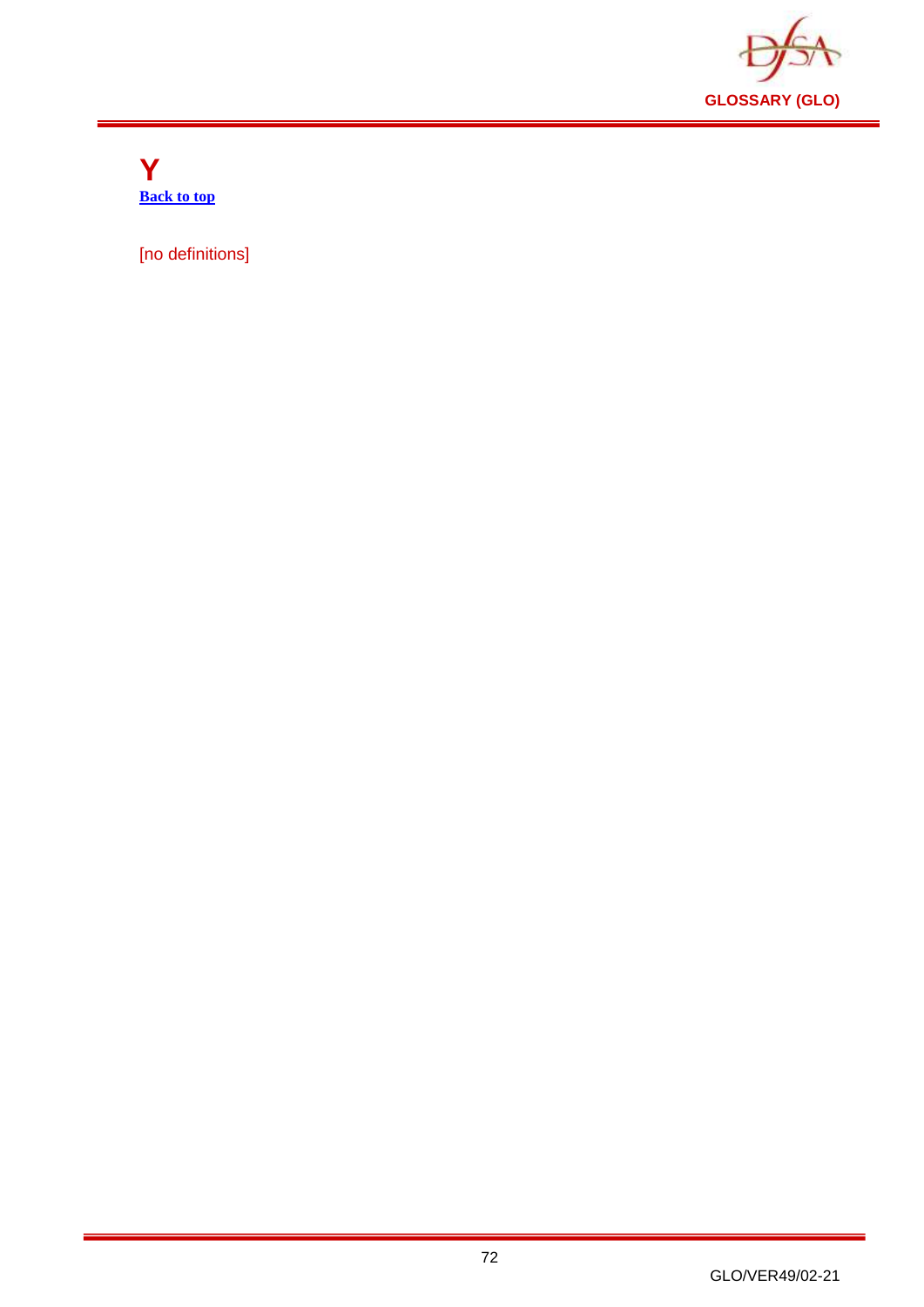# Y

[Back to top]

[no definitions]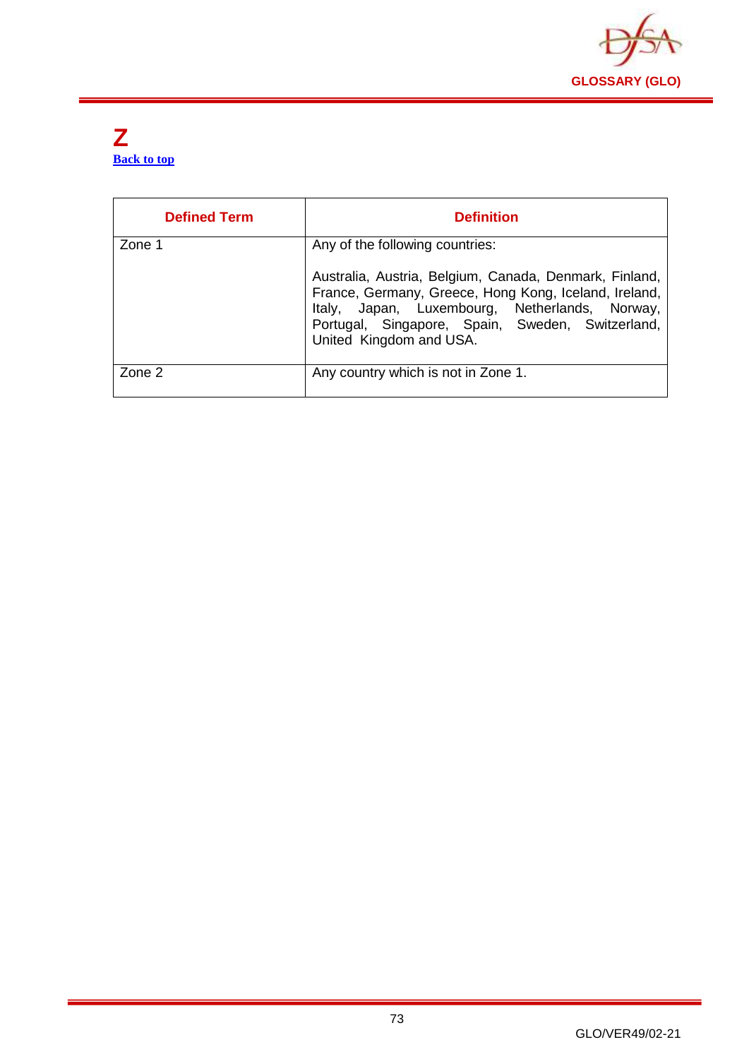## Z

Back to top

| Defined Term | Definition |
|---|---|
| Zone 1 | Any of the following countries:<br><br>Australia, Austria, Belgium, Canada, Denmark, Finland, France, Germany, Greece, Hong Kong, Iceland, Ireland, Italy, Japan, Luxembourg, Netherlands, Norway, Portugal, Singapore, Spain, Sweden, Switzerland, United Kingdom and USA. |
| Zone 2 | Any country which is not in Zone 1. |